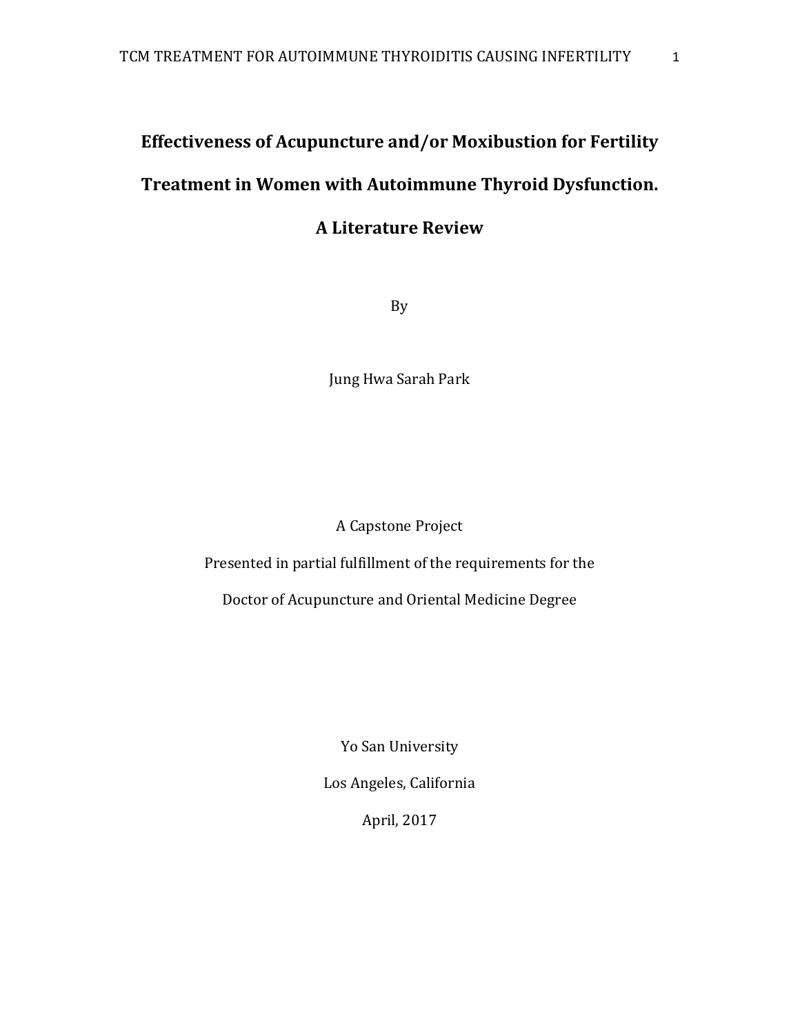# Effectiveness of Acupuncture and/or Moxibustion for Fertility Treatment in Women with Autoimmune Thyroid Dysfunction. A Literature Review

By

Jung Hwa Sarah Park

A Capstone Project

Presented in partial fulfillment of the requirements for the

Doctor of Acupuncture and Oriental Medicine Degree

Yo San University

Los Angeles, California

April, 2017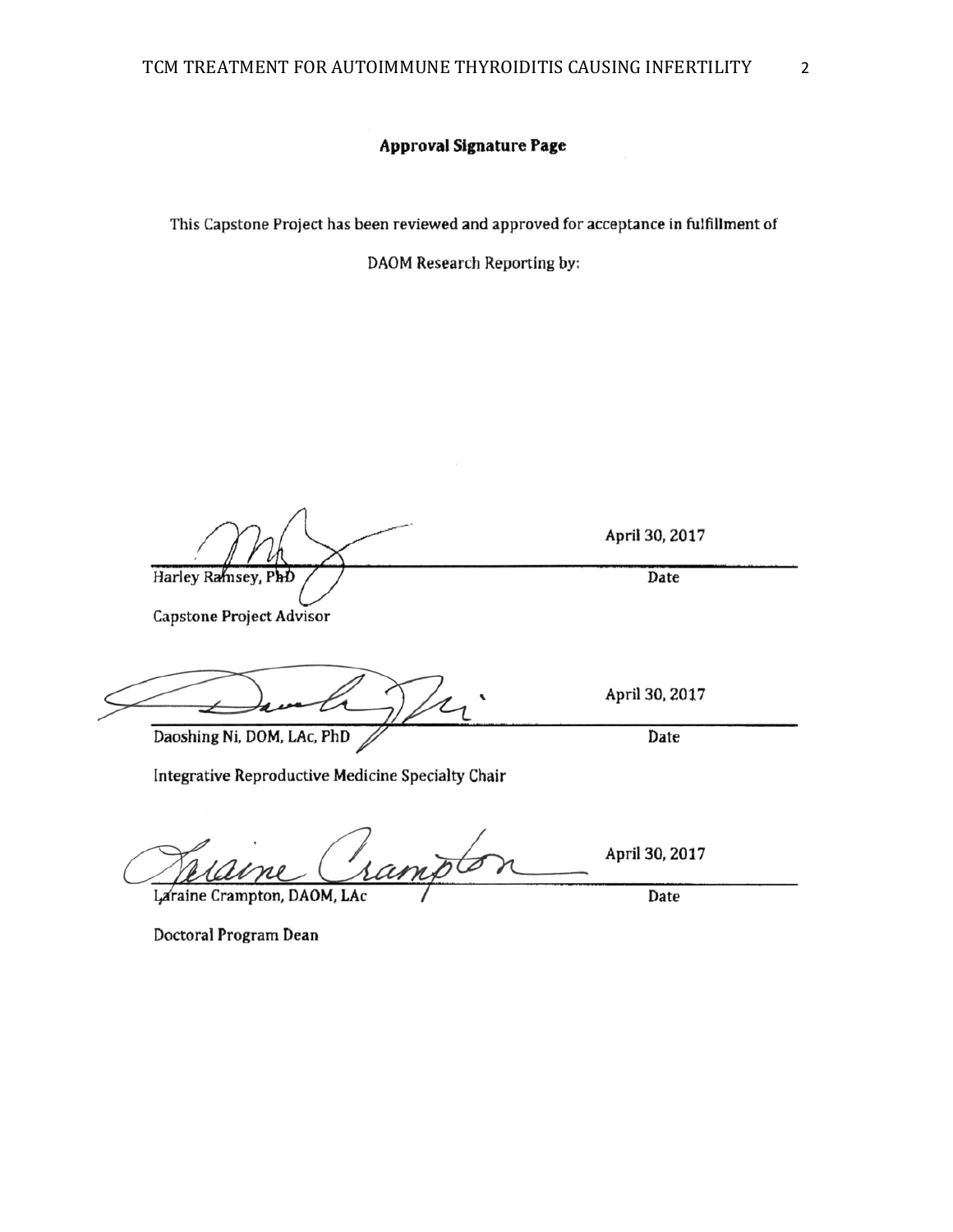**Approval Signature Page**

This Capstone Project has been reviewed and approved for acceptance in fulfillment of

DAOM Research Reporting by:

Harley Ramsey, PhD — April 30, 2017 (Date)

Capstone Project Advisor

Daoshing Ni, DOM, LAc, PhD — April 30, 2017 (Date)

Integrative Reproductive Medicine Specialty Chair

Laraine Crampton, DAOM, LAc — April 30, 2017 (Date)

Doctoral Program Dean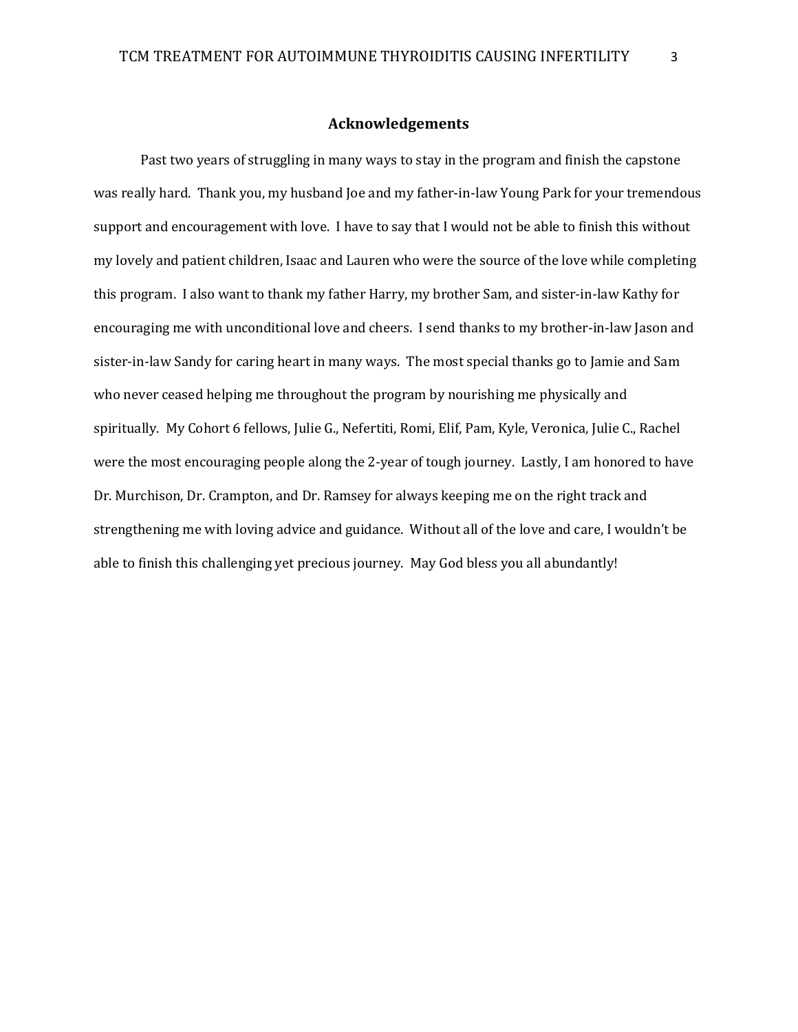## Acknowledgements

Past two years of struggling in many ways to stay in the program and finish the capstone was really hard. Thank you, my husband Joe and my father-in-law Young Park for your tremendous support and encouragement with love. I have to say that I would not be able to finish this without my lovely and patient children, Isaac and Lauren who were the source of the love while completing this program. I also want to thank my father Harry, my brother Sam, and sister-in-law Kathy for encouraging me with unconditional love and cheers. I send thanks to my brother-in-law Jason and sister-in-law Sandy for caring heart in many ways. The most special thanks go to Jamie and Sam who never ceased helping me throughout the program by nourishing me physically and spiritually. My Cohort 6 fellows, Julie G., Nefertiti, Romi, Elif, Pam, Kyle, Veronica, Julie C., Rachel were the most encouraging people along the 2-year of tough journey. Lastly, I am honored to have Dr. Murchison, Dr. Crampton, and Dr. Ramsey for always keeping me on the right track and strengthening me with loving advice and guidance. Without all of the love and care, I wouldn't be able to finish this challenging yet precious journey. May God bless you all abundantly!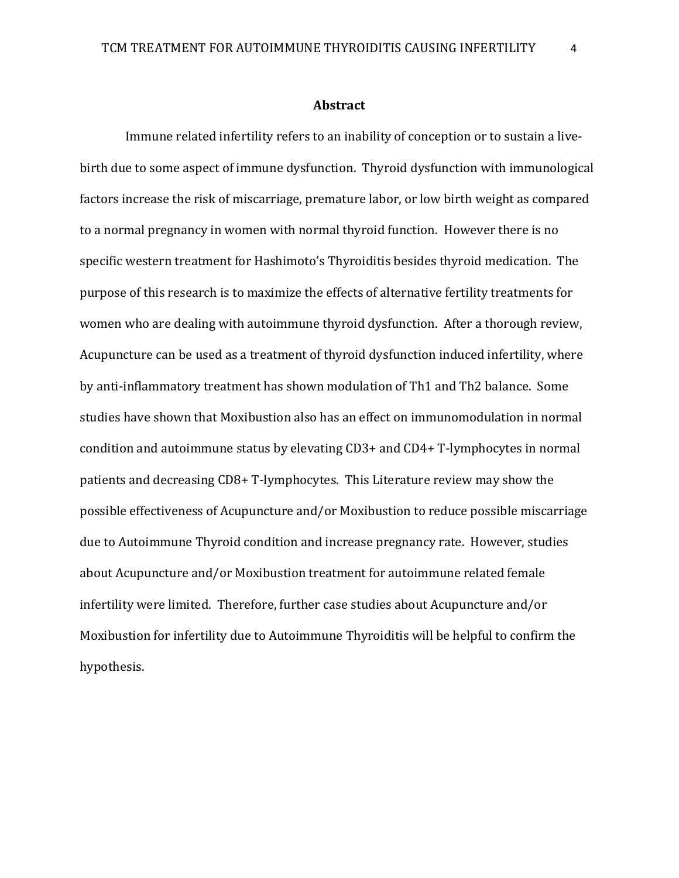# Abstract

Immune related infertility refers to an inability of conception or to sustain a live-birth due to some aspect of immune dysfunction. Thyroid dysfunction with immunological factors increase the risk of miscarriage, premature labor, or low birth weight as compared to a normal pregnancy in women with normal thyroid function. However there is no specific western treatment for Hashimoto's Thyroiditis besides thyroid medication. The purpose of this research is to maximize the effects of alternative fertility treatments for women who are dealing with autoimmune thyroid dysfunction. After a thorough review, Acupuncture can be used as a treatment of thyroid dysfunction induced infertility, where by anti-inflammatory treatment has shown modulation of Th1 and Th2 balance. Some studies have shown that Moxibustion also has an effect on immunomodulation in normal condition and autoimmune status by elevating CD3+ and CD4+ T-lymphocytes in normal patients and decreasing CD8+ T-lymphocytes. This Literature review may show the possible effectiveness of Acupuncture and/or Moxibustion to reduce possible miscarriage due to Autoimmune Thyroid condition and increase pregnancy rate. However, studies about Acupuncture and/or Moxibustion treatment for autoimmune related female infertility were limited. Therefore, further case studies about Acupuncture and/or Moxibustion for infertility due to Autoimmune Thyroiditis will be helpful to confirm the hypothesis.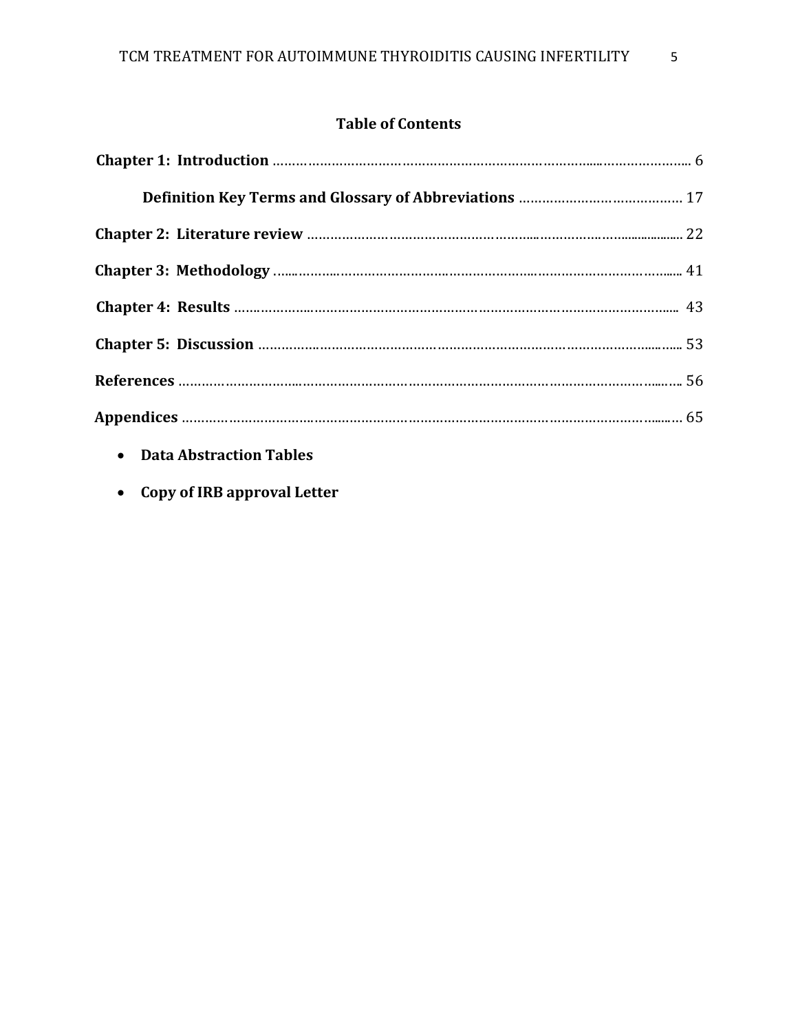## Table of Contents

**Chapter 1: Introduction** ........................................................................................................ 6

**Definition Key Terms and Glossary of Abbreviations** ............................................ 17

**Chapter 2: Literature review** ............................................................................................ 22

**Chapter 3: Methodology** ................................................................................................... 41

**Chapter 4: Results** .............................................................................................................. 43

**Chapter 5: Discussion** ........................................................................................................ 53

**References** ............................................................................................................................ 56

**Appendices** ........................................................................................................................... 65

- **Data Abstraction Tables**
- **Copy of IRB approval Letter**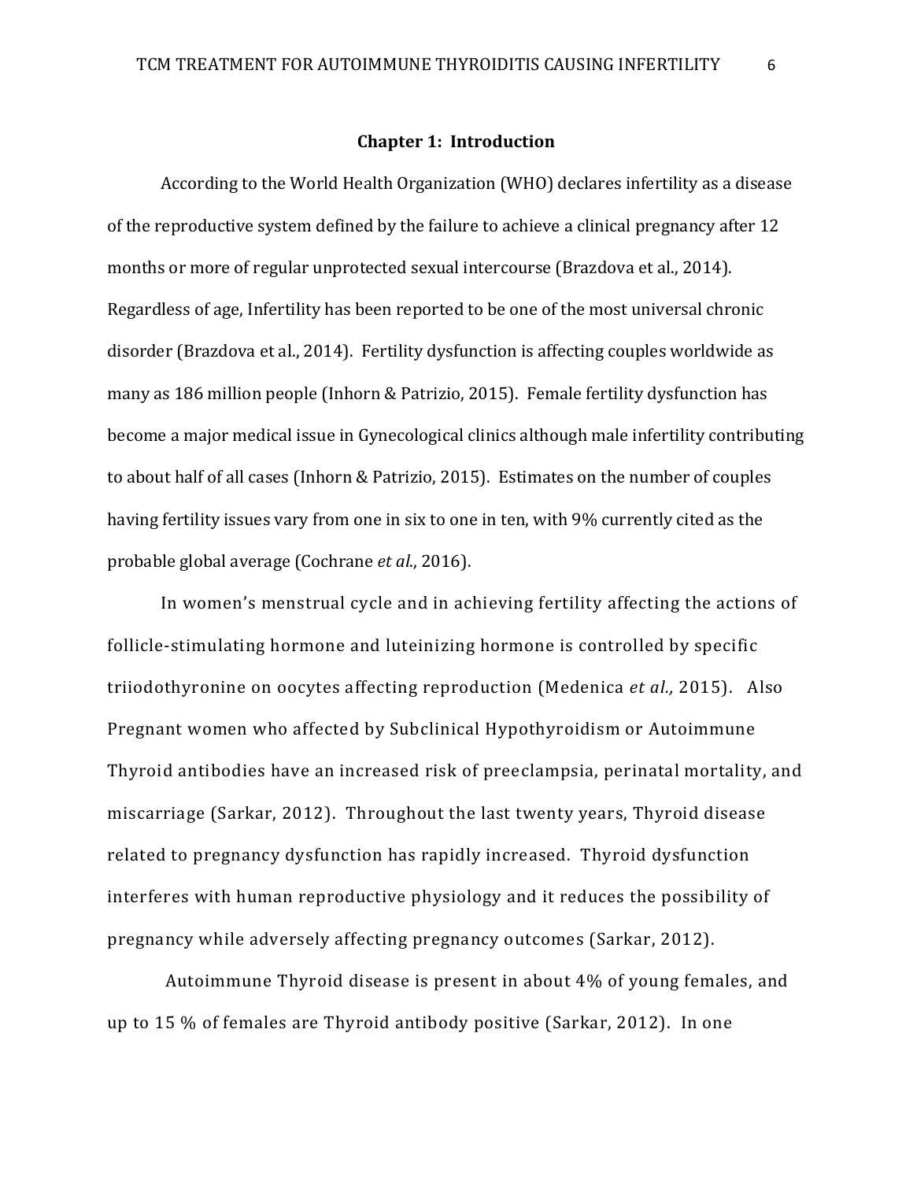## Chapter 1: Introduction

According to the World Health Organization (WHO) declares infertility as a disease of the reproductive system defined by the failure to achieve a clinical pregnancy after 12 months or more of regular unprotected sexual intercourse (Brazdova et al., 2014). Regardless of age, Infertility has been reported to be one of the most universal chronic disorder (Brazdova et al., 2014). Fertility dysfunction is affecting couples worldwide as many as 186 million people (Inhorn & Patrizio, 2015). Female fertility dysfunction has become a major medical issue in Gynecological clinics although male infertility contributing to about half of all cases (Inhorn & Patrizio, 2015). Estimates on the number of couples having fertility issues vary from one in six to one in ten, with 9% currently cited as the probable global average (Cochrane *et al*., 2016).

In women's menstrual cycle and in achieving fertility affecting the actions of follicle-stimulating hormone and luteinizing hormone is controlled by specific triiodothyronine on oocytes affecting reproduction (Medenica *et al.,* 2015). Also Pregnant women who affected by Subclinical Hypothyroidism or Autoimmune Thyroid antibodies have an increased risk of preeclampsia, perinatal mortality, and miscarriage (Sarkar, 2012). Throughout the last twenty years, Thyroid disease related to pregnancy dysfunction has rapidly increased. Thyroid dysfunction interferes with human reproductive physiology and it reduces the possibility of pregnancy while adversely affecting pregnancy outcomes (Sarkar, 2012).

Autoimmune Thyroid disease is present in about 4% of young females, and up to 15 % of females are Thyroid antibody positive (Sarkar, 2012). In one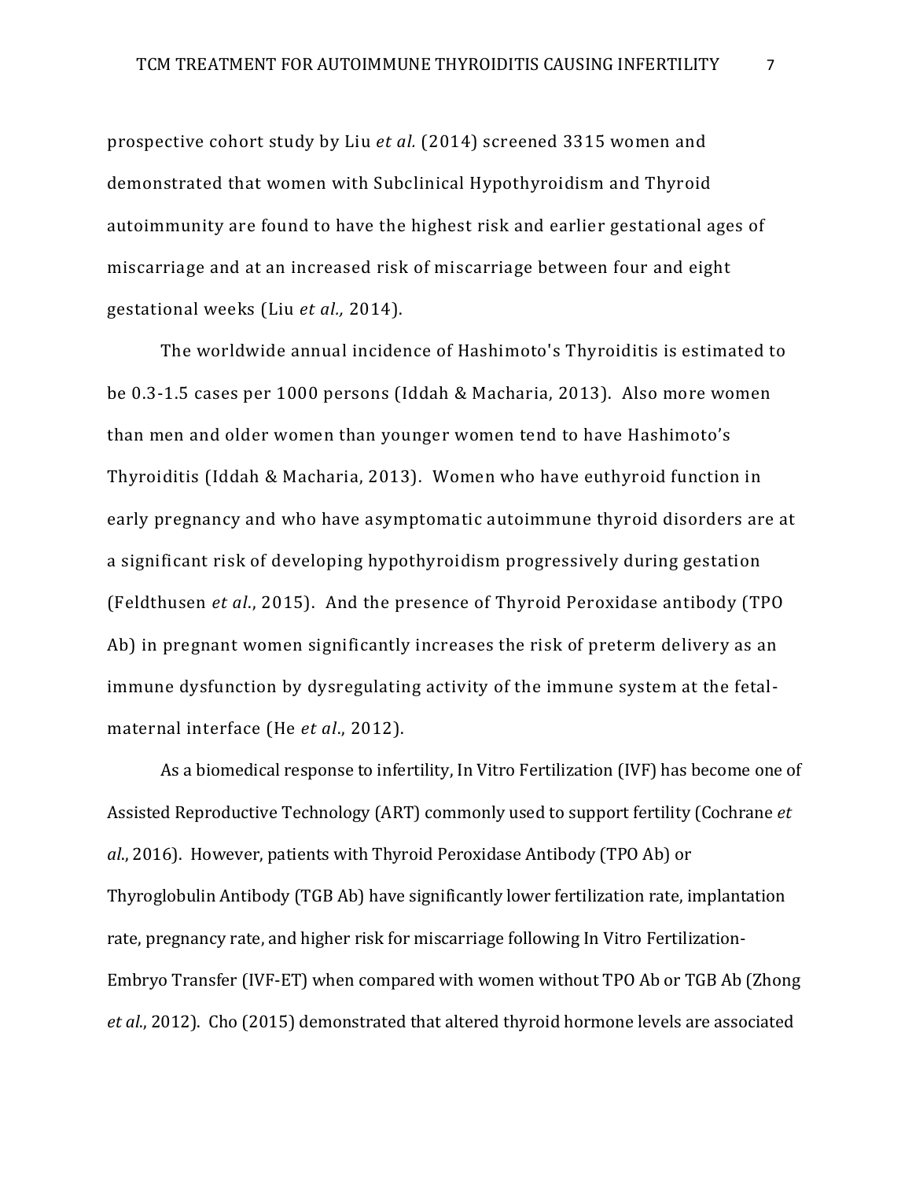prospective cohort study by Liu *et al.* (2014) screened 3315 women and demonstrated that women with Subclinical Hypothyroidism and Thyroid autoimmunity are found to have the highest risk and earlier gestational ages of miscarriage and at an increased risk of miscarriage between four and eight gestational weeks (Liu *et al.,* 2014).

The worldwide annual incidence of Hashimoto's Thyroiditis is estimated to be 0.3-1.5 cases per 1000 persons (Iddah & Macharia, 2013). Also more women than men and older women than younger women tend to have Hashimoto's Thyroiditis (Iddah & Macharia, 2013). Women who have euthyroid function in early pregnancy and who have asymptomatic autoimmune thyroid disorders are at a significant risk of developing hypothyroidism progressively during gestation (Feldthusen *et al.*, 2015). And the presence of Thyroid Peroxidase antibody (TPO Ab) in pregnant women significantly increases the risk of preterm delivery as an immune dysfunction by dysregulating activity of the immune system at the fetal-maternal interface (He *et al*., 2012).

As a biomedical response to infertility, In Vitro Fertilization (IVF) has become one of Assisted Reproductive Technology (ART) commonly used to support fertility (Cochrane *et al*., 2016). However, patients with Thyroid Peroxidase Antibody (TPO Ab) or Thyroglobulin Antibody (TGB Ab) have significantly lower fertilization rate, implantation rate, pregnancy rate, and higher risk for miscarriage following In Vitro Fertilization-Embryo Transfer (IVF-ET) when compared with women without TPO Ab or TGB Ab (Zhong *et al*., 2012). Cho (2015) demonstrated that altered thyroid hormone levels are associated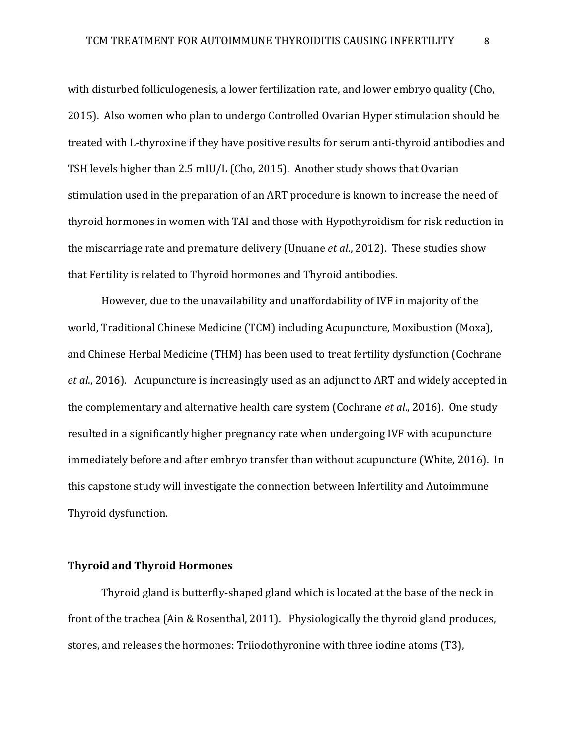with disturbed folliculogenesis, a lower fertilization rate, and lower embryo quality (Cho, 2015). Also women who plan to undergo Controlled Ovarian Hyper stimulation should be treated with L-thyroxine if they have positive results for serum anti-thyroid antibodies and TSH levels higher than 2.5 mIU/L (Cho, 2015). Another study shows that Ovarian stimulation used in the preparation of an ART procedure is known to increase the need of thyroid hormones in women with TAI and those with Hypothyroidism for risk reduction in the miscarriage rate and premature delivery (Unuane *et al*., 2012). These studies show that Fertility is related to Thyroid hormones and Thyroid antibodies.

However, due to the unavailability and unaffordability of IVF in majority of the world, Traditional Chinese Medicine (TCM) including Acupuncture, Moxibustion (Moxa), and Chinese Herbal Medicine (THM) has been used to treat fertility dysfunction (Cochrane *et al*., 2016). Acupuncture is increasingly used as an adjunct to ART and widely accepted in the complementary and alternative health care system (Cochrane *et al*., 2016). One study resulted in a significantly higher pregnancy rate when undergoing IVF with acupuncture immediately before and after embryo transfer than without acupuncture (White, 2016). In this capstone study will investigate the connection between Infertility and Autoimmune Thyroid dysfunction.

**Thyroid and Thyroid Hormones**

Thyroid gland is butterfly-shaped gland which is located at the base of the neck in front of the trachea (Ain & Rosenthal, 2011). Physiologically the thyroid gland produces, stores, and releases the hormones: Triiodothyronine with three iodine atoms (T3),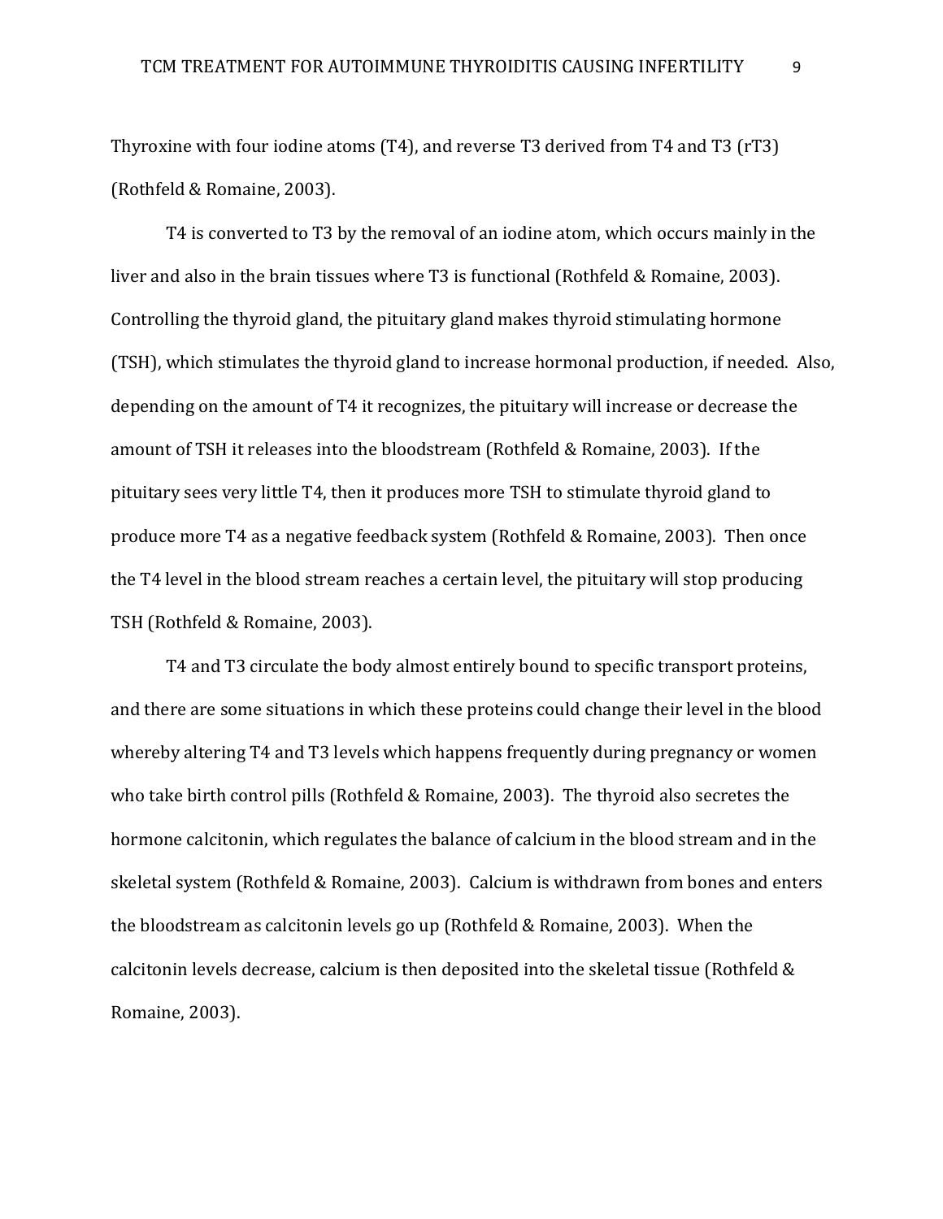Thyroxine with four iodine atoms (T4), and reverse T3 derived from T4 and T3 (rT3) (Rothfeld & Romaine, 2003).

T4 is converted to T3 by the removal of an iodine atom, which occurs mainly in the liver and also in the brain tissues where T3 is functional (Rothfeld & Romaine, 2003). Controlling the thyroid gland, the pituitary gland makes thyroid stimulating hormone (TSH), which stimulates the thyroid gland to increase hormonal production, if needed. Also, depending on the amount of T4 it recognizes, the pituitary will increase or decrease the amount of TSH it releases into the bloodstream (Rothfeld & Romaine, 2003). If the pituitary sees very little T4, then it produces more TSH to stimulate thyroid gland to produce more T4 as a negative feedback system (Rothfeld & Romaine, 2003). Then once the T4 level in the blood stream reaches a certain level, the pituitary will stop producing TSH (Rothfeld & Romaine, 2003).

T4 and T3 circulate the body almost entirely bound to specific transport proteins, and there are some situations in which these proteins could change their level in the blood whereby altering T4 and T3 levels which happens frequently during pregnancy or women who take birth control pills (Rothfeld & Romaine, 2003). The thyroid also secretes the hormone calcitonin, which regulates the balance of calcium in the blood stream and in the skeletal system (Rothfeld & Romaine, 2003). Calcium is withdrawn from bones and enters the bloodstream as calcitonin levels go up (Rothfeld & Romaine, 2003). When the calcitonin levels decrease, calcium is then deposited into the skeletal tissue (Rothfeld & Romaine, 2003).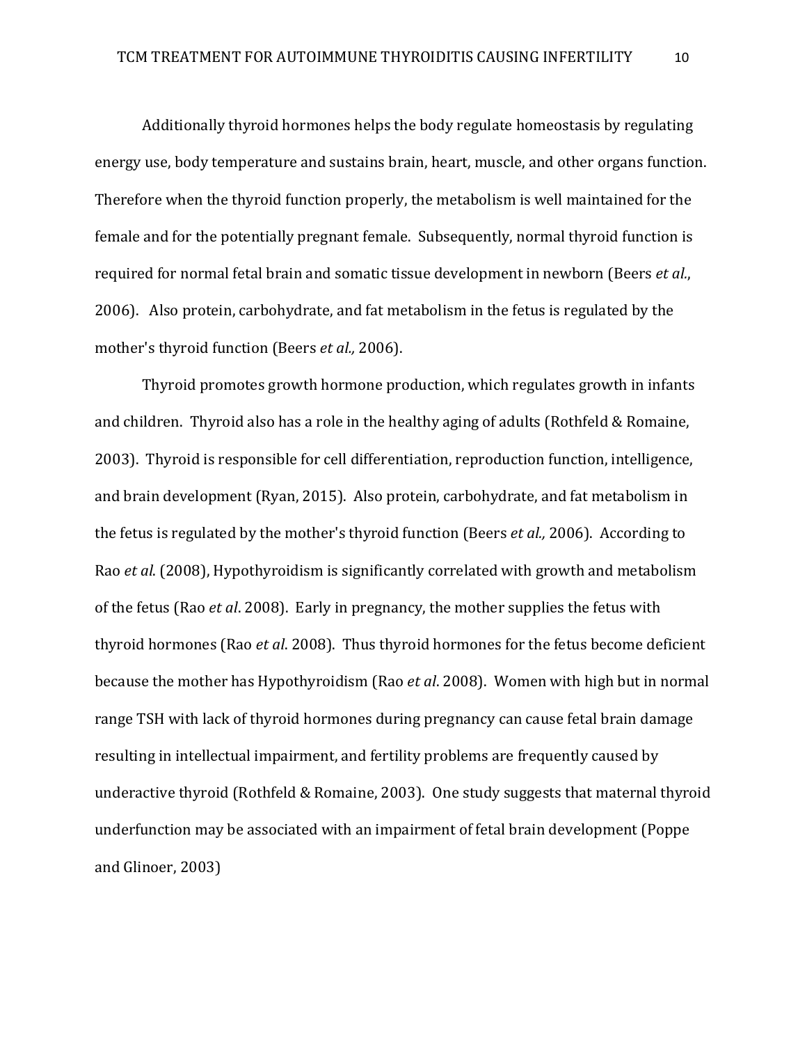Additionally thyroid hormones helps the body regulate homeostasis by regulating energy use, body temperature and sustains brain, heart, muscle, and other organs function. Therefore when the thyroid function properly, the metabolism is well maintained for the female and for the potentially pregnant female. Subsequently, normal thyroid function is required for normal fetal brain and somatic tissue development in newborn (Beers *et al.*, 2006). Also protein, carbohydrate, and fat metabolism in the fetus is regulated by the mother's thyroid function (Beers *et al.,* 2006).

Thyroid promotes growth hormone production, which regulates growth in infants and children. Thyroid also has a role in the healthy aging of adults (Rothfeld & Romaine, 2003). Thyroid is responsible for cell differentiation, reproduction function, intelligence, and brain development (Ryan, 2015). Also protein, carbohydrate, and fat metabolism in the fetus is regulated by the mother's thyroid function (Beers *et al.,* 2006). According to Rao *et al*. (2008), Hypothyroidism is significantly correlated with growth and metabolism of the fetus (Rao *et al*. 2008). Early in pregnancy, the mother supplies the fetus with thyroid hormones (Rao *et al*. 2008). Thus thyroid hormones for the fetus become deficient because the mother has Hypothyroidism (Rao *et al*. 2008). Women with high but in normal range TSH with lack of thyroid hormones during pregnancy can cause fetal brain damage resulting in intellectual impairment, and fertility problems are frequently caused by underactive thyroid (Rothfeld & Romaine, 2003). One study suggests that maternal thyroid underfunction may be associated with an impairment of fetal brain development (Poppe and Glinoer, 2003)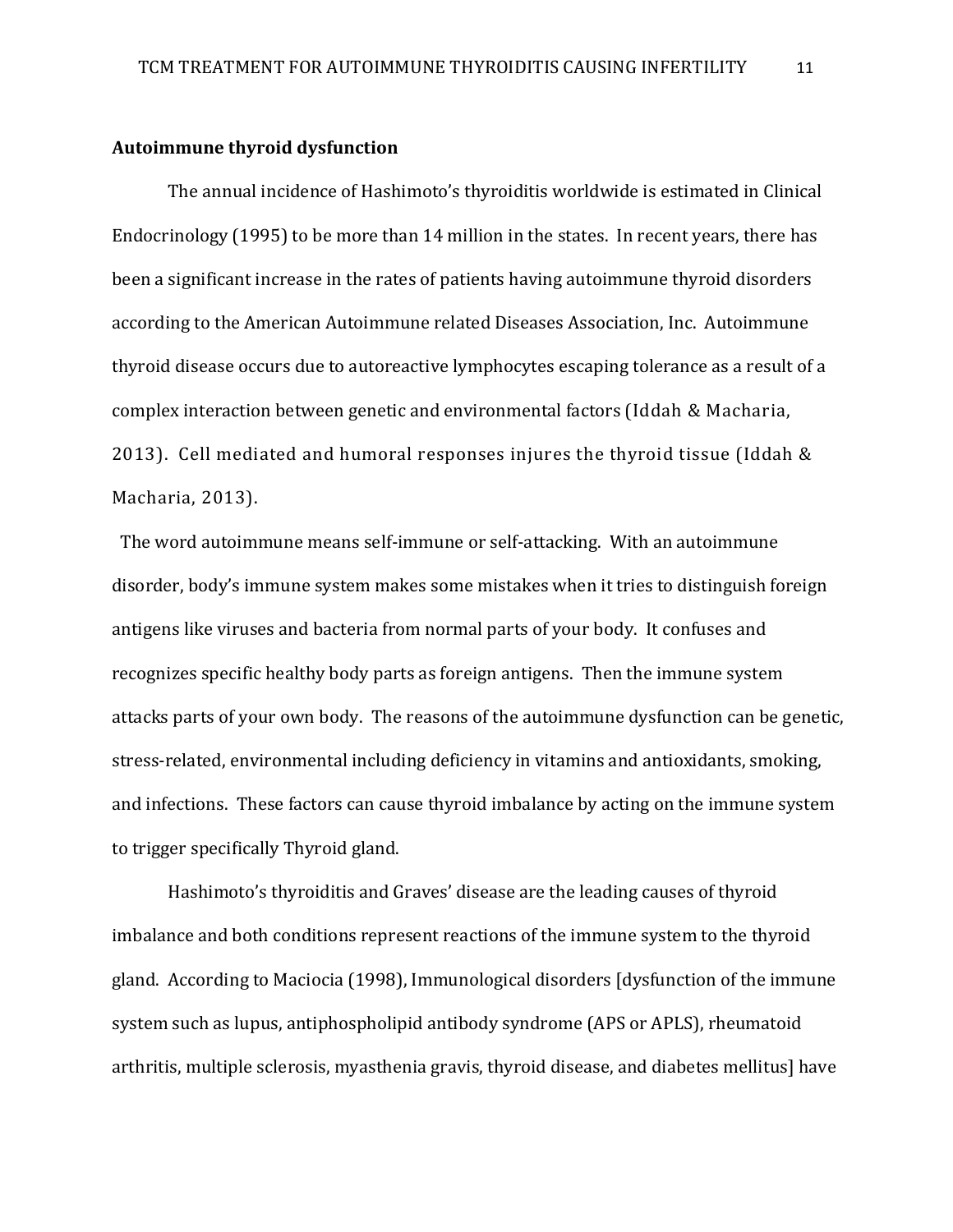**Autoimmune thyroid dysfunction**

The annual incidence of Hashimoto's thyroiditis worldwide is estimated in Clinical Endocrinology (1995) to be more than 14 million in the states. In recent years, there has been a significant increase in the rates of patients having autoimmune thyroid disorders according to the American Autoimmune related Diseases Association, Inc. Autoimmune thyroid disease occurs due to autoreactive lymphocytes escaping tolerance as a result of a complex interaction between genetic and environmental factors (Iddah & Macharia, 2013). Cell mediated and humoral responses injures the thyroid tissue (Iddah & Macharia, 2013).

The word autoimmune means self-immune or self-attacking. With an autoimmune disorder, body's immune system makes some mistakes when it tries to distinguish foreign antigens like viruses and bacteria from normal parts of your body. It confuses and recognizes specific healthy body parts as foreign antigens. Then the immune system attacks parts of your own body. The reasons of the autoimmune dysfunction can be genetic, stress-related, environmental including deficiency in vitamins and antioxidants, smoking, and infections. These factors can cause thyroid imbalance by acting on the immune system to trigger specifically Thyroid gland.

Hashimoto's thyroiditis and Graves' disease are the leading causes of thyroid imbalance and both conditions represent reactions of the immune system to the thyroid gland. According to Maciocia (1998), Immunological disorders [dysfunction of the immune system such as lupus, antiphospholipid antibody syndrome (APS or APLS), rheumatoid arthritis, multiple sclerosis, myasthenia gravis, thyroid disease, and diabetes mellitus] have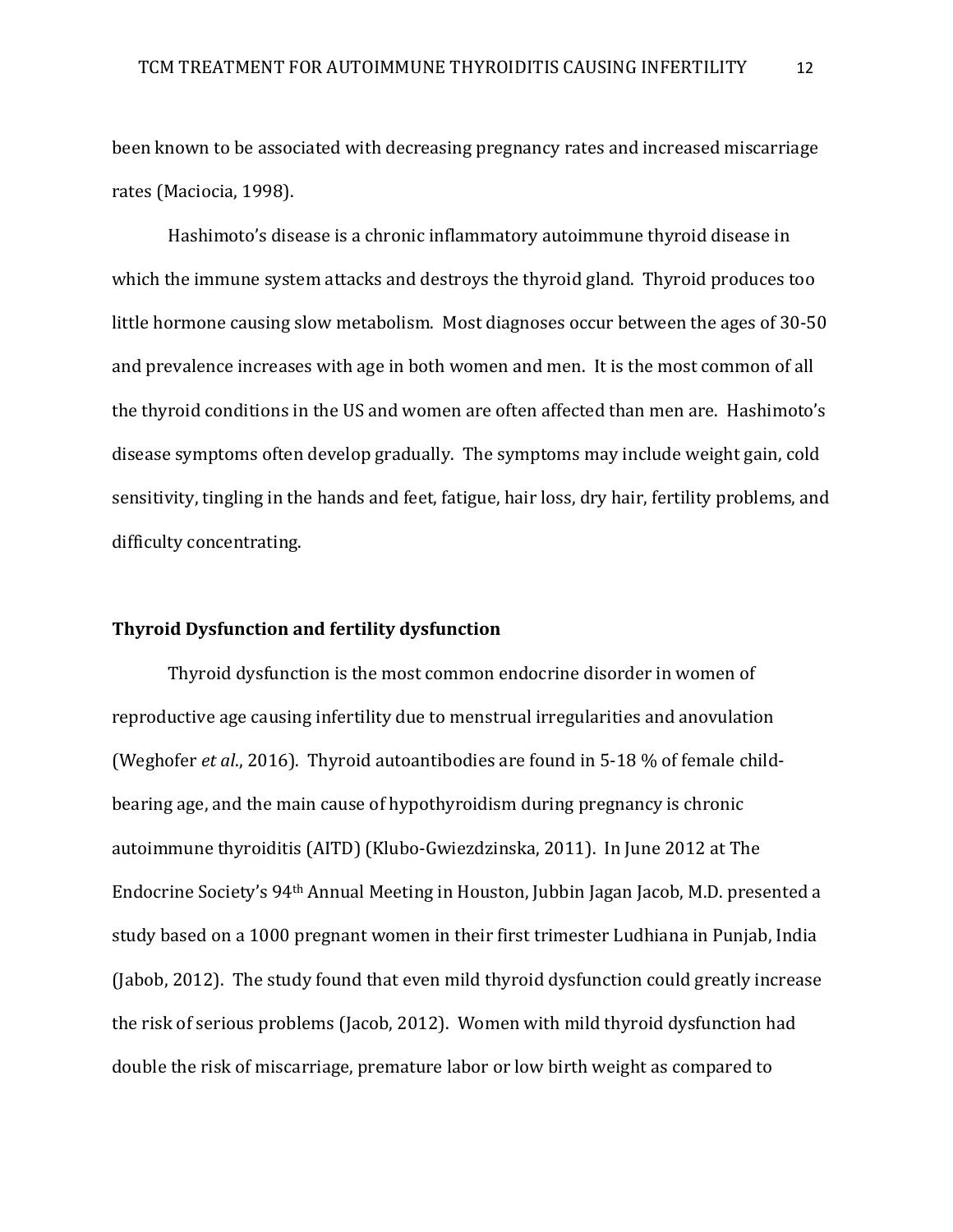been known to be associated with decreasing pregnancy rates and increased miscarriage rates (Maciocia, 1998).

Hashimoto's disease is a chronic inflammatory autoimmune thyroid disease in which the immune system attacks and destroys the thyroid gland. Thyroid produces too little hormone causing slow metabolism. Most diagnoses occur between the ages of 30-50 and prevalence increases with age in both women and men. It is the most common of all the thyroid conditions in the US and women are often affected than men are. Hashimoto's disease symptoms often develop gradually. The symptoms may include weight gain, cold sensitivity, tingling in the hands and feet, fatigue, hair loss, dry hair, fertility problems, and difficulty concentrating.

### Thyroid Dysfunction and fertility dysfunction

Thyroid dysfunction is the most common endocrine disorder in women of reproductive age causing infertility due to menstrual irregularities and anovulation (Weghofer *et al*., 2016). Thyroid autoantibodies are found in 5-18 % of female child-bearing age, and the main cause of hypothyroidism during pregnancy is chronic autoimmune thyroiditis (AITD) (Klubo-Gwiezdzinska, 2011). In June 2012 at The Endocrine Society's 94th Annual Meeting in Houston, Jubbin Jagan Jacob, M.D. presented a study based on a 1000 pregnant women in their first trimester Ludhiana in Punjab, India (Jabob, 2012). The study found that even mild thyroid dysfunction could greatly increase the risk of serious problems (Jacob, 2012). Women with mild thyroid dysfunction had double the risk of miscarriage, premature labor or low birth weight as compared to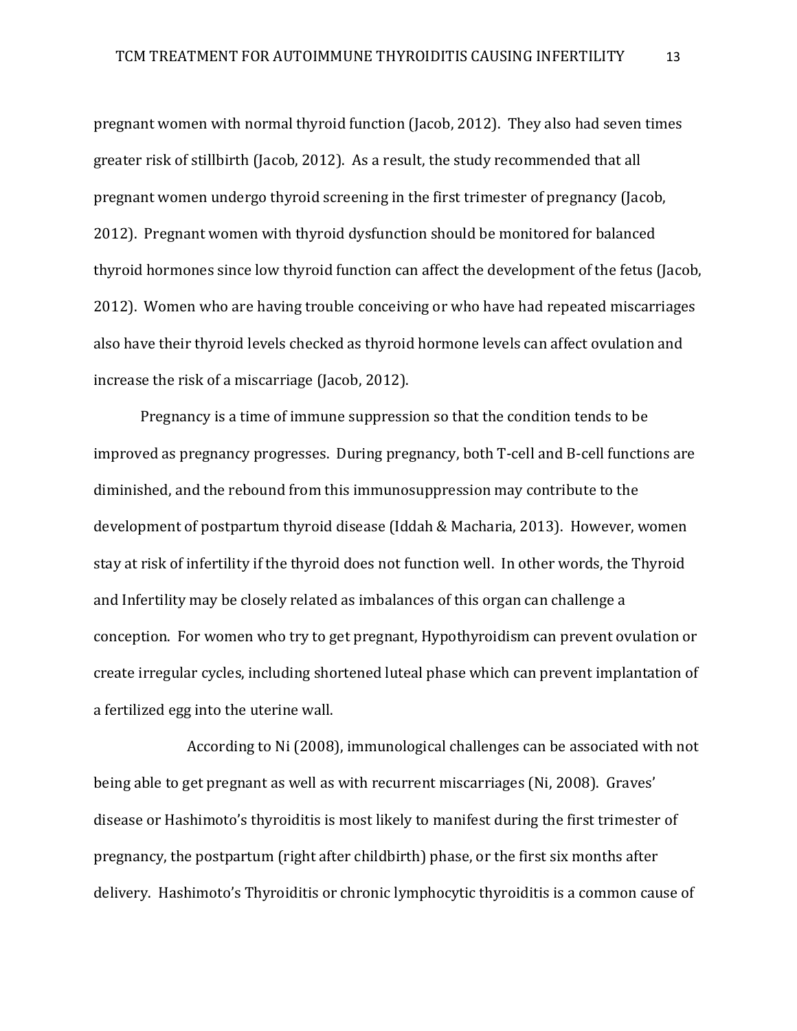pregnant women with normal thyroid function (Jacob, 2012). They also had seven times greater risk of stillbirth (Jacob, 2012). As a result, the study recommended that all pregnant women undergo thyroid screening in the first trimester of pregnancy (Jacob, 2012). Pregnant women with thyroid dysfunction should be monitored for balanced thyroid hormones since low thyroid function can affect the development of the fetus (Jacob, 2012). Women who are having trouble conceiving or who have had repeated miscarriages also have their thyroid levels checked as thyroid hormone levels can affect ovulation and increase the risk of a miscarriage (Jacob, 2012).

Pregnancy is a time of immune suppression so that the condition tends to be improved as pregnancy progresses. During pregnancy, both T-cell and B-cell functions are diminished, and the rebound from this immunosuppression may contribute to the development of postpartum thyroid disease (Iddah & Macharia, 2013). However, women stay at risk of infertility if the thyroid does not function well. In other words, the Thyroid and Infertility may be closely related as imbalances of this organ can challenge a conception. For women who try to get pregnant, Hypothyroidism can prevent ovulation or create irregular cycles, including shortened luteal phase which can prevent implantation of a fertilized egg into the uterine wall.

According to Ni (2008), immunological challenges can be associated with not being able to get pregnant as well as with recurrent miscarriages (Ni, 2008). Graves' disease or Hashimoto's thyroiditis is most likely to manifest during the first trimester of pregnancy, the postpartum (right after childbirth) phase, or the first six months after delivery. Hashimoto's Thyroiditis or chronic lymphocytic thyroiditis is a common cause of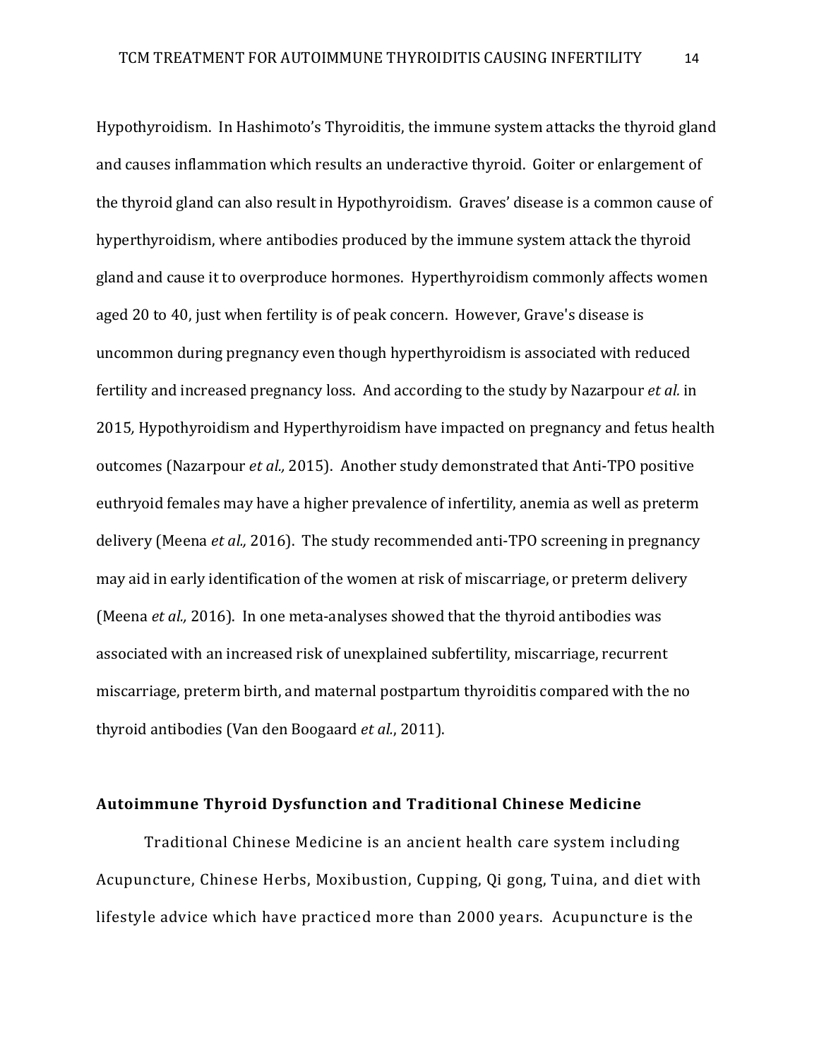Hypothyroidism. In Hashimoto's Thyroiditis, the immune system attacks the thyroid gland and causes inflammation which results an underactive thyroid. Goiter or enlargement of the thyroid gland can also result in Hypothyroidism. Graves' disease is a common cause of hyperthyroidism, where antibodies produced by the immune system attack the thyroid gland and cause it to overproduce hormones. Hyperthyroidism commonly affects women aged 20 to 40, just when fertility is of peak concern. However, Grave's disease is uncommon during pregnancy even though hyperthyroidism is associated with reduced fertility and increased pregnancy loss. And according to the study by Nazarpour *et al.* in 2015, Hypothyroidism and Hyperthyroidism have impacted on pregnancy and fetus health outcomes (Nazarpour *et al.,* 2015). Another study demonstrated that Anti-TPO positive euthryoid females may have a higher prevalence of infertility, anemia as well as preterm delivery (Meena *et al.,* 2016). The study recommended anti-TPO screening in pregnancy may aid in early identification of the women at risk of miscarriage, or preterm delivery (Meena *et al.,* 2016). In one meta-analyses showed that the thyroid antibodies was associated with an increased risk of unexplained subfertility, miscarriage, recurrent miscarriage, preterm birth, and maternal postpartum thyroiditis compared with the no thyroid antibodies (Van den Boogaard *et al.*, 2011).

### Autoimmune Thyroid Dysfunction and Traditional Chinese Medicine

Traditional Chinese Medicine is an ancient health care system including Acupuncture, Chinese Herbs, Moxibustion, Cupping, Qi gong, Tuina, and diet with lifestyle advice which have practiced more than 2000 years. Acupuncture is the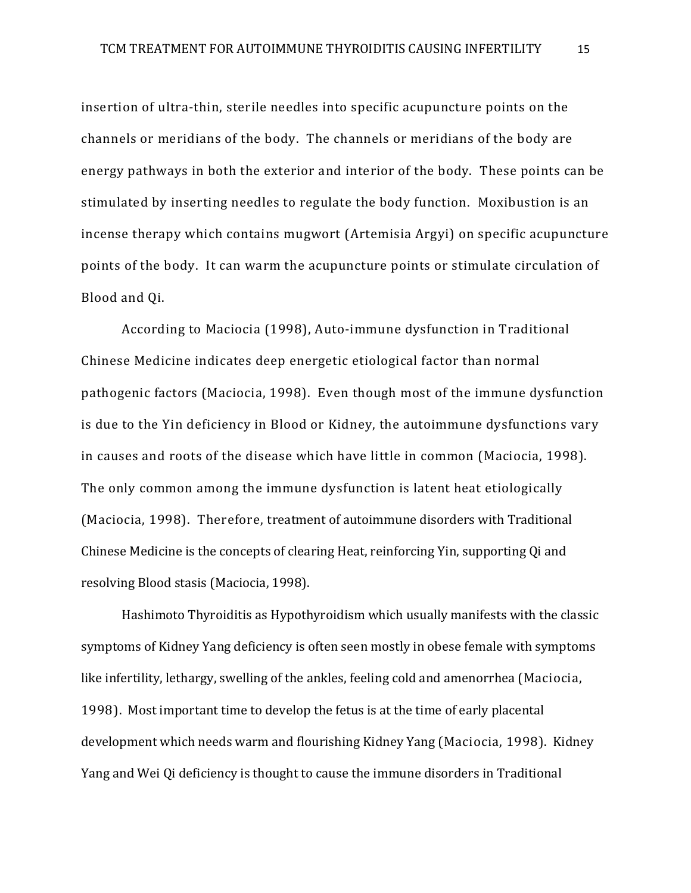insertion of ultra-thin, sterile needles into specific acupuncture points on the channels or meridians of the body. The channels or meridians of the body are energy pathways in both the exterior and interior of the body. These points can be stimulated by inserting needles to regulate the body function. Moxibustion is an incense therapy which contains mugwort (Artemisia Argyi) on specific acupuncture points of the body. It can warm the acupuncture points or stimulate circulation of Blood and Qi.

According to Maciocia (1998), Auto-immune dysfunction in Traditional Chinese Medicine indicates deep energetic etiological factor than normal pathogenic factors (Maciocia, 1998). Even though most of the immune dysfunction is due to the Yin deficiency in Blood or Kidney, the autoimmune dysfunctions vary in causes and roots of the disease which have little in common (Maciocia, 1998). The only common among the immune dysfunction is latent heat etiologically (Maciocia, 1998). Therefore, treatment of autoimmune disorders with Traditional Chinese Medicine is the concepts of clearing Heat, reinforcing Yin, supporting Qi and resolving Blood stasis (Maciocia, 1998).

Hashimoto Thyroiditis as Hypothyroidism which usually manifests with the classic symptoms of Kidney Yang deficiency is often seen mostly in obese female with symptoms like infertility, lethargy, swelling of the ankles, feeling cold and amenorrhea (Maciocia, 1998). Most important time to develop the fetus is at the time of early placental development which needs warm and flourishing Kidney Yang (Maciocia, 1998). Kidney Yang and Wei Qi deficiency is thought to cause the immune disorders in Traditional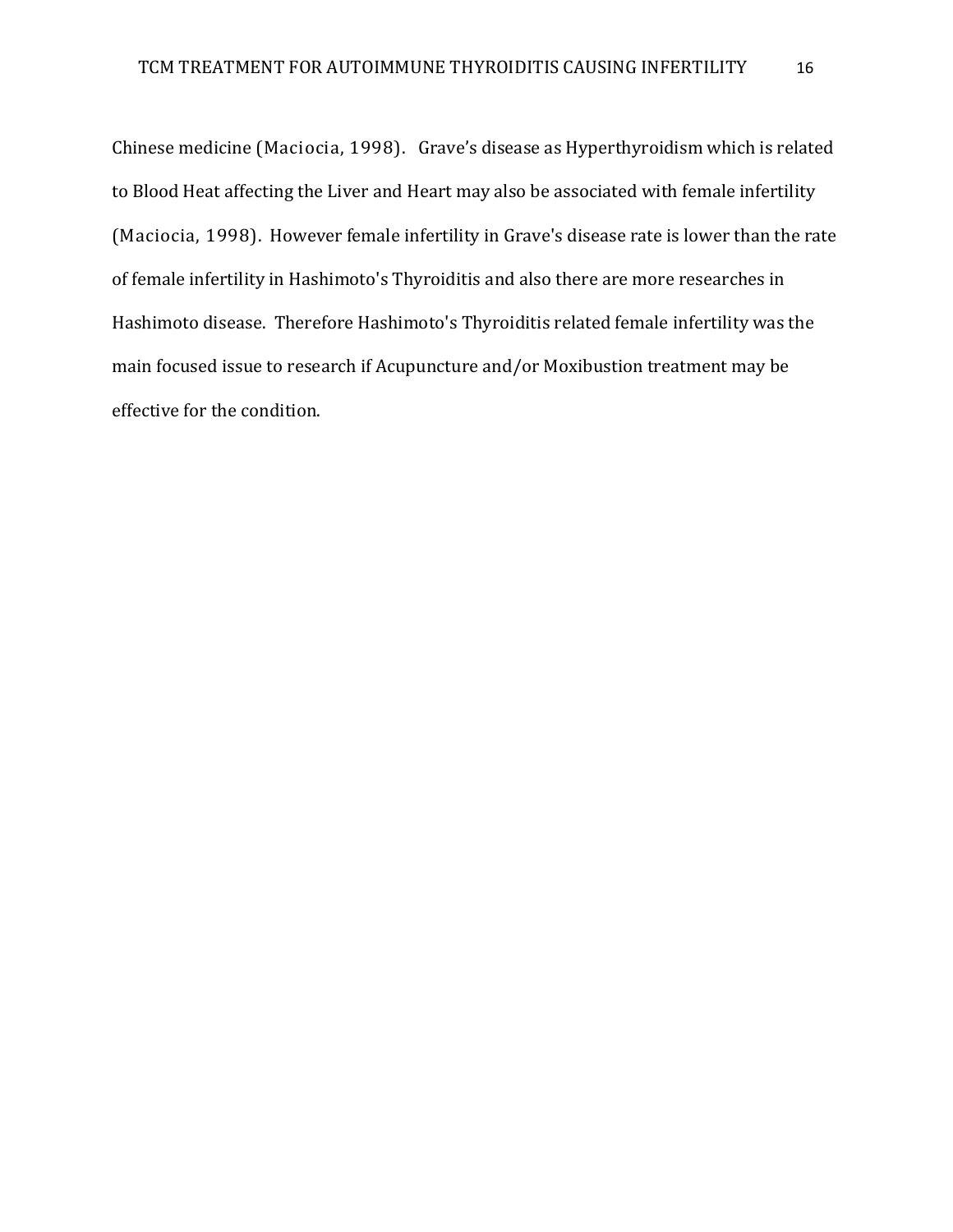Chinese medicine (Maciocia, 1998). Grave's disease as Hyperthyroidism which is related to Blood Heat affecting the Liver and Heart may also be associated with female infertility (Maciocia, 1998). However female infertility in Grave's disease rate is lower than the rate of female infertility in Hashimoto's Thyroiditis and also there are more researches in Hashimoto disease. Therefore Hashimoto's Thyroiditis related female infertility was the main focused issue to research if Acupuncture and/or Moxibustion treatment may be effective for the condition.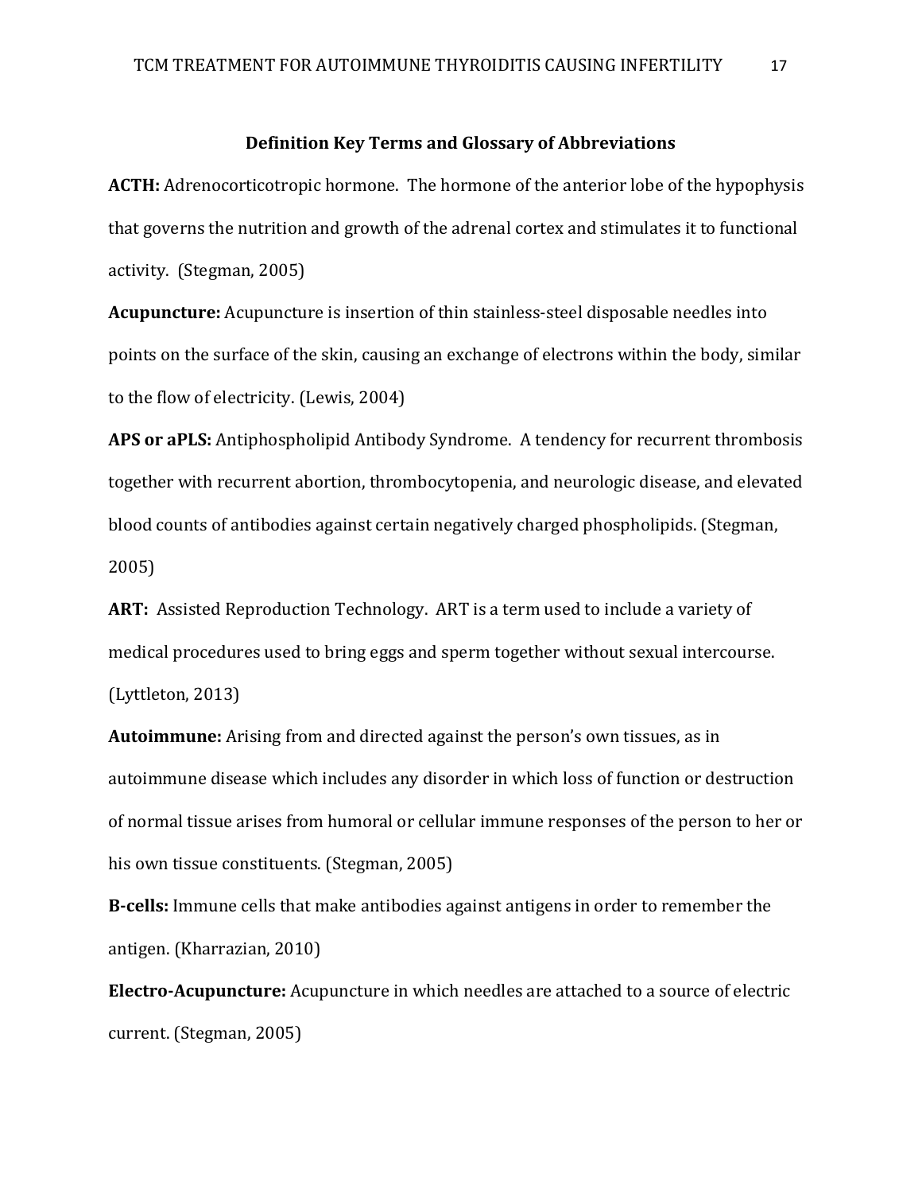## Definition Key Terms and Glossary of Abbreviations

**ACTH:** Adrenocorticotropic hormone. The hormone of the anterior lobe of the hypophysis that governs the nutrition and growth of the adrenal cortex and stimulates it to functional activity. (Stegman, 2005)

**Acupuncture:** Acupuncture is insertion of thin stainless-steel disposable needles into points on the surface of the skin, causing an exchange of electrons within the body, similar to the flow of electricity. (Lewis, 2004)

**APS or aPLS:** Antiphospholipid Antibody Syndrome. A tendency for recurrent thrombosis together with recurrent abortion, thrombocytopenia, and neurologic disease, and elevated blood counts of antibodies against certain negatively charged phospholipids. (Stegman, 2005)

**ART:** Assisted Reproduction Technology. ART is a term used to include a variety of medical procedures used to bring eggs and sperm together without sexual intercourse. (Lyttleton, 2013)

**Autoimmune:** Arising from and directed against the person's own tissues, as in autoimmune disease which includes any disorder in which loss of function or destruction of normal tissue arises from humoral or cellular immune responses of the person to her or his own tissue constituents. (Stegman, 2005)

**B-cells:** Immune cells that make antibodies against antigens in order to remember the antigen. (Kharrazian, 2010)

**Electro-Acupuncture:** Acupuncture in which needles are attached to a source of electric current. (Stegman, 2005)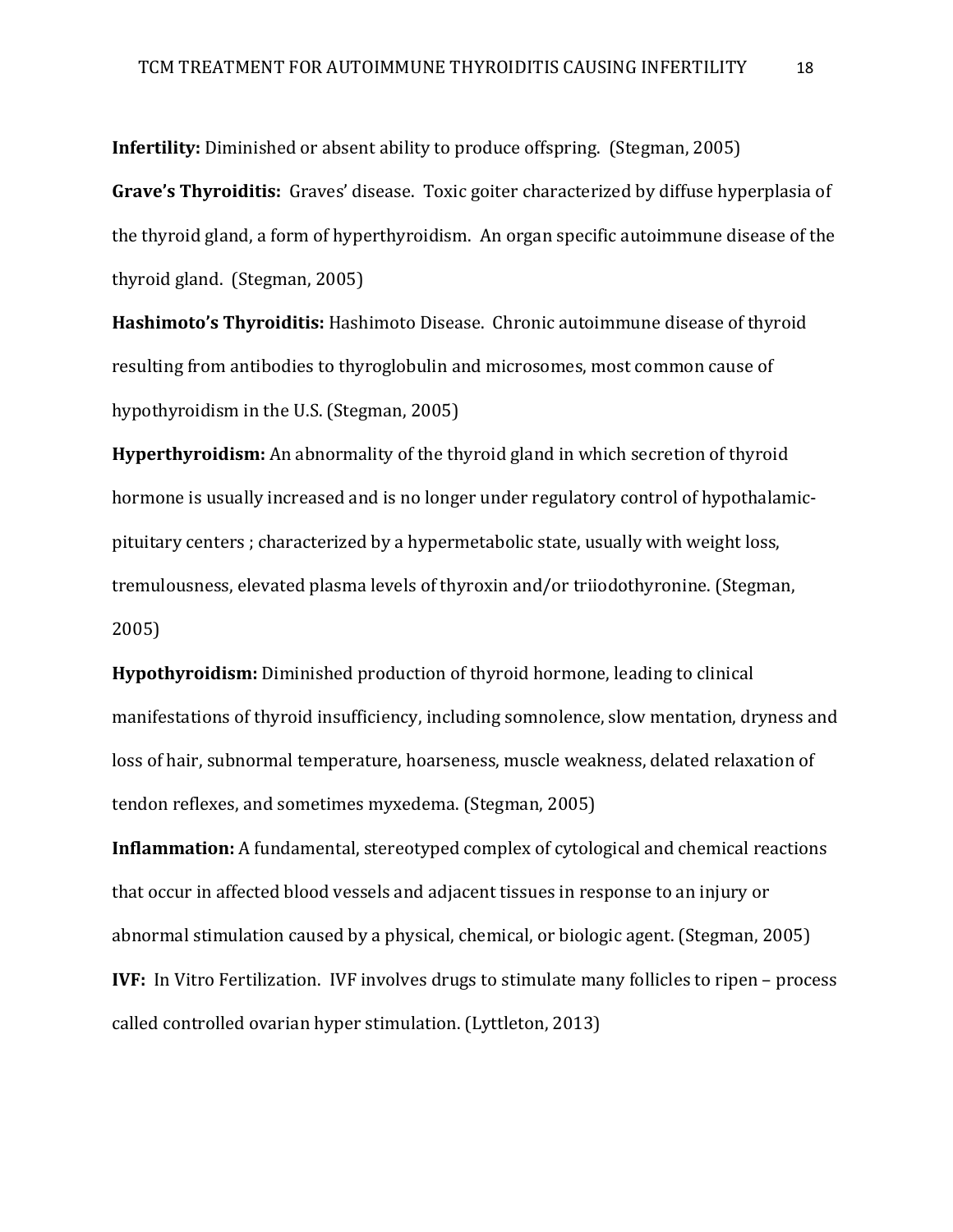**Infertility:** Diminished or absent ability to produce offspring. (Stegman, 2005)

**Grave's Thyroiditis:** Graves' disease. Toxic goiter characterized by diffuse hyperplasia of the thyroid gland, a form of hyperthyroidism. An organ specific autoimmune disease of the thyroid gland. (Stegman, 2005)

**Hashimoto's Thyroiditis:** Hashimoto Disease. Chronic autoimmune disease of thyroid resulting from antibodies to thyroglobulin and microsomes, most common cause of hypothyroidism in the U.S. (Stegman, 2005)

**Hyperthyroidism:** An abnormality of the thyroid gland in which secretion of thyroid hormone is usually increased and is no longer under regulatory control of hypothalamic-pituitary centers ; characterized by a hypermetabolic state, usually with weight loss, tremulousness, elevated plasma levels of thyroxin and/or triiodothyronine. (Stegman, 2005)

**Hypothyroidism:** Diminished production of thyroid hormone, leading to clinical manifestations of thyroid insufficiency, including somnolence, slow mentation, dryness and loss of hair, subnormal temperature, hoarseness, muscle weakness, delated relaxation of tendon reflexes, and sometimes myxedema. (Stegman, 2005)

**Inflammation:** A fundamental, stereotyped complex of cytological and chemical reactions that occur in affected blood vessels and adjacent tissues in response to an injury or abnormal stimulation caused by a physical, chemical, or biologic agent. (Stegman, 2005)

**IVF:** In Vitro Fertilization. IVF involves drugs to stimulate many follicles to ripen – process called controlled ovarian hyper stimulation. (Lyttleton, 2013)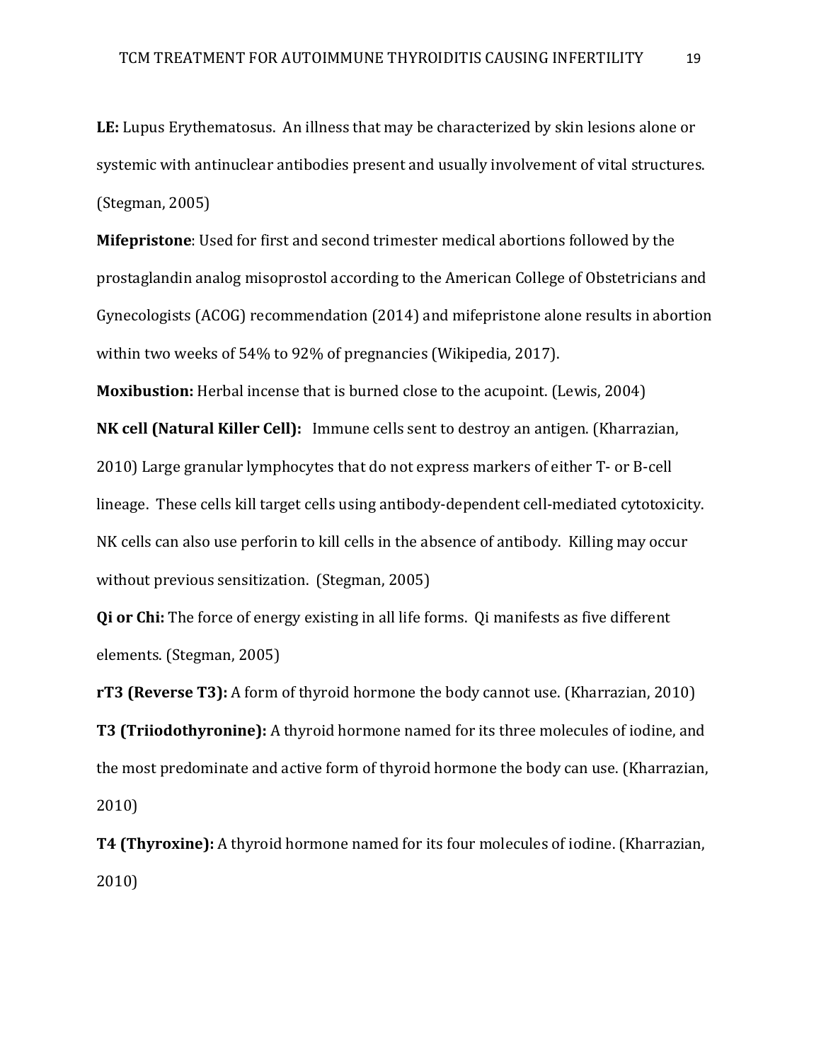**LE:** Lupus Erythematosus. An illness that may be characterized by skin lesions alone or systemic with antinuclear antibodies present and usually involvement of vital structures. (Stegman, 2005)

**Mifepristone**: Used for first and second trimester medical abortions followed by the prostaglandin analog misoprostol according to the American College of Obstetricians and Gynecologists (ACOG) recommendation (2014) and mifepristone alone results in abortion within two weeks of 54% to 92% of pregnancies (Wikipedia, 2017).

**Moxibustion:** Herbal incense that is burned close to the acupoint. (Lewis, 2004)

**NK cell (Natural Killer Cell):** Immune cells sent to destroy an antigen. (Kharrazian, 2010) Large granular lymphocytes that do not express markers of either T- or B-cell lineage. These cells kill target cells using antibody-dependent cell-mediated cytotoxicity. NK cells can also use perforin to kill cells in the absence of antibody. Killing may occur without previous sensitization. (Stegman, 2005)

**Qi or Chi:** The force of energy existing in all life forms. Qi manifests as five different elements. (Stegman, 2005)

**rT3 (Reverse T3):** A form of thyroid hormone the body cannot use. (Kharrazian, 2010)

**T3 (Triiodothyronine):** A thyroid hormone named for its three molecules of iodine, and the most predominate and active form of thyroid hormone the body can use. (Kharrazian, 2010)

**T4 (Thyroxine):** A thyroid hormone named for its four molecules of iodine. (Kharrazian, 2010)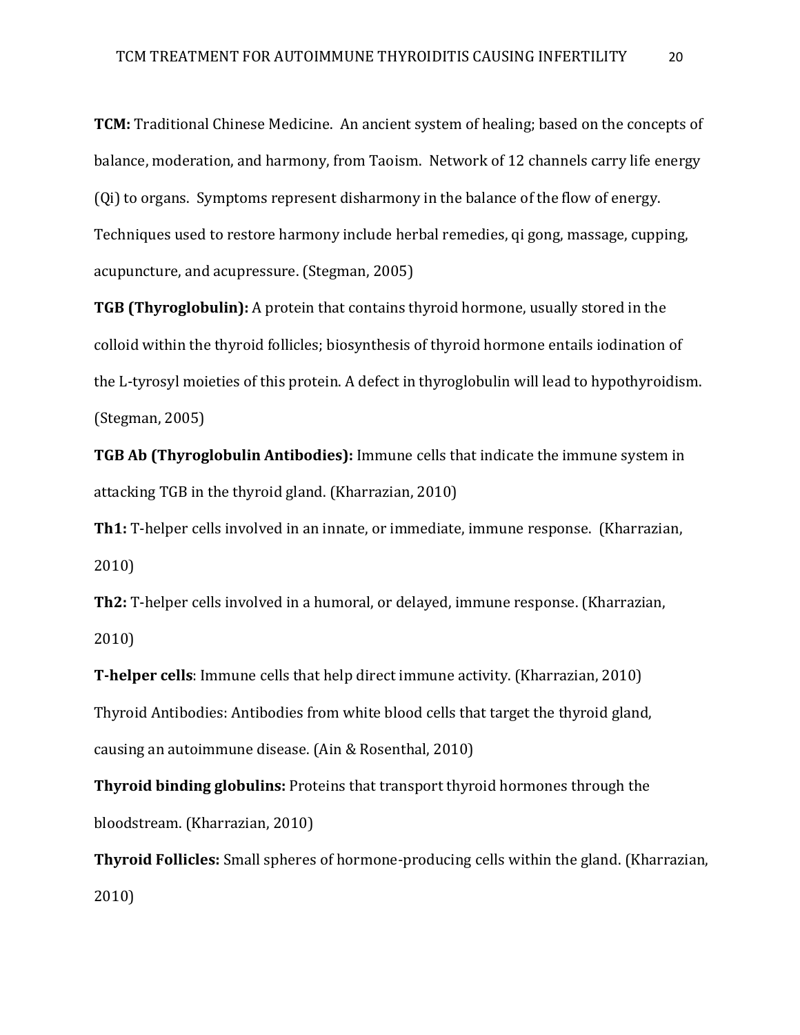**TCM:** Traditional Chinese Medicine. An ancient system of healing; based on the concepts of balance, moderation, and harmony, from Taoism. Network of 12 channels carry life energy (Qi) to organs. Symptoms represent disharmony in the balance of the flow of energy. Techniques used to restore harmony include herbal remedies, qi gong, massage, cupping, acupuncture, and acupressure. (Stegman, 2005)

**TGB (Thyroglobulin):** A protein that contains thyroid hormone, usually stored in the colloid within the thyroid follicles; biosynthesis of thyroid hormone entails iodination of the L-tyrosyl moieties of this protein. A defect in thyroglobulin will lead to hypothyroidism. (Stegman, 2005)

**TGB Ab (Thyroglobulin Antibodies):** Immune cells that indicate the immune system in attacking TGB in the thyroid gland. (Kharrazian, 2010)

**Th1:** T-helper cells involved in an innate, or immediate, immune response. (Kharrazian, 2010)

**Th2:** T-helper cells involved in a humoral, or delayed, immune response. (Kharrazian, 2010)

**T-helper cells**: Immune cells that help direct immune activity. (Kharrazian, 2010)

Thyroid Antibodies: Antibodies from white blood cells that target the thyroid gland, causing an autoimmune disease. (Ain & Rosenthal, 2010)

**Thyroid binding globulins:** Proteins that transport thyroid hormones through the bloodstream. (Kharrazian, 2010)

**Thyroid Follicles:** Small spheres of hormone-producing cells within the gland. (Kharrazian, 2010)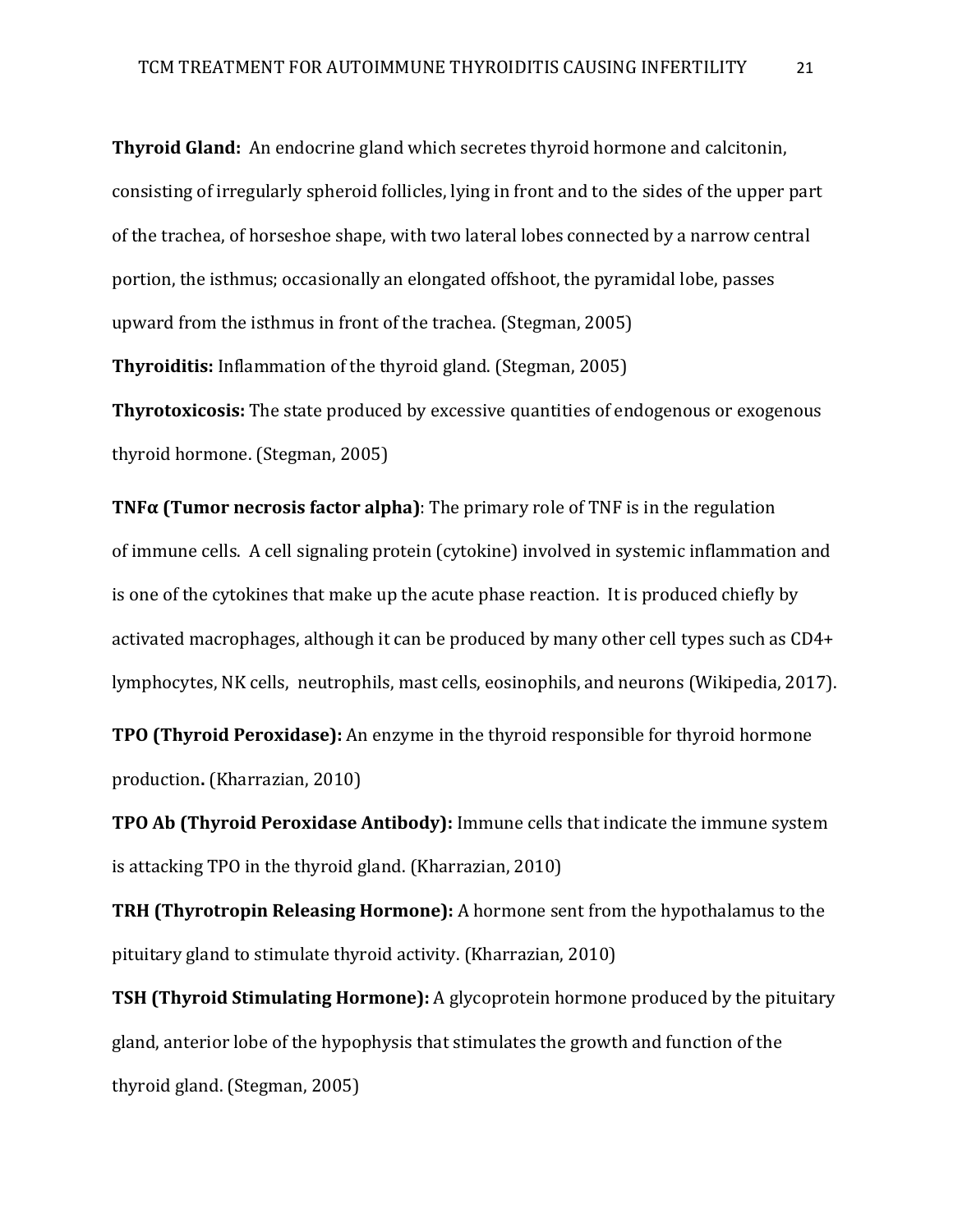**Thyroid Gland:** An endocrine gland which secretes thyroid hormone and calcitonin, consisting of irregularly spheroid follicles, lying in front and to the sides of the upper part of the trachea, of horseshoe shape, with two lateral lobes connected by a narrow central portion, the isthmus; occasionally an elongated offshoot, the pyramidal lobe, passes upward from the isthmus in front of the trachea. (Stegman, 2005)

**Thyroiditis:** Inflammation of the thyroid gland. (Stegman, 2005)

**Thyrotoxicosis:** The state produced by excessive quantities of endogenous or exogenous thyroid hormone. (Stegman, 2005)

**TNFα (Tumor necrosis factor alpha)**: The primary role of TNF is in the regulation of immune cells. A cell signaling protein (cytokine) involved in systemic inflammation and is one of the cytokines that make up the acute phase reaction. It is produced chiefly by activated macrophages, although it can be produced by many other cell types such as CD4+ lymphocytes, NK cells, neutrophils, mast cells, eosinophils, and neurons (Wikipedia, 2017).

**TPO (Thyroid Peroxidase):** An enzyme in the thyroid responsible for thyroid hormone production**.** (Kharrazian, 2010)

**TPO Ab (Thyroid Peroxidase Antibody):** Immune cells that indicate the immune system is attacking TPO in the thyroid gland. (Kharrazian, 2010)

**TRH (Thyrotropin Releasing Hormone):** A hormone sent from the hypothalamus to the pituitary gland to stimulate thyroid activity. (Kharrazian, 2010)

**TSH (Thyroid Stimulating Hormone):** A glycoprotein hormone produced by the pituitary gland, anterior lobe of the hypophysis that stimulates the growth and function of the thyroid gland. (Stegman, 2005)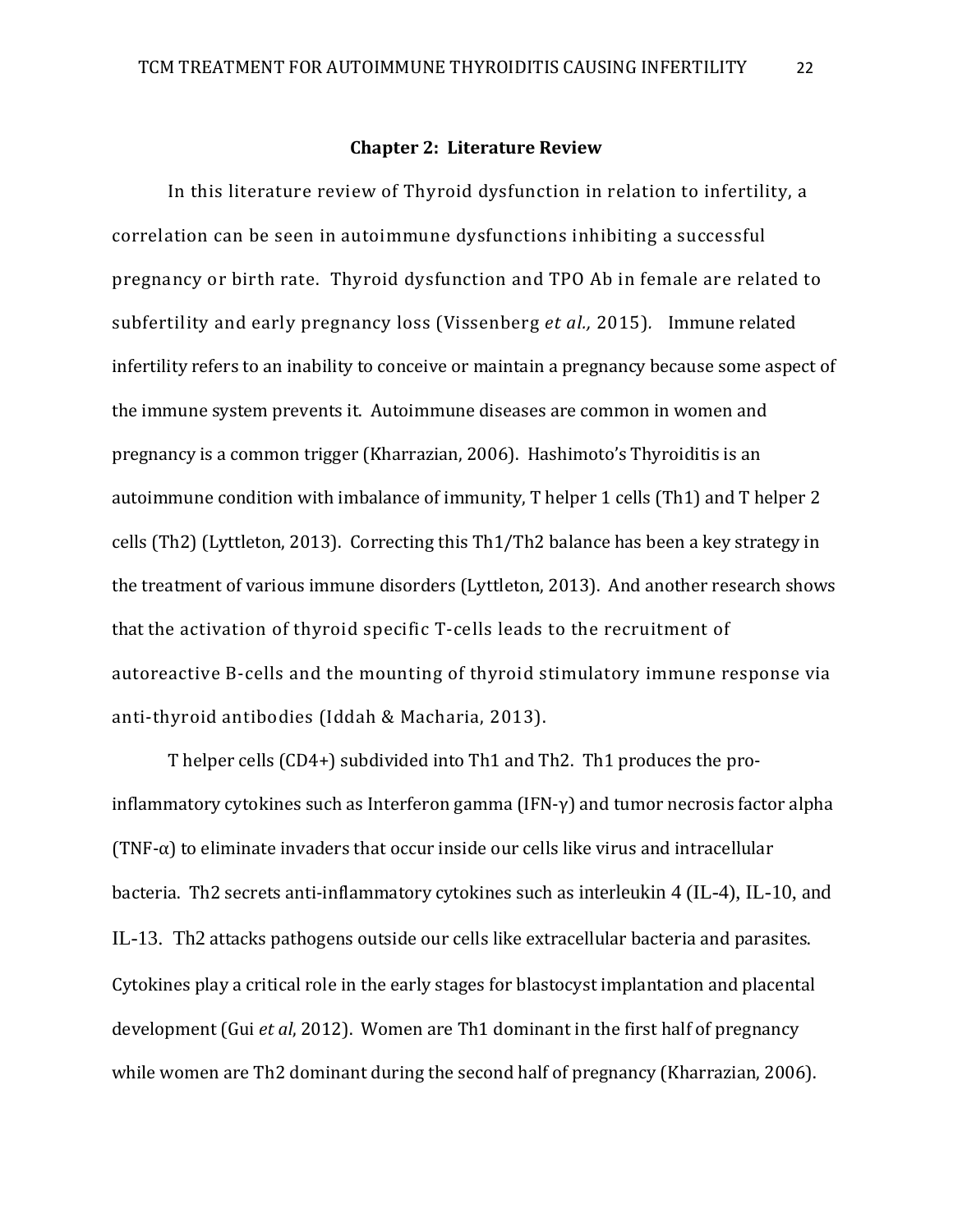## Chapter 2: Literature Review

In this literature review of Thyroid dysfunction in relation to infertility, a correlation can be seen in autoimmune dysfunctions inhibiting a successful pregnancy or birth rate. Thyroid dysfunction and TPO Ab in female are related to subfertility and early pregnancy loss (Vissenberg *et al.,* 2015). Immune related infertility refers to an inability to conceive or maintain a pregnancy because some aspect of the immune system prevents it. Autoimmune diseases are common in women and pregnancy is a common trigger (Kharrazian, 2006). Hashimoto's Thyroiditis is an autoimmune condition with imbalance of immunity, T helper 1 cells (Th1) and T helper 2 cells (Th2) (Lyttleton, 2013). Correcting this Th1/Th2 balance has been a key strategy in the treatment of various immune disorders (Lyttleton, 2013). And another research shows that the activation of thyroid specific T-cells leads to the recruitment of autoreactive B-cells and the mounting of thyroid stimulatory immune response via anti-thyroid antibodies (Iddah & Macharia, 2013).

T helper cells (CD4+) subdivided into Th1 and Th2. Th1 produces the pro-inflammatory cytokines such as Interferon gamma (IFN-γ) and tumor necrosis factor alpha (TNF-α) to eliminate invaders that occur inside our cells like virus and intracellular bacteria. Th2 secrets anti-inflammatory cytokines such as interleukin 4 (IL-4), IL-10, and IL-13. Th2 attacks pathogens outside our cells like extracellular bacteria and parasites. Cytokines play a critical role in the early stages for blastocyst implantation and placental development (Gui *et al*, 2012). Women are Th1 dominant in the first half of pregnancy while women are Th2 dominant during the second half of pregnancy (Kharrazian, 2006).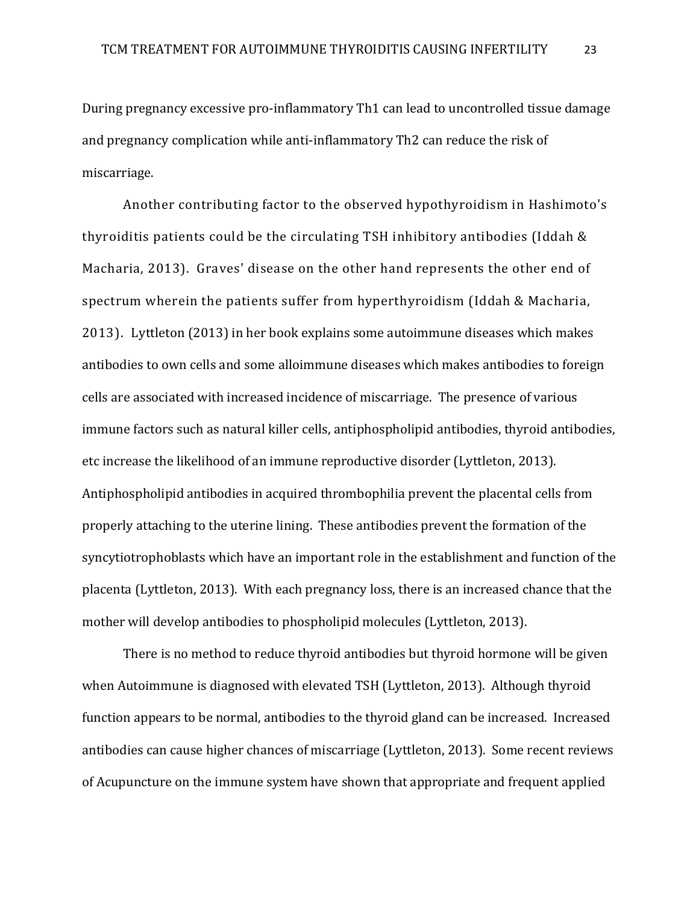During pregnancy excessive pro-inflammatory Th1 can lead to uncontrolled tissue damage and pregnancy complication while anti-inflammatory Th2 can reduce the risk of miscarriage.

Another contributing factor to the observed hypothyroidism in Hashimoto's thyroiditis patients could be the circulating TSH inhibitory antibodies (Iddah & Macharia, 2013). Graves' disease on the other hand represents the other end of spectrum wherein the patients suffer from hyperthyroidism (Iddah & Macharia, 2013). Lyttleton (2013) in her book explains some autoimmune diseases which makes antibodies to own cells and some alloimmune diseases which makes antibodies to foreign cells are associated with increased incidence of miscarriage. The presence of various immune factors such as natural killer cells, antiphospholipid antibodies, thyroid antibodies, etc increase the likelihood of an immune reproductive disorder (Lyttleton, 2013). Antiphospholipid antibodies in acquired thrombophilia prevent the placental cells from properly attaching to the uterine lining. These antibodies prevent the formation of the syncytiotrophoblasts which have an important role in the establishment and function of the placenta (Lyttleton, 2013). With each pregnancy loss, there is an increased chance that the mother will develop antibodies to phospholipid molecules (Lyttleton, 2013).

There is no method to reduce thyroid antibodies but thyroid hormone will be given when Autoimmune is diagnosed with elevated TSH (Lyttleton, 2013). Although thyroid function appears to be normal, antibodies to the thyroid gland can be increased. Increased antibodies can cause higher chances of miscarriage (Lyttleton, 2013). Some recent reviews of Acupuncture on the immune system have shown that appropriate and frequent applied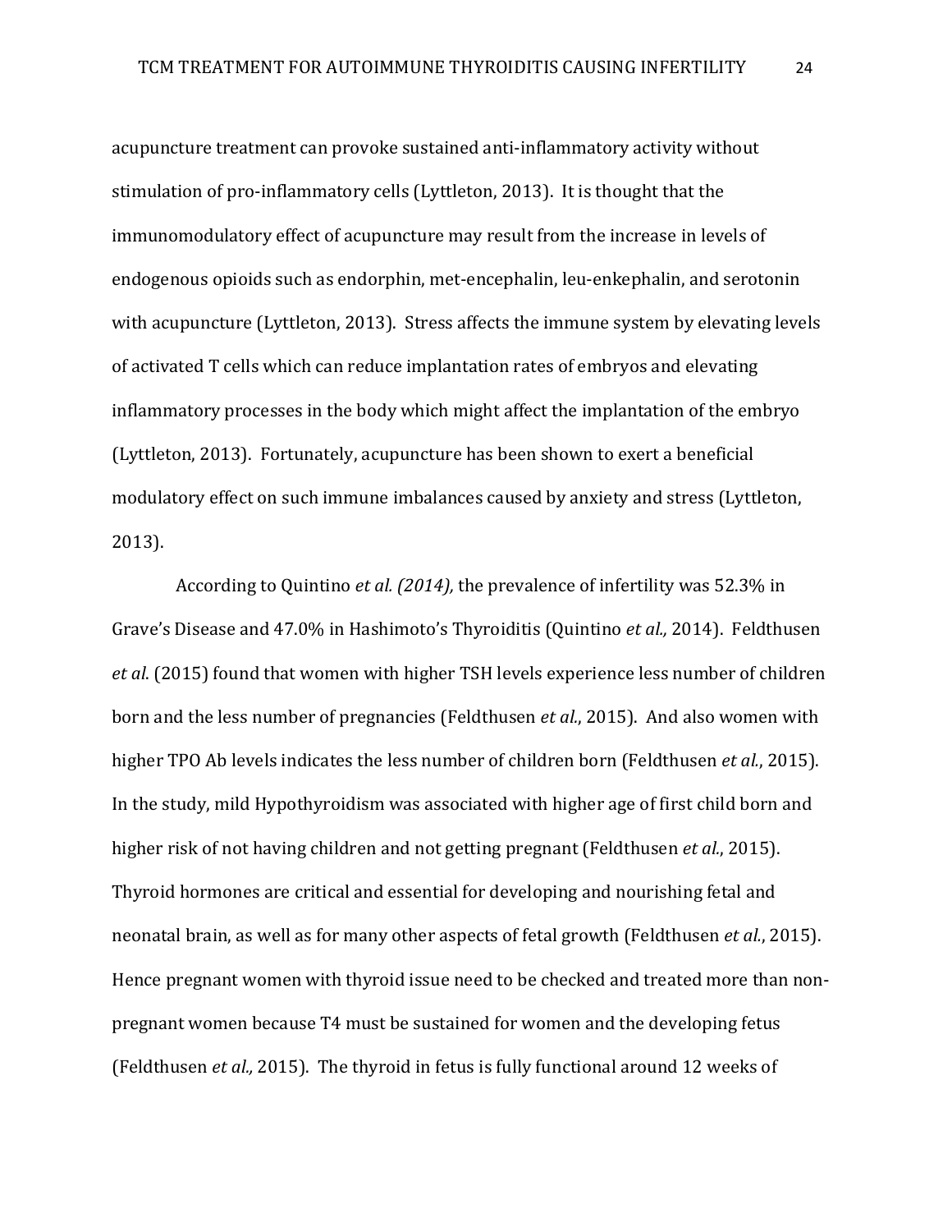acupuncture treatment can provoke sustained anti-inflammatory activity without stimulation of pro-inflammatory cells (Lyttleton, 2013). It is thought that the immunomodulatory effect of acupuncture may result from the increase in levels of endogenous opioids such as endorphin, met-encephalin, leu-enkephalin, and serotonin with acupuncture (Lyttleton, 2013). Stress affects the immune system by elevating levels of activated T cells which can reduce implantation rates of embryos and elevating inflammatory processes in the body which might affect the implantation of the embryo (Lyttleton, 2013). Fortunately, acupuncture has been shown to exert a beneficial modulatory effect on such immune imbalances caused by anxiety and stress (Lyttleton, 2013).

According to Quintino *et al. (2014),* the prevalence of infertility was 52.3% in Grave's Disease and 47.0% in Hashimoto's Thyroiditis (Quintino *et al.,* 2014). Feldthusen *et al*. (2015) found that women with higher TSH levels experience less number of children born and the less number of pregnancies (Feldthusen *et al.*, 2015). And also women with higher TPO Ab levels indicates the less number of children born (Feldthusen *et al.*, 2015). In the study, mild Hypothyroidism was associated with higher age of first child born and higher risk of not having children and not getting pregnant (Feldthusen *et al.*, 2015). Thyroid hormones are critical and essential for developing and nourishing fetal and neonatal brain, as well as for many other aspects of fetal growth (Feldthusen *et al.*, 2015). Hence pregnant women with thyroid issue need to be checked and treated more than non-pregnant women because T4 must be sustained for women and the developing fetus (Feldthusen *et al.,* 2015). The thyroid in fetus is fully functional around 12 weeks of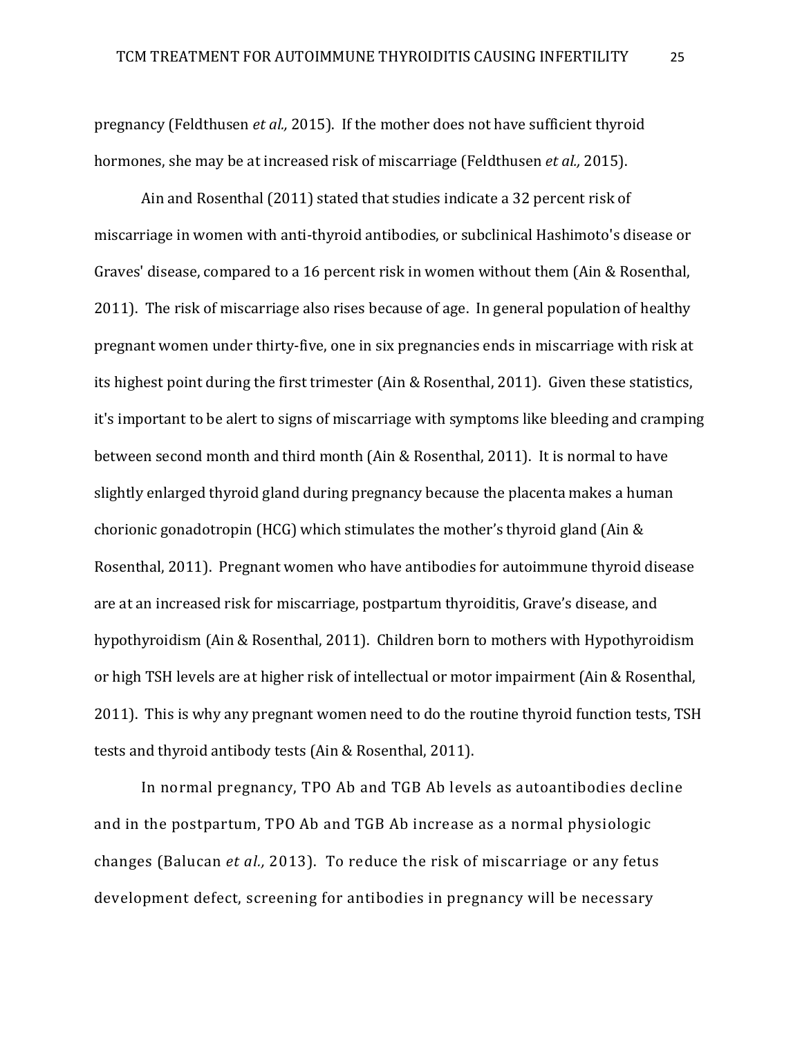pregnancy (Feldthusen *et al.,* 2015). If the mother does not have sufficient thyroid hormones, she may be at increased risk of miscarriage (Feldthusen *et al.,* 2015).

Ain and Rosenthal (2011) stated that studies indicate a 32 percent risk of miscarriage in women with anti-thyroid antibodies, or subclinical Hashimoto's disease or Graves' disease, compared to a 16 percent risk in women without them (Ain & Rosenthal, 2011). The risk of miscarriage also rises because of age. In general population of healthy pregnant women under thirty-five, one in six pregnancies ends in miscarriage with risk at its highest point during the first trimester (Ain & Rosenthal, 2011). Given these statistics, it's important to be alert to signs of miscarriage with symptoms like bleeding and cramping between second month and third month (Ain & Rosenthal, 2011). It is normal to have slightly enlarged thyroid gland during pregnancy because the placenta makes a human chorionic gonadotropin (HCG) which stimulates the mother's thyroid gland (Ain & Rosenthal, 2011). Pregnant women who have antibodies for autoimmune thyroid disease are at an increased risk for miscarriage, postpartum thyroiditis, Grave's disease, and hypothyroidism (Ain & Rosenthal, 2011). Children born to mothers with Hypothyroidism or high TSH levels are at higher risk of intellectual or motor impairment (Ain & Rosenthal, 2011). This is why any pregnant women need to do the routine thyroid function tests, TSH tests and thyroid antibody tests (Ain & Rosenthal, 2011).

In normal pregnancy, TPO Ab and TGB Ab levels as autoantibodies decline and in the postpartum, TPO Ab and TGB Ab increase as a normal physiologic changes (Balucan *et al.,* 2013). To reduce the risk of miscarriage or any fetus development defect, screening for antibodies in pregnancy will be necessary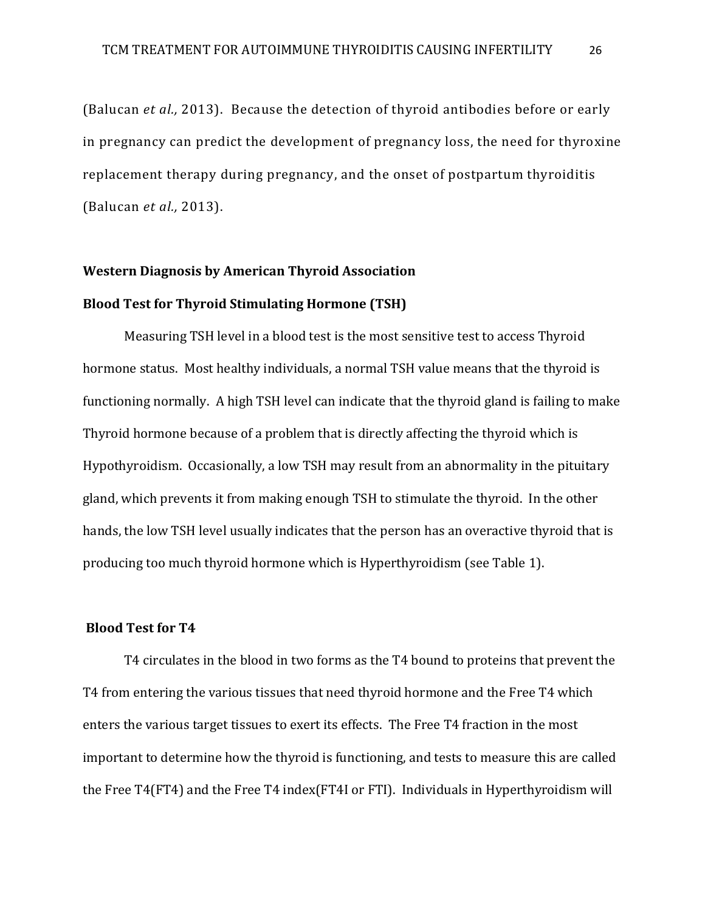(Balucan *et al.,* 2013). Because the detection of thyroid antibodies before or early in pregnancy can predict the development of pregnancy loss, the need for thyroxine replacement therapy during pregnancy, and the onset of postpartum thyroiditis (Balucan *et al.,* 2013).

**Western Diagnosis by American Thyroid Association**

**Blood Test for Thyroid Stimulating Hormone (TSH)**

Measuring TSH level in a blood test is the most sensitive test to access Thyroid hormone status. Most healthy individuals, a normal TSH value means that the thyroid is functioning normally. A high TSH level can indicate that the thyroid gland is failing to make Thyroid hormone because of a problem that is directly affecting the thyroid which is Hypothyroidism. Occasionally, a low TSH may result from an abnormality in the pituitary gland, which prevents it from making enough TSH to stimulate the thyroid. In the other hands, the low TSH level usually indicates that the person has an overactive thyroid that is producing too much thyroid hormone which is Hyperthyroidism (see Table 1).

**Blood Test for T4**

T4 circulates in the blood in two forms as the T4 bound to proteins that prevent the T4 from entering the various tissues that need thyroid hormone and the Free T4 which enters the various target tissues to exert its effects. The Free T4 fraction in the most important to determine how the thyroid is functioning, and tests to measure this are called the Free T4(FT4) and the Free T4 index(FT4I or FTI). Individuals in Hyperthyroidism will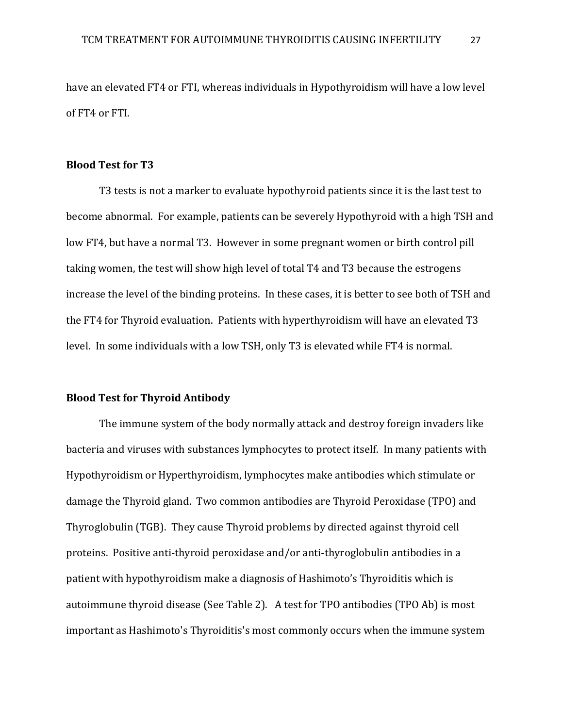have an elevated FT4 or FTI, whereas individuals in Hypothyroidism will have a low level of FT4 or FTI.

### Blood Test for T3

T3 tests is not a marker to evaluate hypothyroid patients since it is the last test to become abnormal. For example, patients can be severely Hypothyroid with a high TSH and low FT4, but have a normal T3. However in some pregnant women or birth control pill taking women, the test will show high level of total T4 and T3 because the estrogens increase the level of the binding proteins. In these cases, it is better to see both of TSH and the FT4 for Thyroid evaluation. Patients with hyperthyroidism will have an elevated T3 level. In some individuals with a low TSH, only T3 is elevated while FT4 is normal.

### Blood Test for Thyroid Antibody

The immune system of the body normally attack and destroy foreign invaders like bacteria and viruses with substances lymphocytes to protect itself. In many patients with Hypothyroidism or Hyperthyroidism, lymphocytes make antibodies which stimulate or damage the Thyroid gland. Two common antibodies are Thyroid Peroxidase (TPO) and Thyroglobulin (TGB). They cause Thyroid problems by directed against thyroid cell proteins. Positive anti-thyroid peroxidase and/or anti-thyroglobulin antibodies in a patient with hypothyroidism make a diagnosis of Hashimoto's Thyroiditis which is autoimmune thyroid disease (See Table 2). A test for TPO antibodies (TPO Ab) is most important as Hashimoto's Thyroiditis's most commonly occurs when the immune system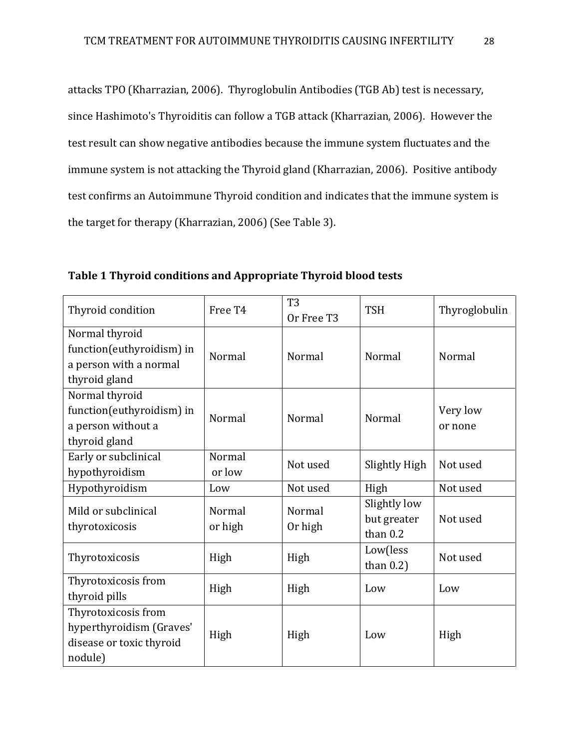attacks TPO (Kharrazian, 2006). Thyroglobulin Antibodies (TGB Ab) test is necessary, since Hashimoto's Thyroiditis can follow a TGB attack (Kharrazian, 2006). However the test result can show negative antibodies because the immune system fluctuates and the immune system is not attacking the Thyroid gland (Kharrazian, 2006). Positive antibody test confirms an Autoimmune Thyroid condition and indicates that the immune system is the target for therapy (Kharrazian, 2006) (See Table 3).

**Table 1 Thyroid conditions and Appropriate Thyroid blood tests**

| Thyroid condition | Free T4 | T3 Or Free T3 | TSH | Thyroglobulin |
|---|---|---|---|---|
| Normal thyroid function(euthyroidism) in a person with a normal thyroid gland | Normal | Normal | Normal | Normal |
| Normal thyroid function(euthyroidism) in a person without a thyroid gland | Normal | Normal | Normal | Very low or none |
| Early or subclinical hypothyroidism | Normal or low | Not used | Slightly High | Not used |
| Hypothyroidism | Low | Not used | High | Not used |
| Mild or subclinical thyrotoxicosis | Normal or high | Normal Or high | Slightly low but greater than 0.2 | Not used |
| Thyrotoxicosis | High | High | Low(less than 0.2) | Not used |
| Thyrotoxicosis from thyroid pills | High | High | Low | Low |
| Thyrotoxicosis from hyperthyroidism (Graves' disease or toxic thyroid nodule) | High | High | Low | High |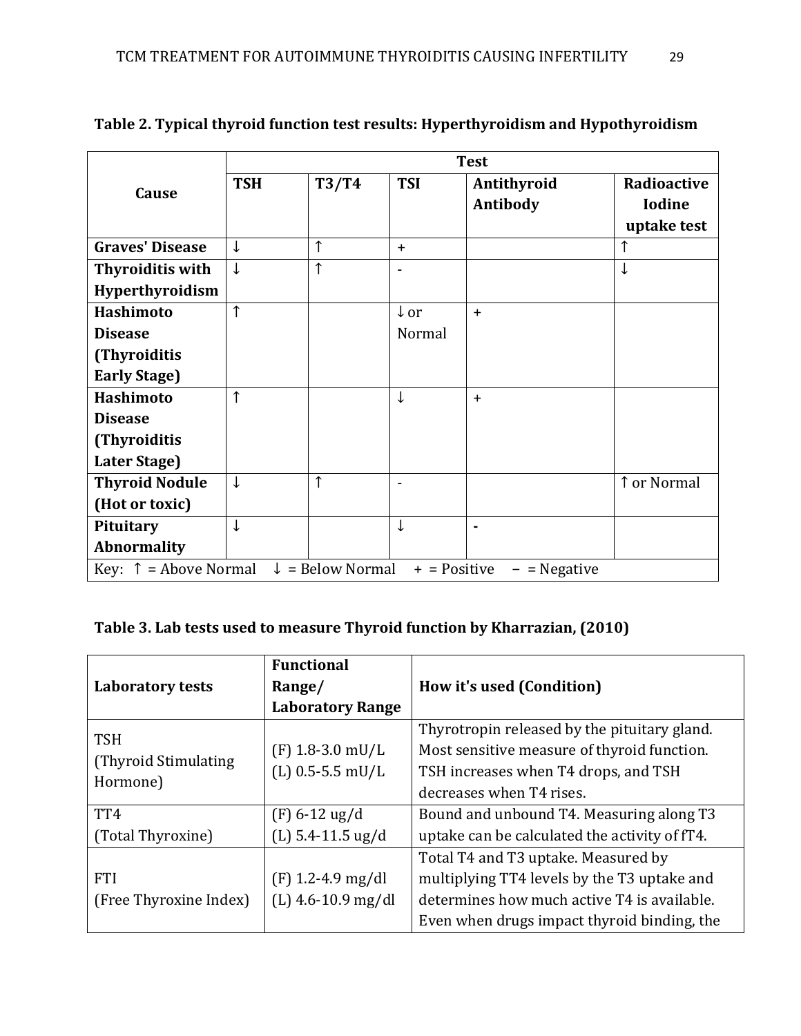**Table 2. Typical thyroid function test results: Hyperthyroidism and Hypothyroidism**

| Cause | Test | | | | |
|---|---|---|---|---|---|
| | **TSH** | **T3/T4** | **TSI** | **Antithyroid Antibody** | **Radioactive Iodine uptake test** |
| **Graves' Disease** | ↓ | ↑ | + | | ↑ |
| **Thyroiditis with Hyperthyroidism** | ↓ | ↑ | - | | ↓ |
| **Hashimoto Disease (Thyroiditis Early Stage)** | ↑ | | ↓ or Normal | + | |
| **Hashimoto Disease (Thyroiditis Later Stage)** | ↑ | | ↓ | + | |
| **Thyroid Nodule (Hot or toxic)** | ↓ | ↑ | - | | ↑ or Normal |
| **Pituitary Abnormality** | ↓ | | ↓ | - | |
| Key: ↑ = Above Normal ↓ = Below Normal + = Positive − = Negative | | | | | |

**Table 3. Lab tests used to measure Thyroid function by Kharrazian, (2010)**

| **Laboratory tests** | **Functional Range/ Laboratory Range** | **How it's used (Condition)** |
|---|---|---|
| TSH (Thyroid Stimulating Hormone) | (F) 1.8-3.0 mU/L (L) 0.5-5.5 mU/L | Thyrotropin released by the pituitary gland. Most sensitive measure of thyroid function. TSH increases when T4 drops, and TSH decreases when T4 rises. |
| TT4 (Total Thyroxine) | (F) 6-12 ug/d (L) 5.4-11.5 ug/d | Bound and unbound T4. Measuring along T3 uptake can be calculated the activity of fT4. |
| FTI (Free Thyroxine Index) | (F) 1.2-4.9 mg/dl (L) 4.6-10.9 mg/dl | Total T4 and T3 uptake. Measured by multiplying TT4 levels by the T3 uptake and determines how much active T4 is available. Even when drugs impact thyroid binding, the |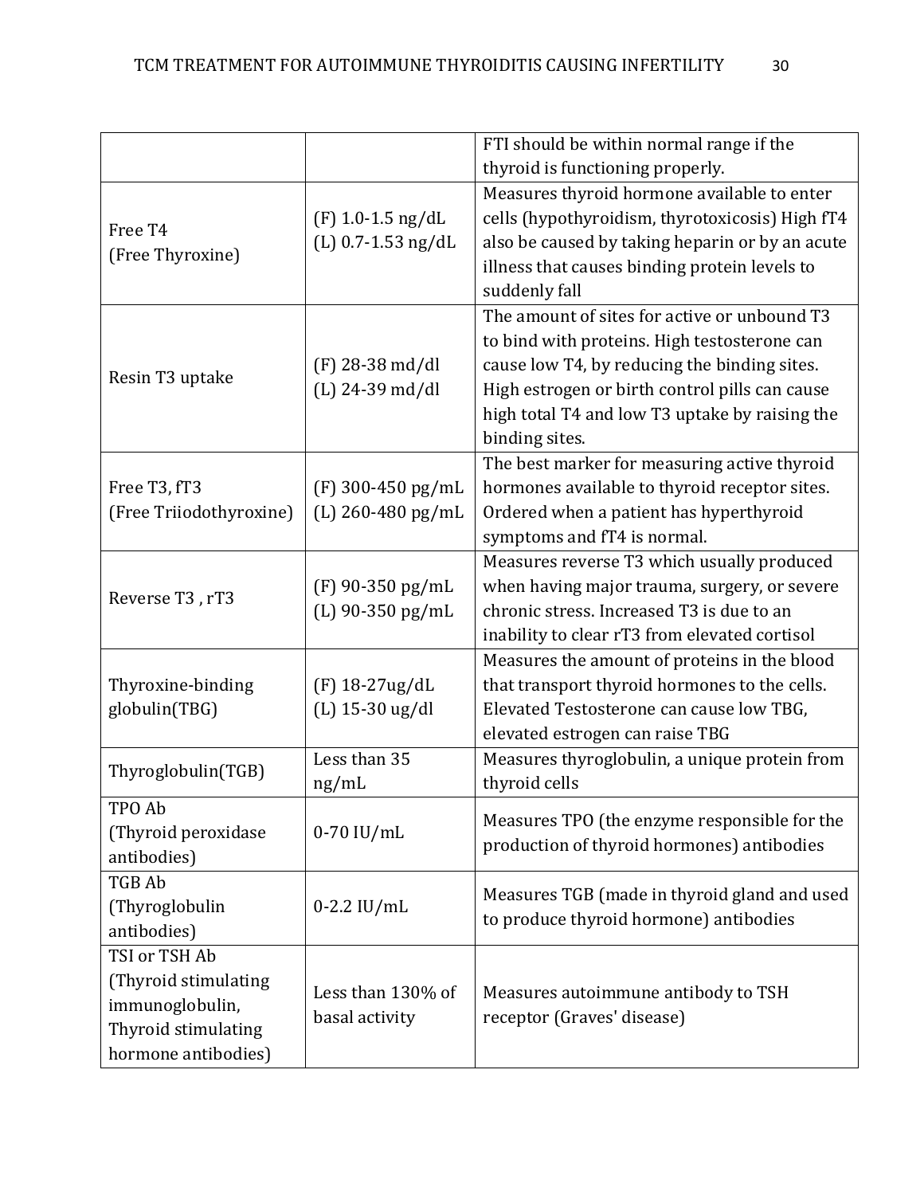| | | |
|---|---|---|
| | | FTI should be within normal range if the thyroid is functioning properly. |
| Free T4 (Free Thyroxine) | (F) 1.0-1.5 ng/dL (L) 0.7-1.53 ng/dL | Measures thyroid hormone available to enter cells (hypothyroidism, thyrotoxicosis) High fT4 also be caused by taking heparin or by an acute illness that causes binding protein levels to suddenly fall |
| Resin T3 uptake | (F) 28-38 md/dl (L) 24-39 md/dl | The amount of sites for active or unbound T3 to bind with proteins. High testosterone can cause low T4, by reducing the binding sites. High estrogen or birth control pills can cause high total T4 and low T3 uptake by raising the binding sites. |
| Free T3, fT3 (Free Triiodothyroxine) | (F) 300-450 pg/mL (L) 260-480 pg/mL | The best marker for measuring active thyroid hormones available to thyroid receptor sites. Ordered when a patient has hyperthyroid symptoms and fT4 is normal. |
| Reverse T3 , rT3 | (F) 90-350 pg/mL (L) 90-350 pg/mL | Measures reverse T3 which usually produced when having major trauma, surgery, or severe chronic stress. Increased T3 is due to an inability to clear rT3 from elevated cortisol |
| Thyroxine-binding globulin(TBG) | (F) 18-27ug/dL (L) 15-30 ug/dl | Measures the amount of proteins in the blood that transport thyroid hormones to the cells. Elevated Testosterone can cause low TBG, elevated estrogen can raise TBG |
| Thyroglobulin(TGB) | Less than 35 ng/mL | Measures thyroglobulin, a unique protein from thyroid cells |
| TPO Ab (Thyroid peroxidase antibodies) | 0-70 IU/mL | Measures TPO (the enzyme responsible for the production of thyroid hormones) antibodies |
| TGB Ab (Thyroglobulin antibodies) | 0-2.2 IU/mL | Measures TGB (made in thyroid gland and used to produce thyroid hormone) antibodies |
| TSI or TSH Ab (Thyroid stimulating immunoglobulin, Thyroid stimulating hormone antibodies) | Less than 130% of basal activity | Measures autoimmune antibody to TSH receptor (Graves' disease) |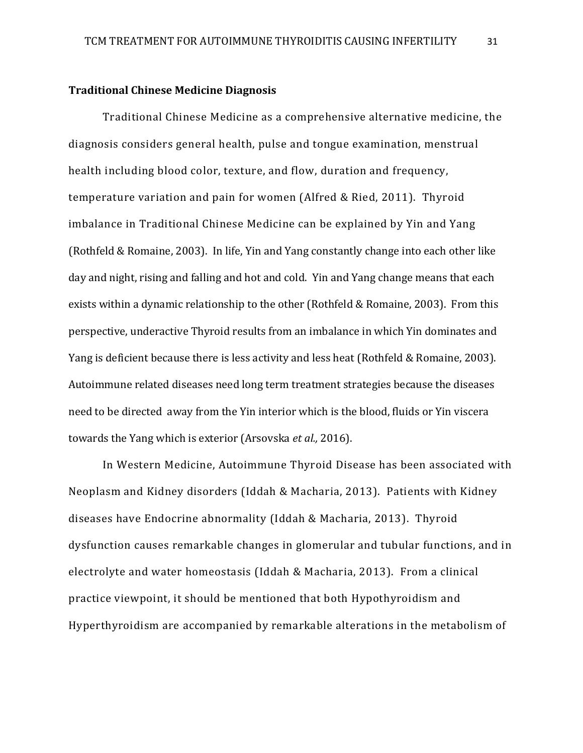**Traditional Chinese Medicine Diagnosis**

Traditional Chinese Medicine as a comprehensive alternative medicine, the diagnosis considers general health, pulse and tongue examination, menstrual health including blood color, texture, and flow, duration and frequency, temperature variation and pain for women (Alfred & Ried, 2011). Thyroid imbalance in Traditional Chinese Medicine can be explained by Yin and Yang (Rothfeld & Romaine, 2003). In life, Yin and Yang constantly change into each other like day and night, rising and falling and hot and cold. Yin and Yang change means that each exists within a dynamic relationship to the other (Rothfeld & Romaine, 2003). From this perspective, underactive Thyroid results from an imbalance in which Yin dominates and Yang is deficient because there is less activity and less heat (Rothfeld & Romaine, 2003). Autoimmune related diseases need long term treatment strategies because the diseases need to be directed away from the Yin interior which is the blood, fluids or Yin viscera towards the Yang which is exterior (Arsovska *et al.,* 2016).

In Western Medicine, Autoimmune Thyroid Disease has been associated with Neoplasm and Kidney disorders (Iddah & Macharia, 2013). Patients with Kidney diseases have Endocrine abnormality (Iddah & Macharia, 2013). Thyroid dysfunction causes remarkable changes in glomerular and tubular functions, and in electrolyte and water homeostasis (Iddah & Macharia, 2013). From a clinical practice viewpoint, it should be mentioned that both Hypothyroidism and Hyperthyroidism are accompanied by remarkable alterations in the metabolism of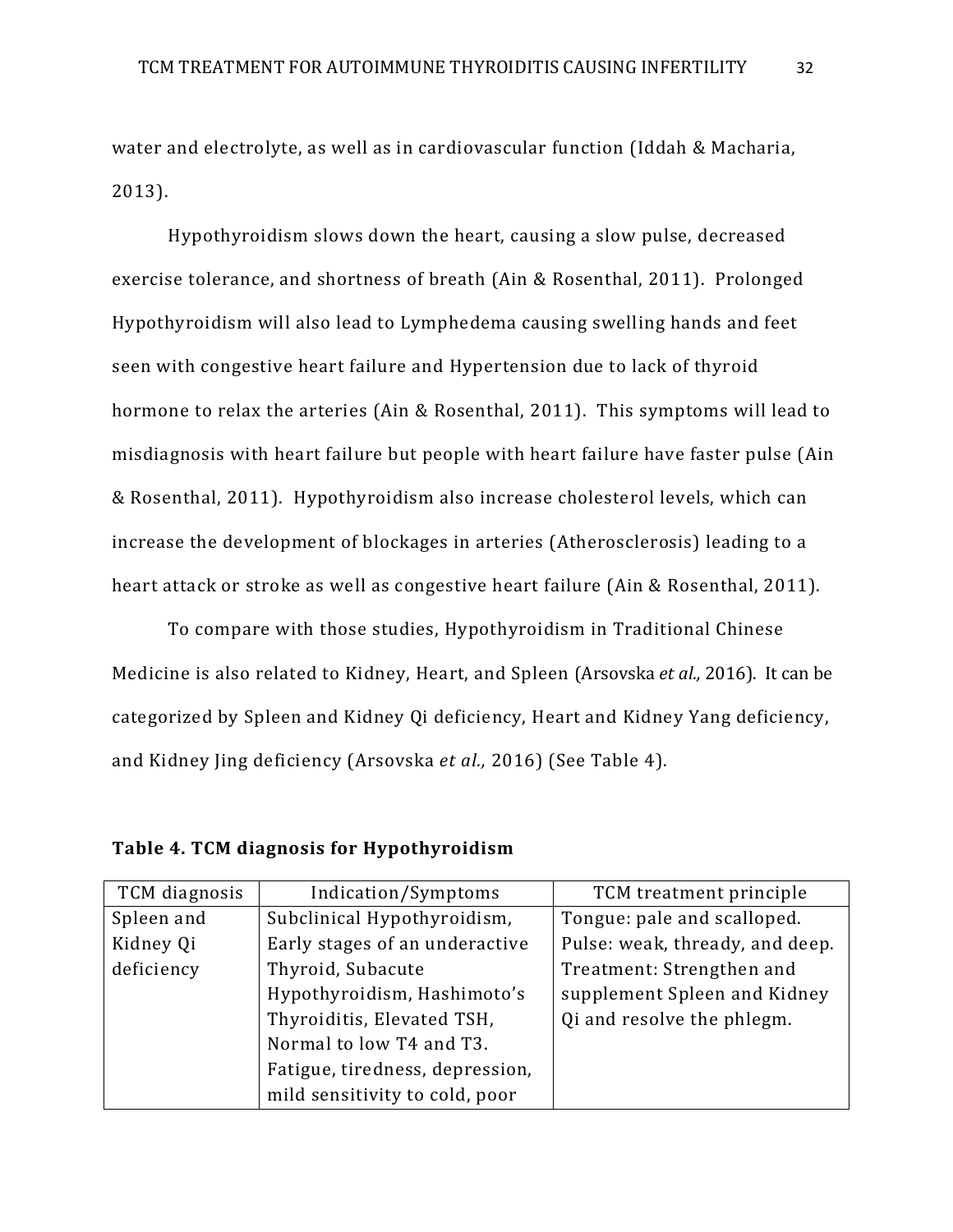water and electrolyte, as well as in cardiovascular function (Iddah & Macharia, 2013).

Hypothyroidism slows down the heart, causing a slow pulse, decreased exercise tolerance, and shortness of breath (Ain & Rosenthal, 2011). Prolonged Hypothyroidism will also lead to Lymphedema causing swelling hands and feet seen with congestive heart failure and Hypertension due to lack of thyroid hormone to relax the arteries (Ain & Rosenthal, 2011). This symptoms will lead to misdiagnosis with heart failure but people with heart failure have faster pulse (Ain & Rosenthal, 2011). Hypothyroidism also increase cholesterol levels, which can increase the development of blockages in arteries (Atherosclerosis) leading to a heart attack or stroke as well as congestive heart failure (Ain & Rosenthal, 2011).

To compare with those studies, Hypothyroidism in Traditional Chinese Medicine is also related to Kidney, Heart, and Spleen (Arsovska *et al.,* 2016). It can be categorized by Spleen and Kidney Qi deficiency, Heart and Kidney Yang deficiency, and Kidney Jing deficiency (Arsovska *et al.,* 2016) (See Table 4).

**Table 4. TCM diagnosis for Hypothyroidism**

| TCM diagnosis | Indication/Symptoms | TCM treatment principle |
|---|---|---|
| Spleen and Kidney Qi deficiency | Subclinical Hypothyroidism, Early stages of an underactive Thyroid, Subacute Hypothyroidism, Hashimoto's Thyroiditis, Elevated TSH, Normal to low T4 and T3. Fatigue, tiredness, depression, mild sensitivity to cold, poor | Tongue: pale and scalloped. Pulse: weak, thready, and deep. Treatment: Strengthen and supplement Spleen and Kidney Qi and resolve the phlegm. |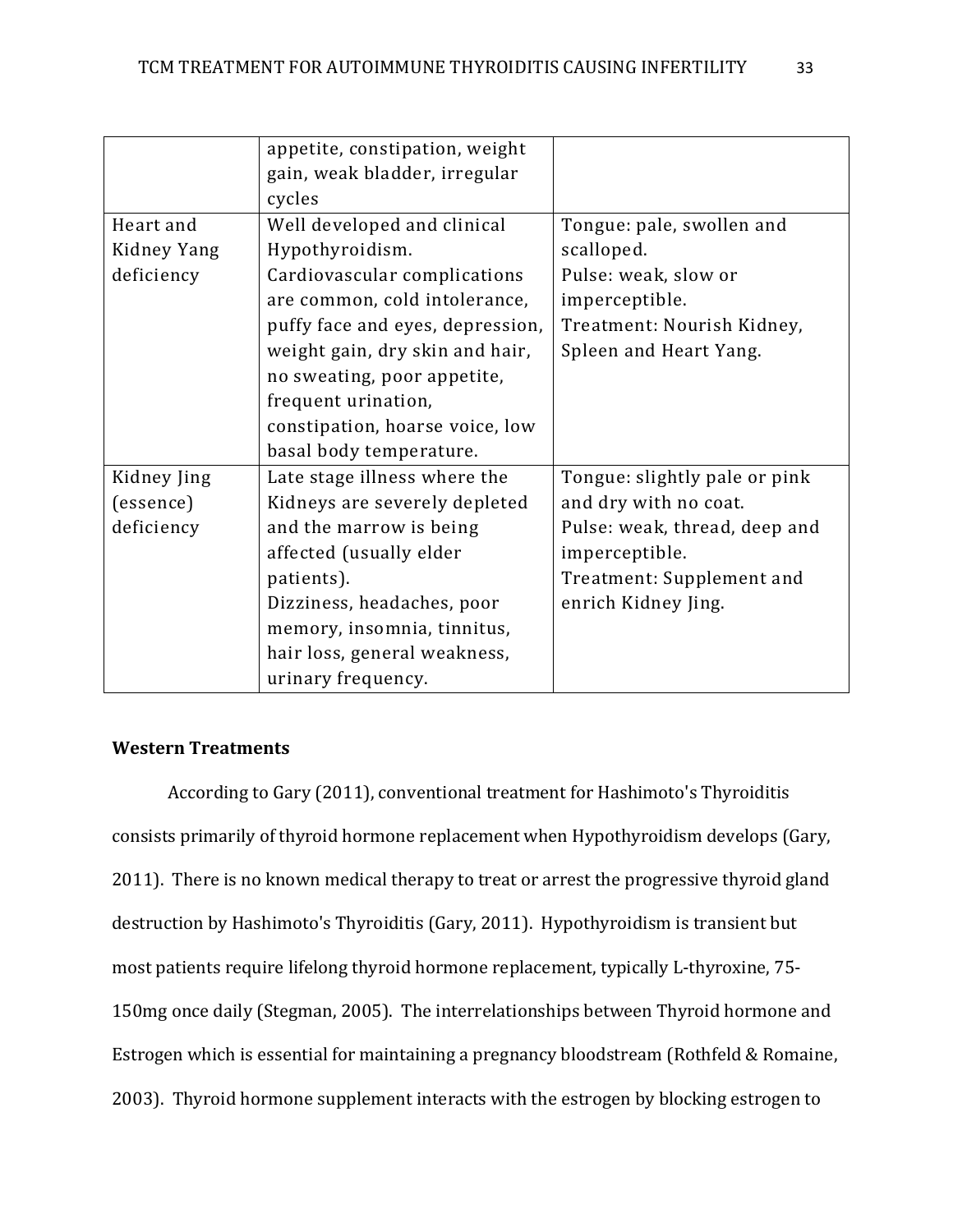| | | |
|---|---|---|
| | appetite, constipation, weight gain, weak bladder, irregular cycles | |
| Heart and Kidney Yang deficiency | Well developed and clinical Hypothyroidism. Cardiovascular complications are common, cold intolerance, puffy face and eyes, depression, weight gain, dry skin and hair, no sweating, poor appetite, frequent urination, constipation, hoarse voice, low basal body temperature. | Tongue: pale, swollen and scalloped. Pulse: weak, slow or imperceptible. Treatment: Nourish Kidney, Spleen and Heart Yang. |
| Kidney Jing (essence) deficiency | Late stage illness where the Kidneys are severely depleted and the marrow is being affected (usually elder patients). Dizziness, headaches, poor memory, insomnia, tinnitus, hair loss, general weakness, urinary frequency. | Tongue: slightly pale or pink and dry with no coat. Pulse: weak, thread, deep and imperceptible. Treatment: Supplement and enrich Kidney Jing. |

**Western Treatments**

According to Gary (2011), conventional treatment for Hashimoto's Thyroiditis consists primarily of thyroid hormone replacement when Hypothyroidism develops (Gary, 2011). There is no known medical therapy to treat or arrest the progressive thyroid gland destruction by Hashimoto's Thyroiditis (Gary, 2011). Hypothyroidism is transient but most patients require lifelong thyroid hormone replacement, typically L-thyroxine, 75-150mg once daily (Stegman, 2005). The interrelationships between Thyroid hormone and Estrogen which is essential for maintaining a pregnancy bloodstream (Rothfeld & Romaine, 2003). Thyroid hormone supplement interacts with the estrogen by blocking estrogen to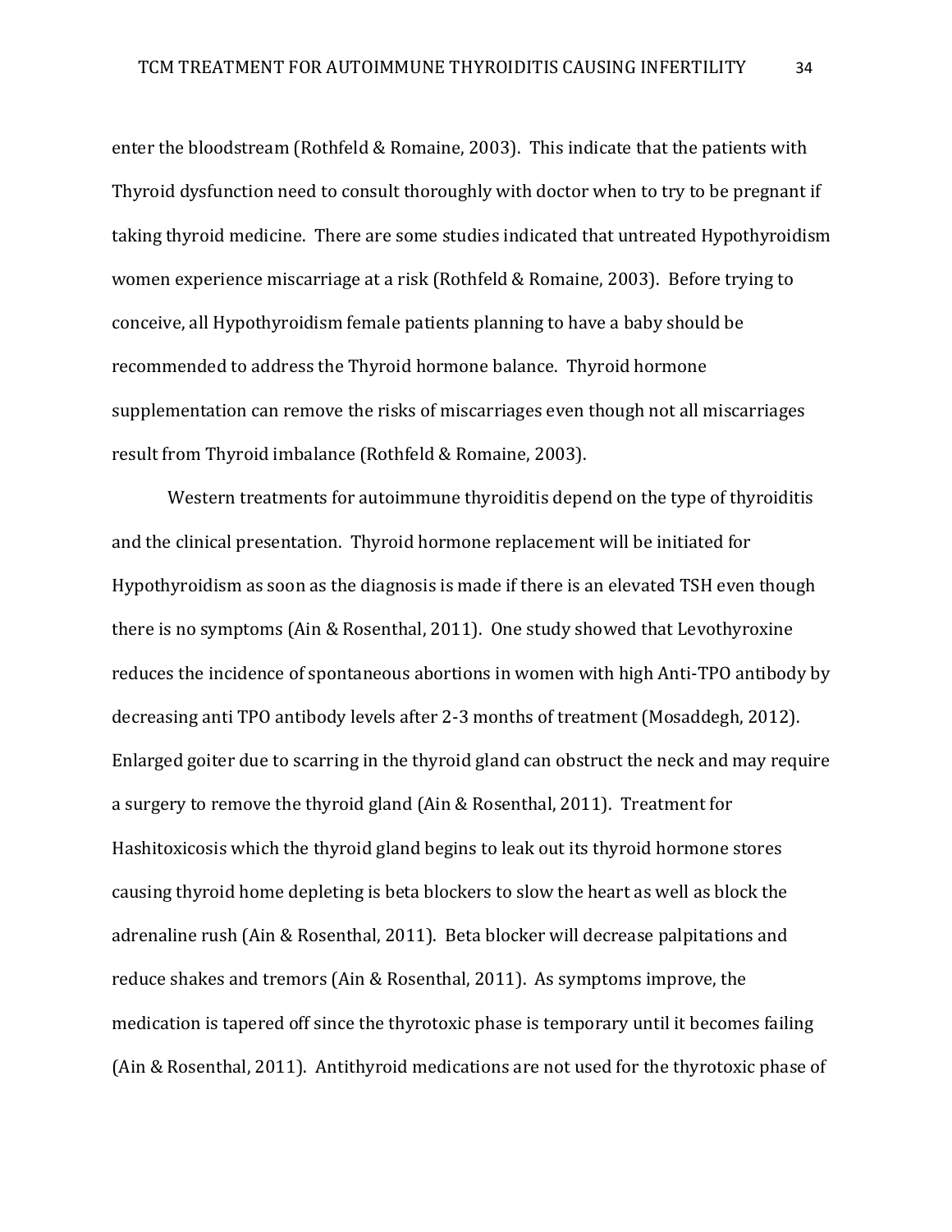enter the bloodstream (Rothfeld & Romaine, 2003). This indicate that the patients with Thyroid dysfunction need to consult thoroughly with doctor when to try to be pregnant if taking thyroid medicine. There are some studies indicated that untreated Hypothyroidism women experience miscarriage at a risk (Rothfeld & Romaine, 2003). Before trying to conceive, all Hypothyroidism female patients planning to have a baby should be recommended to address the Thyroid hormone balance. Thyroid hormone supplementation can remove the risks of miscarriages even though not all miscarriages result from Thyroid imbalance (Rothfeld & Romaine, 2003).

Western treatments for autoimmune thyroiditis depend on the type of thyroiditis and the clinical presentation. Thyroid hormone replacement will be initiated for Hypothyroidism as soon as the diagnosis is made if there is an elevated TSH even though there is no symptoms (Ain & Rosenthal, 2011). One study showed that Levothyroxine reduces the incidence of spontaneous abortions in women with high Anti-TPO antibody by decreasing anti TPO antibody levels after 2-3 months of treatment (Mosaddegh, 2012). Enlarged goiter due to scarring in the thyroid gland can obstruct the neck and may require a surgery to remove the thyroid gland (Ain & Rosenthal, 2011). Treatment for Hashitoxicosis which the thyroid gland begins to leak out its thyroid hormone stores causing thyroid home depleting is beta blockers to slow the heart as well as block the adrenaline rush (Ain & Rosenthal, 2011). Beta blocker will decrease palpitations and reduce shakes and tremors (Ain & Rosenthal, 2011). As symptoms improve, the medication is tapered off since the thyrotoxic phase is temporary until it becomes failing (Ain & Rosenthal, 2011). Antithyroid medications are not used for the thyrotoxic phase of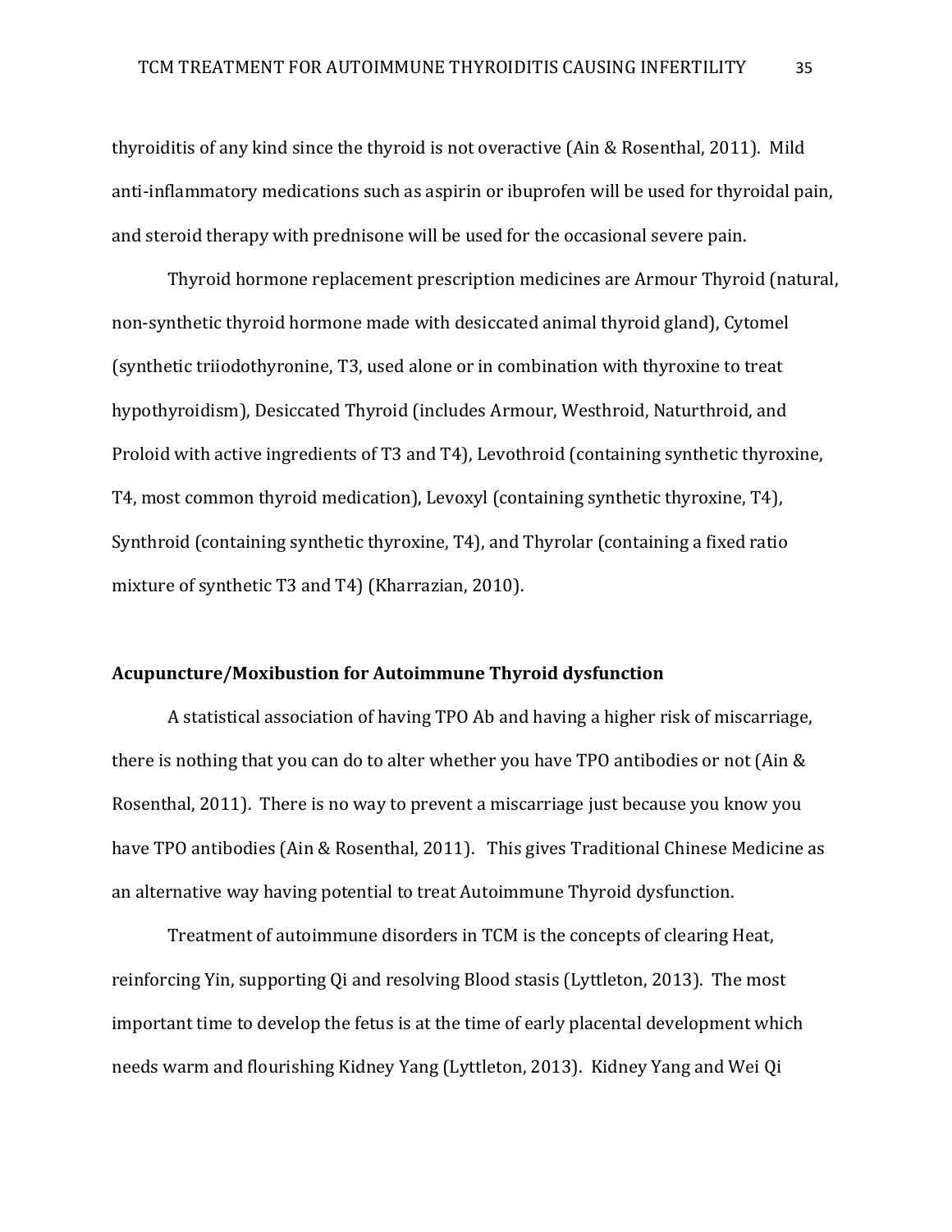thyroiditis of any kind since the thyroid is not overactive (Ain & Rosenthal, 2011). Mild anti-inflammatory medications such as aspirin or ibuprofen will be used for thyroidal pain, and steroid therapy with prednisone will be used for the occasional severe pain.

Thyroid hormone replacement prescription medicines are Armour Thyroid (natural, non-synthetic thyroid hormone made with desiccated animal thyroid gland), Cytomel (synthetic triiodothyronine, T3, used alone or in combination with thyroxine to treat hypothyroidism), Desiccated Thyroid (includes Armour, Westhroid, Naturthroid, and Proloid with active ingredients of T3 and T4), Levothroid (containing synthetic thyroxine, T4, most common thyroid medication), Levoxyl (containing synthetic thyroxine, T4), Synthroid (containing synthetic thyroxine, T4), and Thyrolar (containing a fixed ratio mixture of synthetic T3 and T4) (Kharrazian, 2010).

**Acupuncture/Moxibustion for Autoimmune Thyroid dysfunction**

A statistical association of having TPO Ab and having a higher risk of miscarriage, there is nothing that you can do to alter whether you have TPO antibodies or not (Ain & Rosenthal, 2011). There is no way to prevent a miscarriage just because you know you have TPO antibodies (Ain & Rosenthal, 2011). This gives Traditional Chinese Medicine as an alternative way having potential to treat Autoimmune Thyroid dysfunction.

Treatment of autoimmune disorders in TCM is the concepts of clearing Heat, reinforcing Yin, supporting Qi and resolving Blood stasis (Lyttleton, 2013). The most important time to develop the fetus is at the time of early placental development which needs warm and flourishing Kidney Yang (Lyttleton, 2013). Kidney Yang and Wei Qi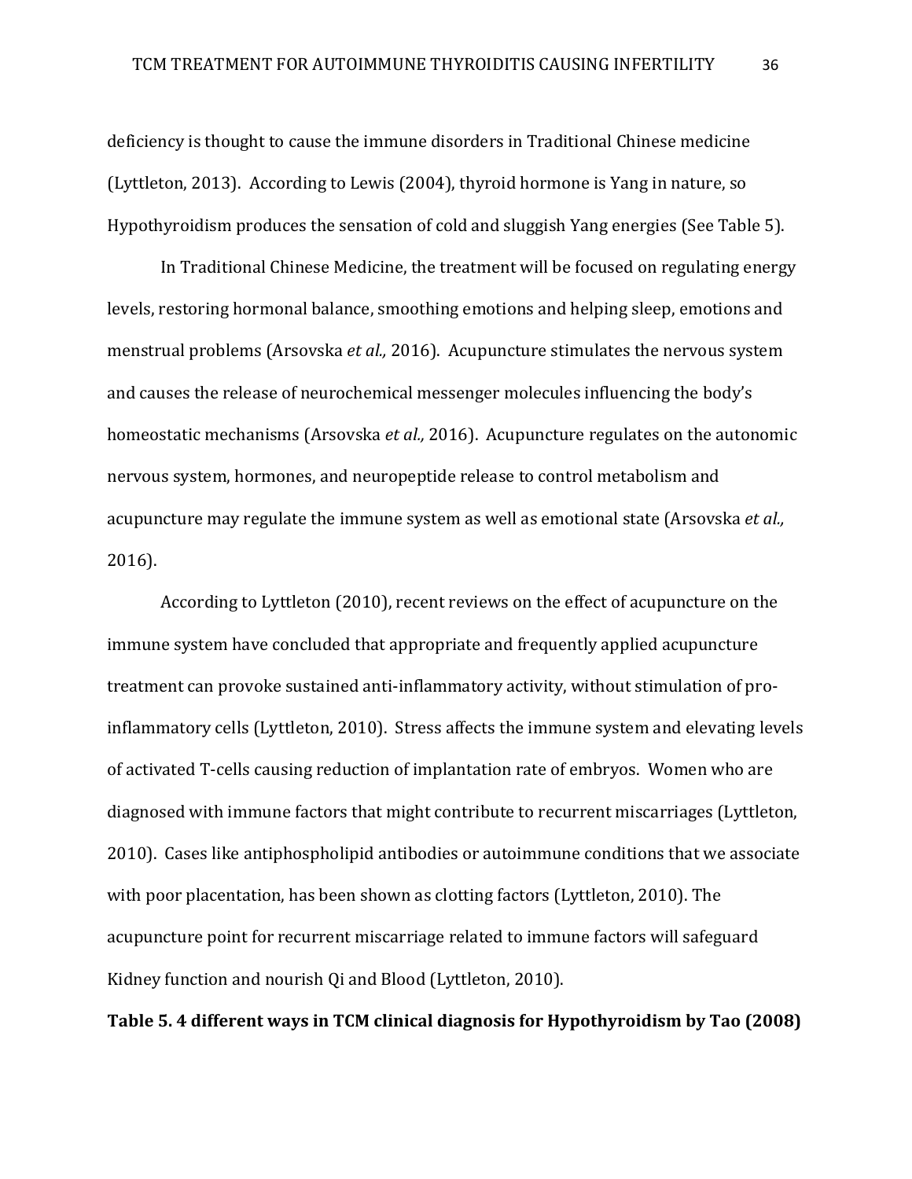deficiency is thought to cause the immune disorders in Traditional Chinese medicine (Lyttleton, 2013). According to Lewis (2004), thyroid hormone is Yang in nature, so Hypothyroidism produces the sensation of cold and sluggish Yang energies (See Table 5).

In Traditional Chinese Medicine, the treatment will be focused on regulating energy levels, restoring hormonal balance, smoothing emotions and helping sleep, emotions and menstrual problems (Arsovska *et al.,* 2016). Acupuncture stimulates the nervous system and causes the release of neurochemical messenger molecules influencing the body's homeostatic mechanisms (Arsovska *et al.,* 2016). Acupuncture regulates on the autonomic nervous system, hormones, and neuropeptide release to control metabolism and acupuncture may regulate the immune system as well as emotional state (Arsovska *et al.,* 2016).

According to Lyttleton (2010), recent reviews on the effect of acupuncture on the immune system have concluded that appropriate and frequently applied acupuncture treatment can provoke sustained anti-inflammatory activity, without stimulation of pro-inflammatory cells (Lyttleton, 2010). Stress affects the immune system and elevating levels of activated T-cells causing reduction of implantation rate of embryos. Women who are diagnosed with immune factors that might contribute to recurrent miscarriages (Lyttleton, 2010). Cases like antiphospholipid antibodies or autoimmune conditions that we associate with poor placentation, has been shown as clotting factors (Lyttleton, 2010). The acupuncture point for recurrent miscarriage related to immune factors will safeguard Kidney function and nourish Qi and Blood (Lyttleton, 2010).

**Table 5. 4 different ways in TCM clinical diagnosis for Hypothyroidism by Tao (2008)**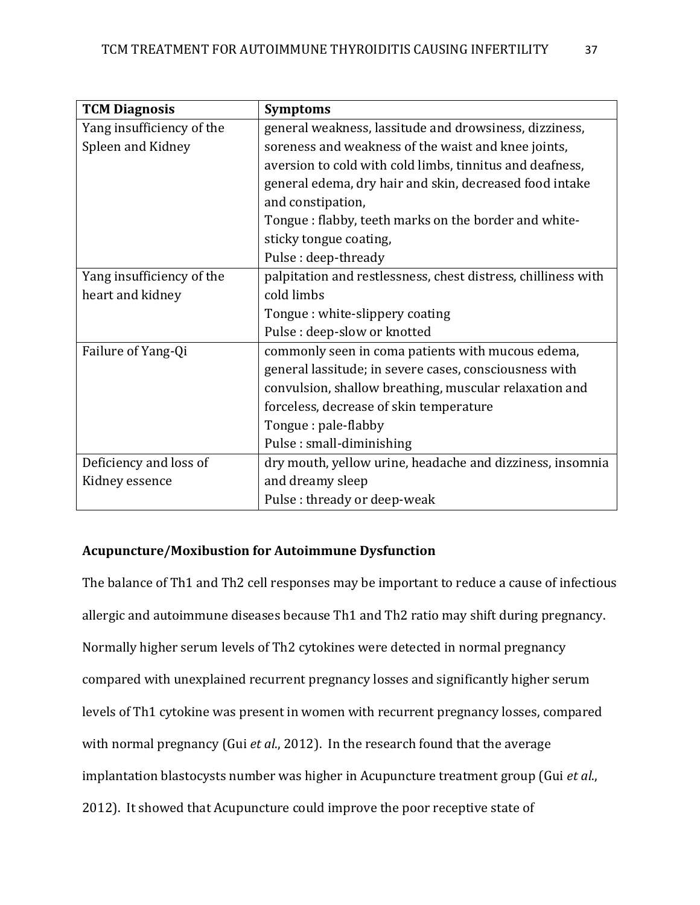| TCM Diagnosis | Symptoms |
|---|---|
| Yang insufficiency of the Spleen and Kidney | general weakness, lassitude and drowsiness, dizziness, soreness and weakness of the waist and knee joints, aversion to cold with cold limbs, tinnitus and deafness, general edema, dry hair and skin, decreased food intake and constipation,<br>Tongue : flabby, teeth marks on the border and white-sticky tongue coating,<br>Pulse : deep-thready |
| Yang insufficiency of the heart and kidney | palpitation and restlessness, chest distress, chilliness with cold limbs<br>Tongue : white-slippery coating<br>Pulse : deep-slow or knotted |
| Failure of Yang-Qi | commonly seen in coma patients with mucous edema, general lassitude; in severe cases, consciousness with convulsion, shallow breathing, muscular relaxation and forceless, decrease of skin temperature<br>Tongue : pale-flabby<br>Pulse : small-diminishing |
| Deficiency and loss of Kidney essence | dry mouth, yellow urine, headache and dizziness, insomnia and dreamy sleep<br>Pulse : thready or deep-weak |

**Acupuncture/Moxibustion for Autoimmune Dysfunction**

The balance of Th1 and Th2 cell responses may be important to reduce a cause of infectious allergic and autoimmune diseases because Th1 and Th2 ratio may shift during pregnancy. Normally higher serum levels of Th2 cytokines were detected in normal pregnancy compared with unexplained recurrent pregnancy losses and significantly higher serum levels of Th1 cytokine was present in women with recurrent pregnancy losses, compared with normal pregnancy (Gui *et al.*, 2012). In the research found that the average implantation blastocysts number was higher in Acupuncture treatment group (Gui *et al.*, 2012). It showed that Acupuncture could improve the poor receptive state of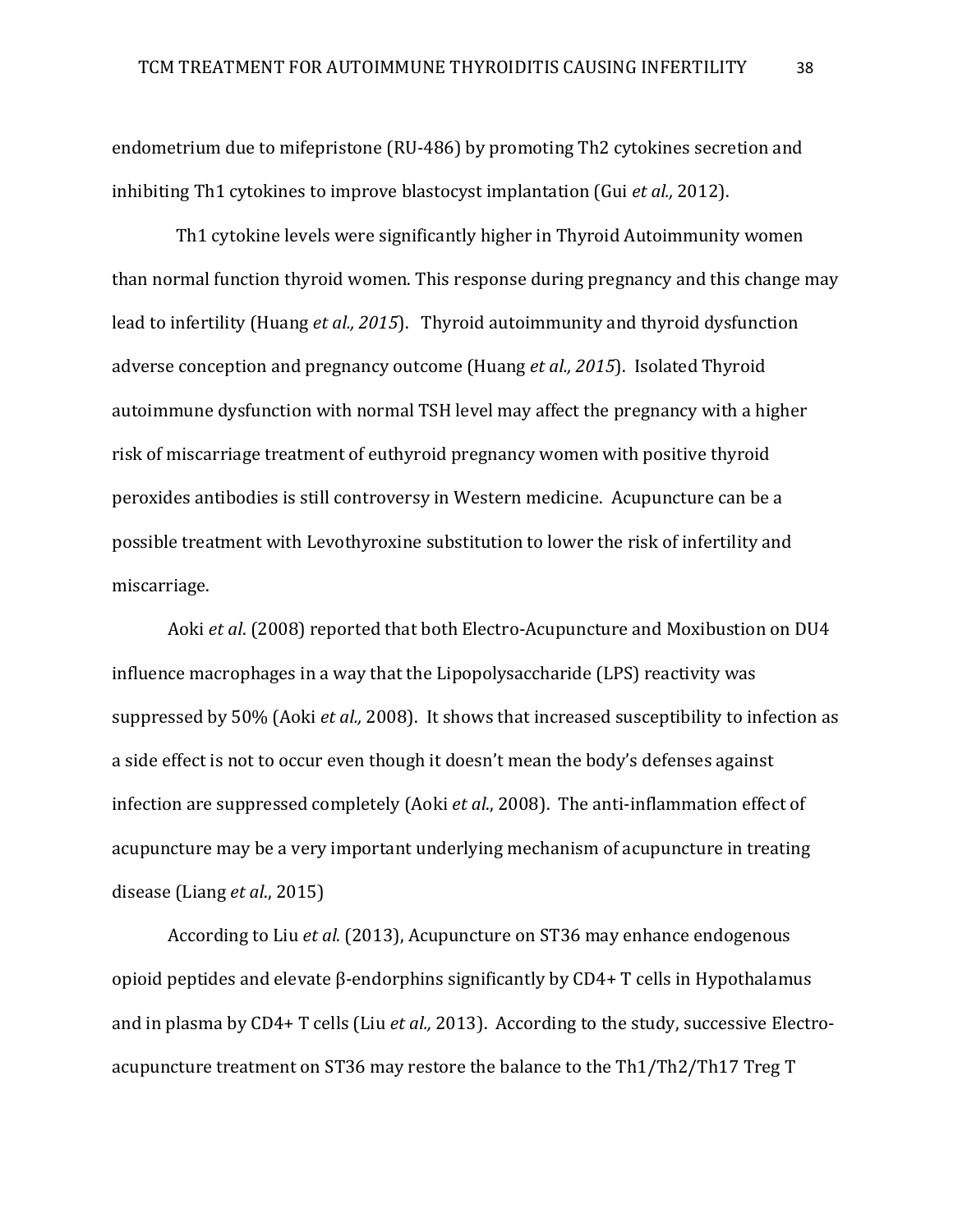endometrium due to mifepristone (RU-486) by promoting Th2 cytokines secretion and inhibiting Th1 cytokines to improve blastocyst implantation (Gui *et al.,* 2012).

Th1 cytokine levels were significantly higher in Thyroid Autoimmunity women than normal function thyroid women. This response during pregnancy and this change may lead to infertility (Huang *et al., 2015*). Thyroid autoimmunity and thyroid dysfunction adverse conception and pregnancy outcome (Huang *et al., 2015*). Isolated Thyroid autoimmune dysfunction with normal TSH level may affect the pregnancy with a higher risk of miscarriage treatment of euthyroid pregnancy women with positive thyroid peroxides antibodies is still controversy in Western medicine. Acupuncture can be a possible treatment with Levothyroxine substitution to lower the risk of infertility and miscarriage.

Aoki *et al*. (2008) reported that both Electro-Acupuncture and Moxibustion on DU4 influence macrophages in a way that the Lipopolysaccharide (LPS) reactivity was suppressed by 50% (Aoki *et al.,* 2008). It shows that increased susceptibility to infection as a side effect is not to occur even though it doesn't mean the body's defenses against infection are suppressed completely (Aoki *et al*., 2008). The anti-inflammation effect of acupuncture may be a very important underlying mechanism of acupuncture in treating disease (Liang *et al*., 2015)

According to Liu *et al.* (2013), Acupuncture on ST36 may enhance endogenous opioid peptides and elevate β-endorphins significantly by CD4+ T cells in Hypothalamus and in plasma by CD4+ T cells (Liu *et al.,* 2013). According to the study, successive Electro-acupuncture treatment on ST36 may restore the balance to the Th1/Th2/Th17 Treg T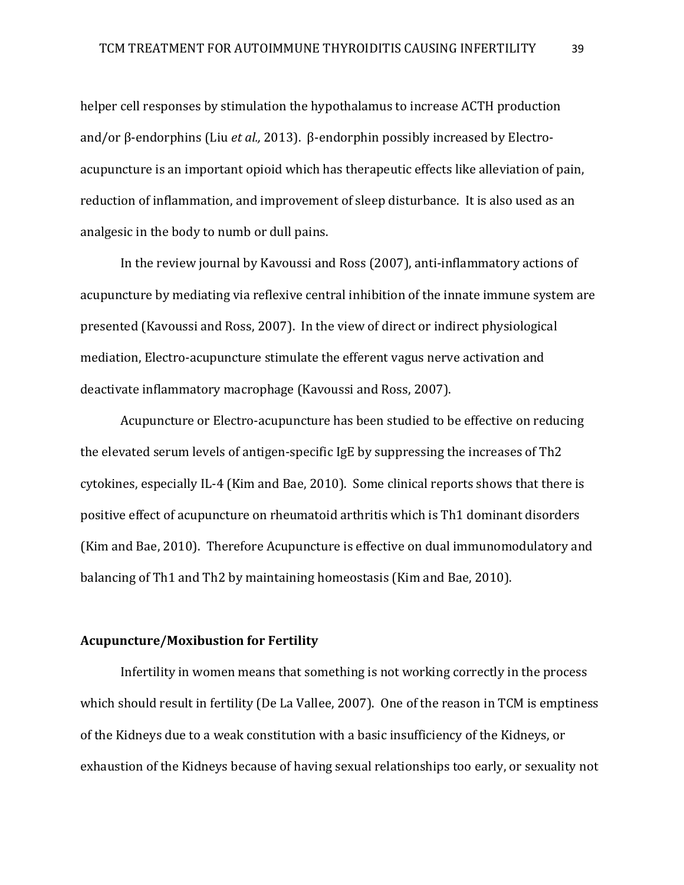helper cell responses by stimulation the hypothalamus to increase ACTH production and/or β-endorphins (Liu *et al.,* 2013). β-endorphin possibly increased by Electro-acupuncture is an important opioid which has therapeutic effects like alleviation of pain, reduction of inflammation, and improvement of sleep disturbance. It is also used as an analgesic in the body to numb or dull pains.

In the review journal by Kavoussi and Ross (2007), anti-inflammatory actions of acupuncture by mediating via reflexive central inhibition of the innate immune system are presented (Kavoussi and Ross, 2007). In the view of direct or indirect physiological mediation, Electro-acupuncture stimulate the efferent vagus nerve activation and deactivate inflammatory macrophage (Kavoussi and Ross, 2007).

Acupuncture or Electro-acupuncture has been studied to be effective on reducing the elevated serum levels of antigen-specific IgE by suppressing the increases of Th2 cytokines, especially IL-4 (Kim and Bae, 2010). Some clinical reports shows that there is positive effect of acupuncture on rheumatoid arthritis which is Th1 dominant disorders (Kim and Bae, 2010). Therefore Acupuncture is effective on dual immunomodulatory and balancing of Th1 and Th2 by maintaining homeostasis (Kim and Bae, 2010).

**Acupuncture/Moxibustion for Fertility**

Infertility in women means that something is not working correctly in the process which should result in fertility (De La Vallee, 2007). One of the reason in TCM is emptiness of the Kidneys due to a weak constitution with a basic insufficiency of the Kidneys, or exhaustion of the Kidneys because of having sexual relationships too early, or sexuality not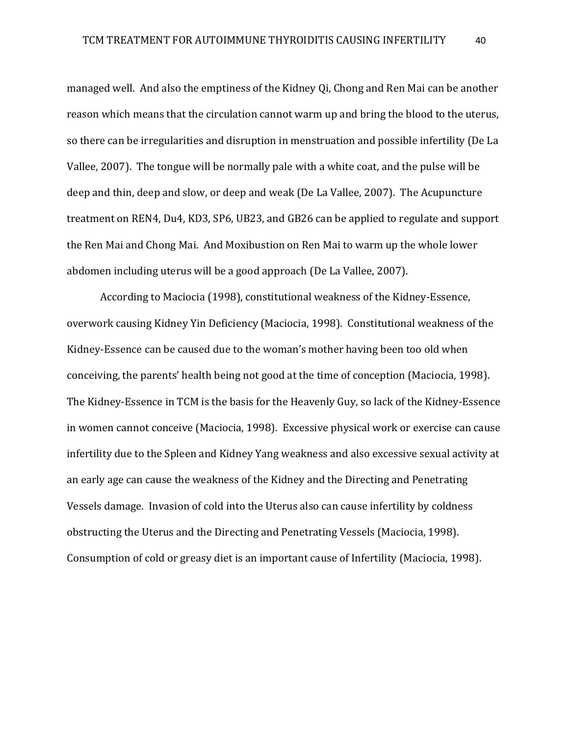managed well. And also the emptiness of the Kidney Qi, Chong and Ren Mai can be another reason which means that the circulation cannot warm up and bring the blood to the uterus, so there can be irregularities and disruption in menstruation and possible infertility (De La Vallee, 2007). The tongue will be normally pale with a white coat, and the pulse will be deep and thin, deep and slow, or deep and weak (De La Vallee, 2007). The Acupuncture treatment on REN4, Du4, KD3, SP6, UB23, and GB26 can be applied to regulate and support the Ren Mai and Chong Mai. And Moxibustion on Ren Mai to warm up the whole lower abdomen including uterus will be a good approach (De La Vallee, 2007).

According to Maciocia (1998), constitutional weakness of the Kidney-Essence, overwork causing Kidney Yin Deficiency (Maciocia, 1998). Constitutional weakness of the Kidney-Essence can be caused due to the woman's mother having been too old when conceiving, the parents' health being not good at the time of conception (Maciocia, 1998). The Kidney-Essence in TCM is the basis for the Heavenly Guy, so lack of the Kidney-Essence in women cannot conceive (Maciocia, 1998). Excessive physical work or exercise can cause infertility due to the Spleen and Kidney Yang weakness and also excessive sexual activity at an early age can cause the weakness of the Kidney and the Directing and Penetrating Vessels damage. Invasion of cold into the Uterus also can cause infertility by coldness obstructing the Uterus and the Directing and Penetrating Vessels (Maciocia, 1998). Consumption of cold or greasy diet is an important cause of Infertility (Maciocia, 1998).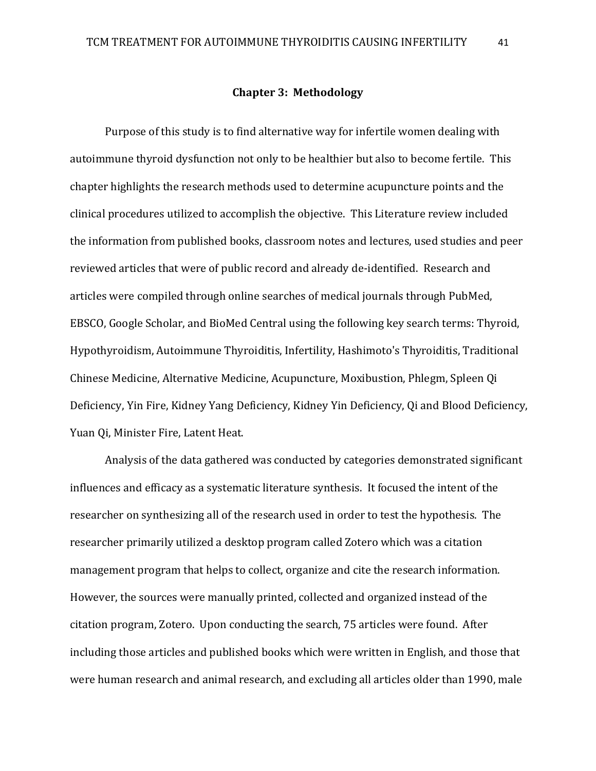## Chapter 3: Methodology

Purpose of this study is to find alternative way for infertile women dealing with autoimmune thyroid dysfunction not only to be healthier but also to become fertile. This chapter highlights the research methods used to determine acupuncture points and the clinical procedures utilized to accomplish the objective. This Literature review included the information from published books, classroom notes and lectures, used studies and peer reviewed articles that were of public record and already de-identified. Research and articles were compiled through online searches of medical journals through PubMed, EBSCO, Google Scholar, and BioMed Central using the following key search terms: Thyroid, Hypothyroidism, Autoimmune Thyroiditis, Infertility, Hashimoto's Thyroiditis, Traditional Chinese Medicine, Alternative Medicine, Acupuncture, Moxibustion, Phlegm, Spleen Qi Deficiency, Yin Fire, Kidney Yang Deficiency, Kidney Yin Deficiency, Qi and Blood Deficiency, Yuan Qi, Minister Fire, Latent Heat.

Analysis of the data gathered was conducted by categories demonstrated significant influences and efficacy as a systematic literature synthesis. It focused the intent of the researcher on synthesizing all of the research used in order to test the hypothesis. The researcher primarily utilized a desktop program called Zotero which was a citation management program that helps to collect, organize and cite the research information. However, the sources were manually printed, collected and organized instead of the citation program, Zotero. Upon conducting the search, 75 articles were found. After including those articles and published books which were written in English, and those that were human research and animal research, and excluding all articles older than 1990, male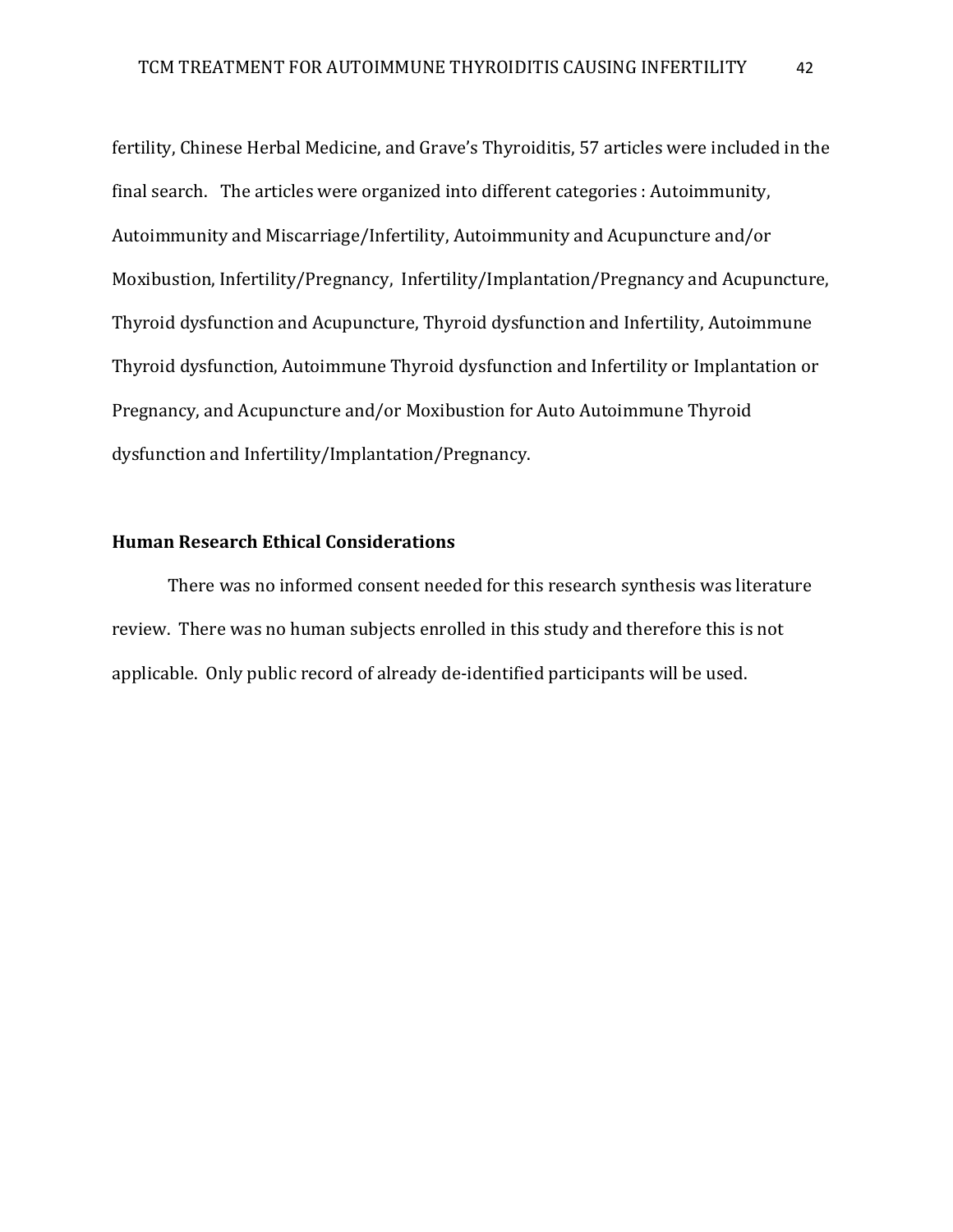fertility, Chinese Herbal Medicine, and Grave's Thyroiditis, 57 articles were included in the final search. The articles were organized into different categories : Autoimmunity, Autoimmunity and Miscarriage/Infertility, Autoimmunity and Acupuncture and/or Moxibustion, Infertility/Pregnancy, Infertility/Implantation/Pregnancy and Acupuncture, Thyroid dysfunction and Acupuncture, Thyroid dysfunction and Infertility, Autoimmune Thyroid dysfunction, Autoimmune Thyroid dysfunction and Infertility or Implantation or Pregnancy, and Acupuncture and/or Moxibustion for Auto Autoimmune Thyroid dysfunction and Infertility/Implantation/Pregnancy.

## Human Research Ethical Considerations

There was no informed consent needed for this research synthesis was literature review. There was no human subjects enrolled in this study and therefore this is not applicable. Only public record of already de-identified participants will be used.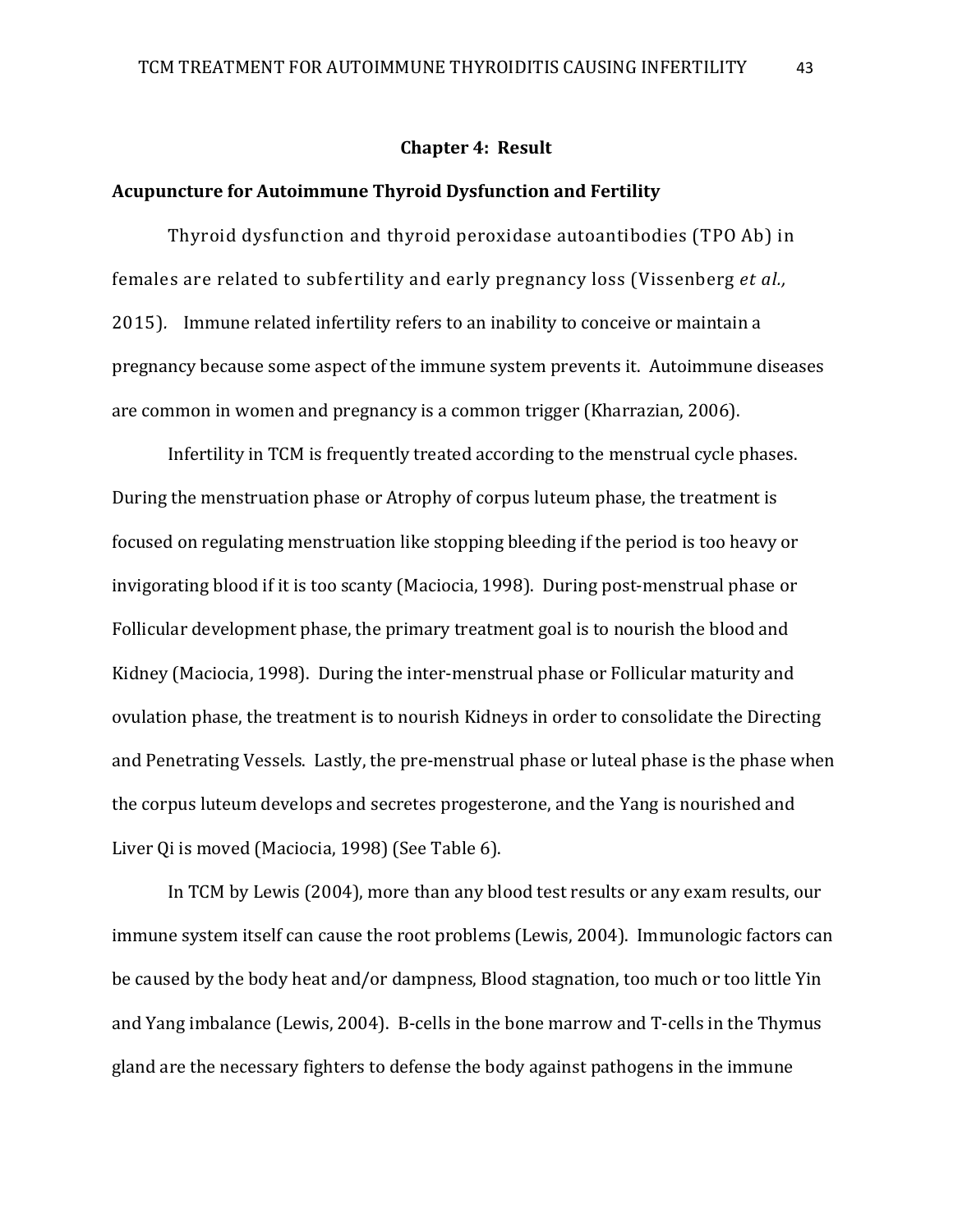## Chapter 4: Result

### Acupuncture for Autoimmune Thyroid Dysfunction and Fertility

Thyroid dysfunction and thyroid peroxidase autoantibodies (TPO Ab) in females are related to subfertility and early pregnancy loss (Vissenberg *et al.,* 2015). Immune related infertility refers to an inability to conceive or maintain a pregnancy because some aspect of the immune system prevents it. Autoimmune diseases are common in women and pregnancy is a common trigger (Kharrazian, 2006).

Infertility in TCM is frequently treated according to the menstrual cycle phases. During the menstruation phase or Atrophy of corpus luteum phase, the treatment is focused on regulating menstruation like stopping bleeding if the period is too heavy or invigorating blood if it is too scanty (Maciocia, 1998). During post-menstrual phase or Follicular development phase, the primary treatment goal is to nourish the blood and Kidney (Maciocia, 1998). During the inter-menstrual phase or Follicular maturity and ovulation phase, the treatment is to nourish Kidneys in order to consolidate the Directing and Penetrating Vessels. Lastly, the pre-menstrual phase or luteal phase is the phase when the corpus luteum develops and secretes progesterone, and the Yang is nourished and Liver Qi is moved (Maciocia, 1998) (See Table 6).

In TCM by Lewis (2004), more than any blood test results or any exam results, our immune system itself can cause the root problems (Lewis, 2004). Immunologic factors can be caused by the body heat and/or dampness, Blood stagnation, too much or too little Yin and Yang imbalance (Lewis, 2004). B-cells in the bone marrow and T-cells in the Thymus gland are the necessary fighters to defense the body against pathogens in the immune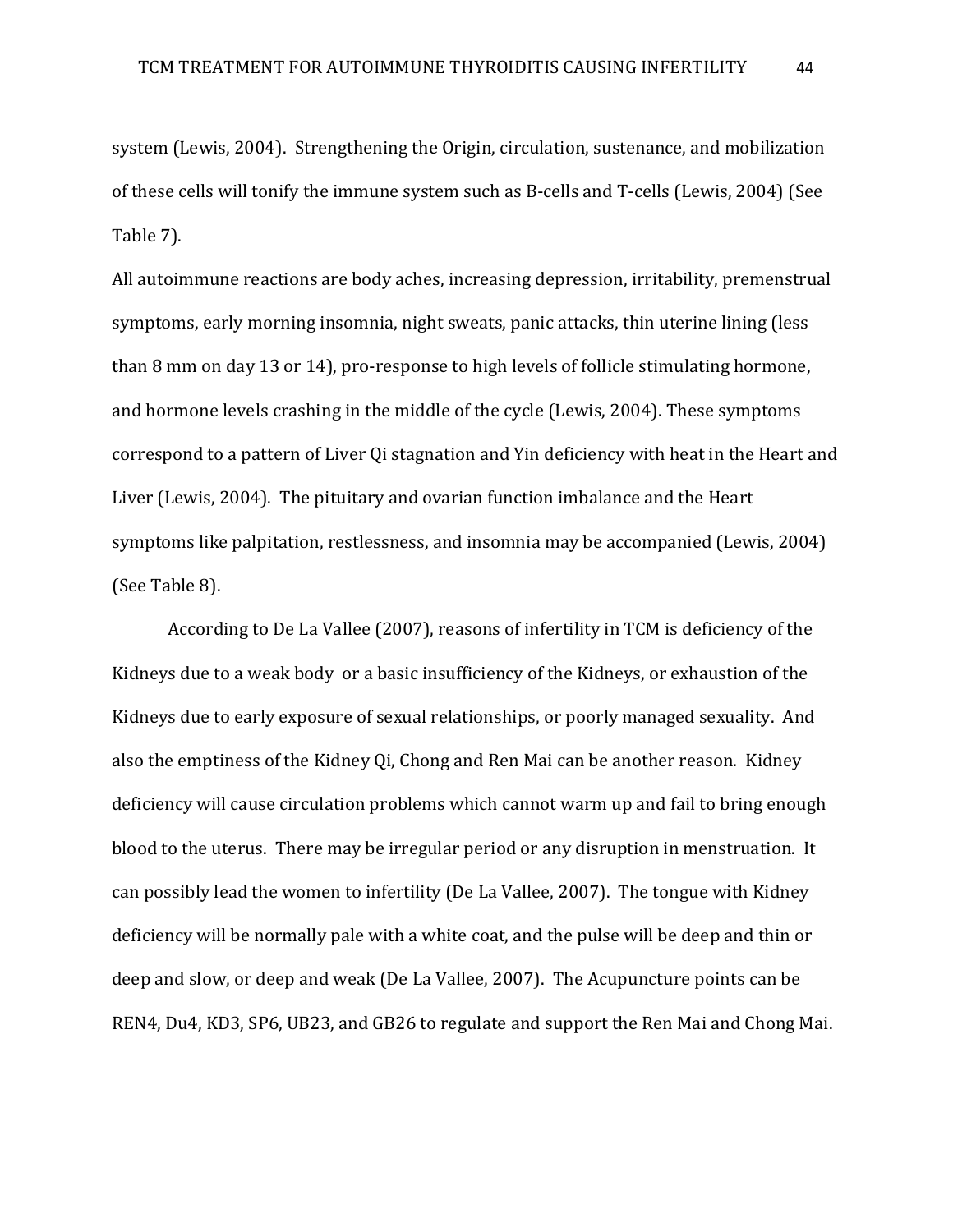system (Lewis, 2004). Strengthening the Origin, circulation, sustenance, and mobilization of these cells will tonify the immune system such as B-cells and T-cells (Lewis, 2004) (See Table 7).

All autoimmune reactions are body aches, increasing depression, irritability, premenstrual symptoms, early morning insomnia, night sweats, panic attacks, thin uterine lining (less than 8 mm on day 13 or 14), pro-response to high levels of follicle stimulating hormone, and hormone levels crashing in the middle of the cycle (Lewis, 2004). These symptoms correspond to a pattern of Liver Qi stagnation and Yin deficiency with heat in the Heart and Liver (Lewis, 2004). The pituitary and ovarian function imbalance and the Heart symptoms like palpitation, restlessness, and insomnia may be accompanied (Lewis, 2004) (See Table 8).

According to De La Vallee (2007), reasons of infertility in TCM is deficiency of the Kidneys due to a weak body or a basic insufficiency of the Kidneys, or exhaustion of the Kidneys due to early exposure of sexual relationships, or poorly managed sexuality. And also the emptiness of the Kidney Qi, Chong and Ren Mai can be another reason. Kidney deficiency will cause circulation problems which cannot warm up and fail to bring enough blood to the uterus. There may be irregular period or any disruption in menstruation. It can possibly lead the women to infertility (De La Vallee, 2007). The tongue with Kidney deficiency will be normally pale with a white coat, and the pulse will be deep and thin or deep and slow, or deep and weak (De La Vallee, 2007). The Acupuncture points can be REN4, Du4, KD3, SP6, UB23, and GB26 to regulate and support the Ren Mai and Chong Mai.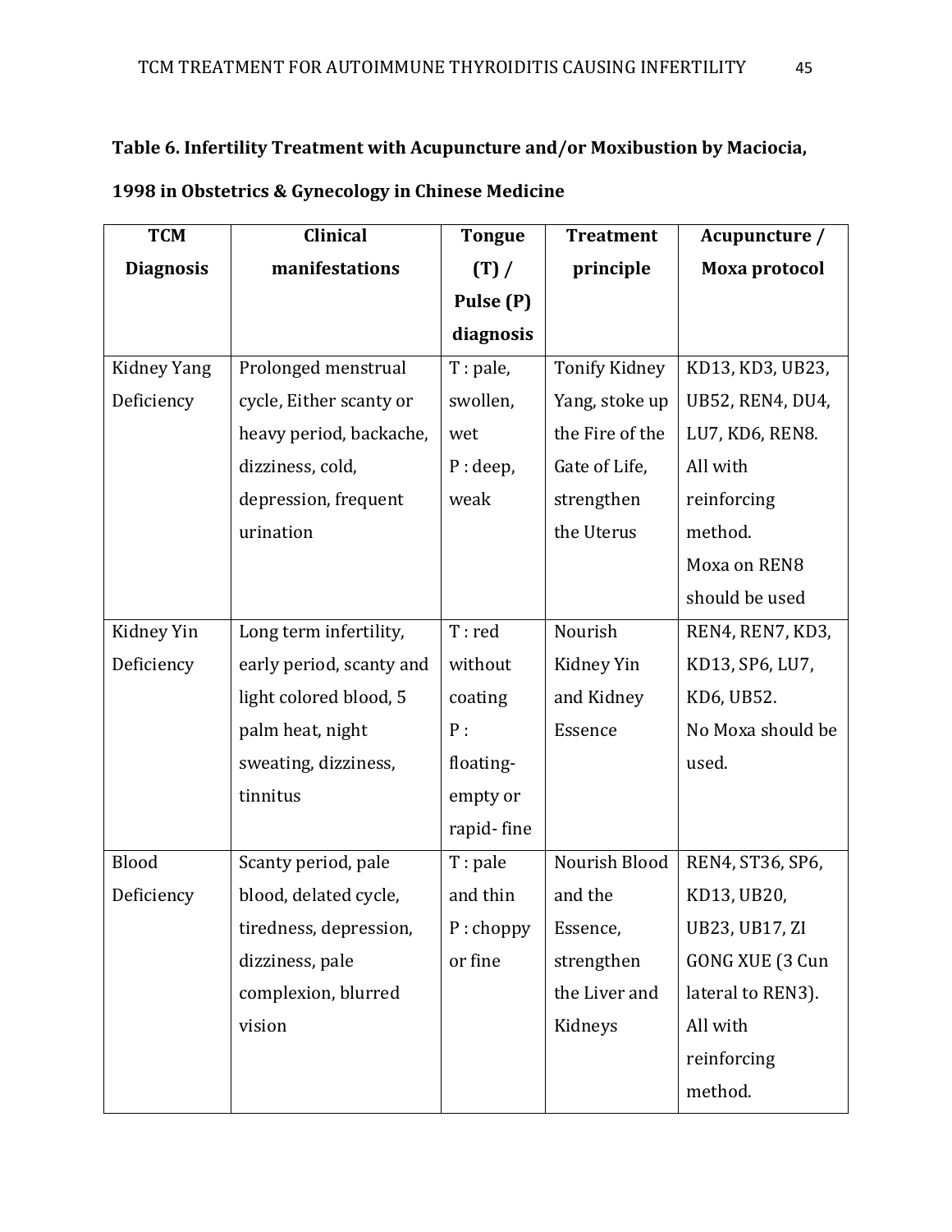**Table 6. Infertility Treatment with Acupuncture and/or Moxibustion by Maciocia, 1998 in Obstetrics & Gynecology in Chinese Medicine**

| TCM Diagnosis | Clinical manifestations | Tongue (T) / Pulse (P) diagnosis | Treatment principle | Acupuncture / Moxa protocol |
|---|---|---|---|---|
| Kidney Yang Deficiency | Prolonged menstrual cycle, Either scanty or heavy period, backache, dizziness, cold, depression, frequent urination | T : pale, swollen, wet P : deep, weak | Tonify Kidney Yang, stoke up the Fire of the Gate of Life, strengthen the Uterus | KD13, KD3, UB23, UB52, REN4, DU4, LU7, KD6, REN8. All with reinforcing method. Moxa on REN8 should be used |
| Kidney Yin Deficiency | Long term infertility, early period, scanty and light colored blood, 5 palm heat, night sweating, dizziness, tinnitus | T : red without coating P : floating-empty or rapid- fine | Nourish Kidney Yin and Kidney Essence | REN4, REN7, KD3, KD13, SP6, LU7, KD6, UB52. No Moxa should be used. |
| Blood Deficiency | Scanty period, pale blood, delated cycle, tiredness, depression, dizziness, pale complexion, blurred vision | T : pale and thin P : choppy or fine | Nourish Blood and the Essence, strengthen the Liver and Kidneys | REN4, ST36, SP6, KD13, UB20, UB23, UB17, ZI GONG XUE (3 Cun lateral to REN3). All with reinforcing method. |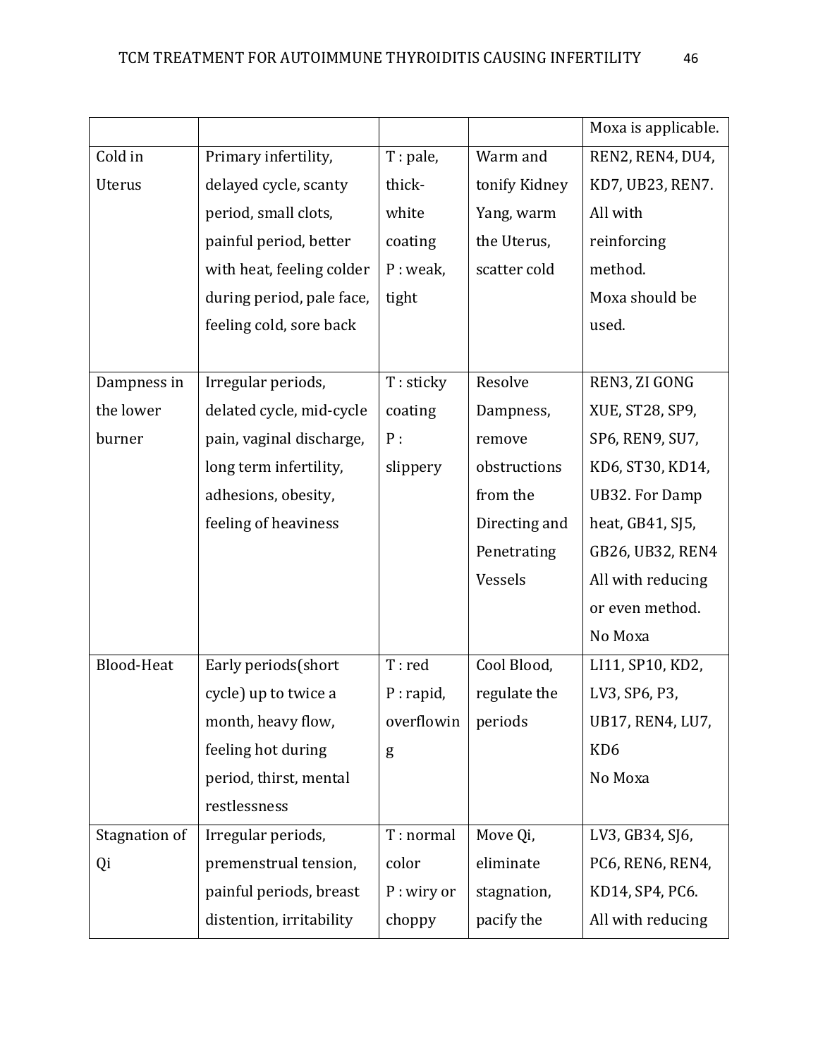| | | | | |
|---|---|---|---|---|
| | | | | Moxa is applicable. |
| Cold in Uterus | Primary infertility, delayed cycle, scanty period, small clots, painful period, better with heat, feeling colder during period, pale face, feeling cold, sore back | T : pale, thick-white coating P : weak, tight | Warm and tonify Kidney Yang, warm the Uterus, scatter cold | REN2, REN4, DU4, KD7, UB23, REN7. All with reinforcing method. Moxa should be used. |
| Dampness in the lower burner | Irregular periods, delated cycle, mid-cycle pain, vaginal discharge, long term infertility, adhesions, obesity, feeling of heaviness | T : sticky coating P : slippery | Resolve Dampness, remove obstructions from the Directing and Penetrating Vessels | REN3, ZI GONG XUE, ST28, SP9, SP6, REN9, SU7, KD6, ST30, KD14, UB32. For Damp heat, GB41, SJ5, GB26, UB32, REN4 All with reducing or even method. No Moxa |
| Blood-Heat | Early periods(short cycle) up to twice a month, heavy flow, feeling hot during period, thirst, mental restlessness | T : red P : rapid, overflowing | Cool Blood, regulate the periods | LI11, SP10, KD2, LV3, SP6, P3, UB17, REN4, LU7, KD6 No Moxa |
| Stagnation of Qi | Irregular periods, premenstrual tension, painful periods, breast distention, irritability | T : normal color P : wiry or choppy | Move Qi, eliminate stagnation, pacify the | LV3, GB34, SJ6, PC6, REN6, REN4, KD14, SP4, PC6. All with reducing |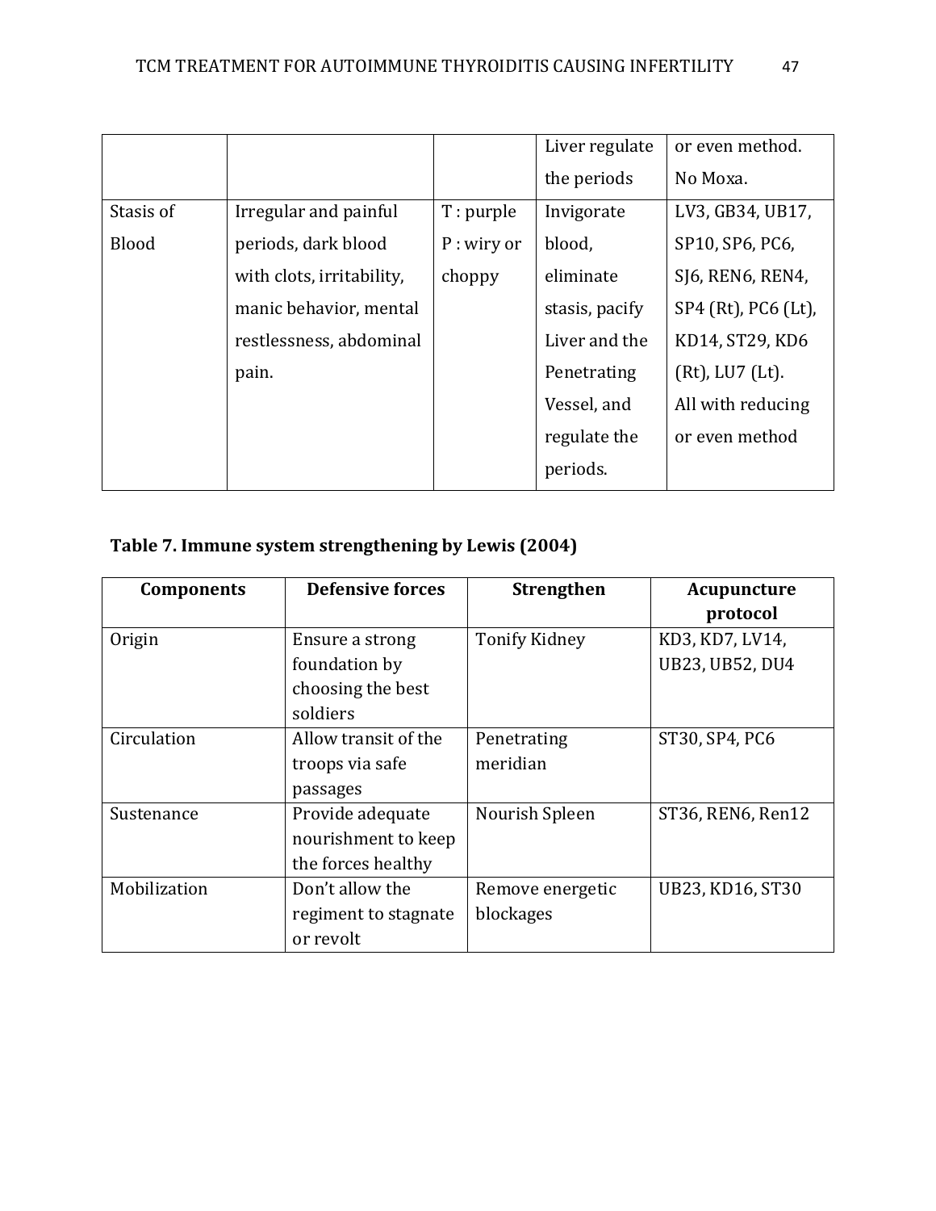| | | | Liver regulate the periods | or even method. No Moxa. |
|---|---|---|---|---|
| Stasis of Blood | Irregular and painful periods, dark blood with clots, irritability, manic behavior, mental restlessness, abdominal pain. | T : purple<br>P : wiry or choppy | Invigorate blood, eliminate stasis, pacify Liver and the Penetrating Vessel, and regulate the periods. | LV3, GB34, UB17, SP10, SP6, PC6, SJ6, REN6, REN4, SP4 (Rt), PC6 (Lt), KD14, ST29, KD6 (Rt), LU7 (Lt). All with reducing or even method |

**Table 7. Immune system strengthening by Lewis (2004)**

| Components | Defensive forces | Strengthen | Acupuncture protocol |
|---|---|---|---|
| Origin | Ensure a strong foundation by choosing the best soldiers | Tonify Kidney | KD3, KD7, LV14, UB23, UB52, DU4 |
| Circulation | Allow transit of the troops via safe passages | Penetrating meridian | ST30, SP4, PC6 |
| Sustenance | Provide adequate nourishment to keep the forces healthy | Nourish Spleen | ST36, REN6, Ren12 |
| Mobilization | Don't allow the regiment to stagnate or revolt | Remove energetic blockages | UB23, KD16, ST30 |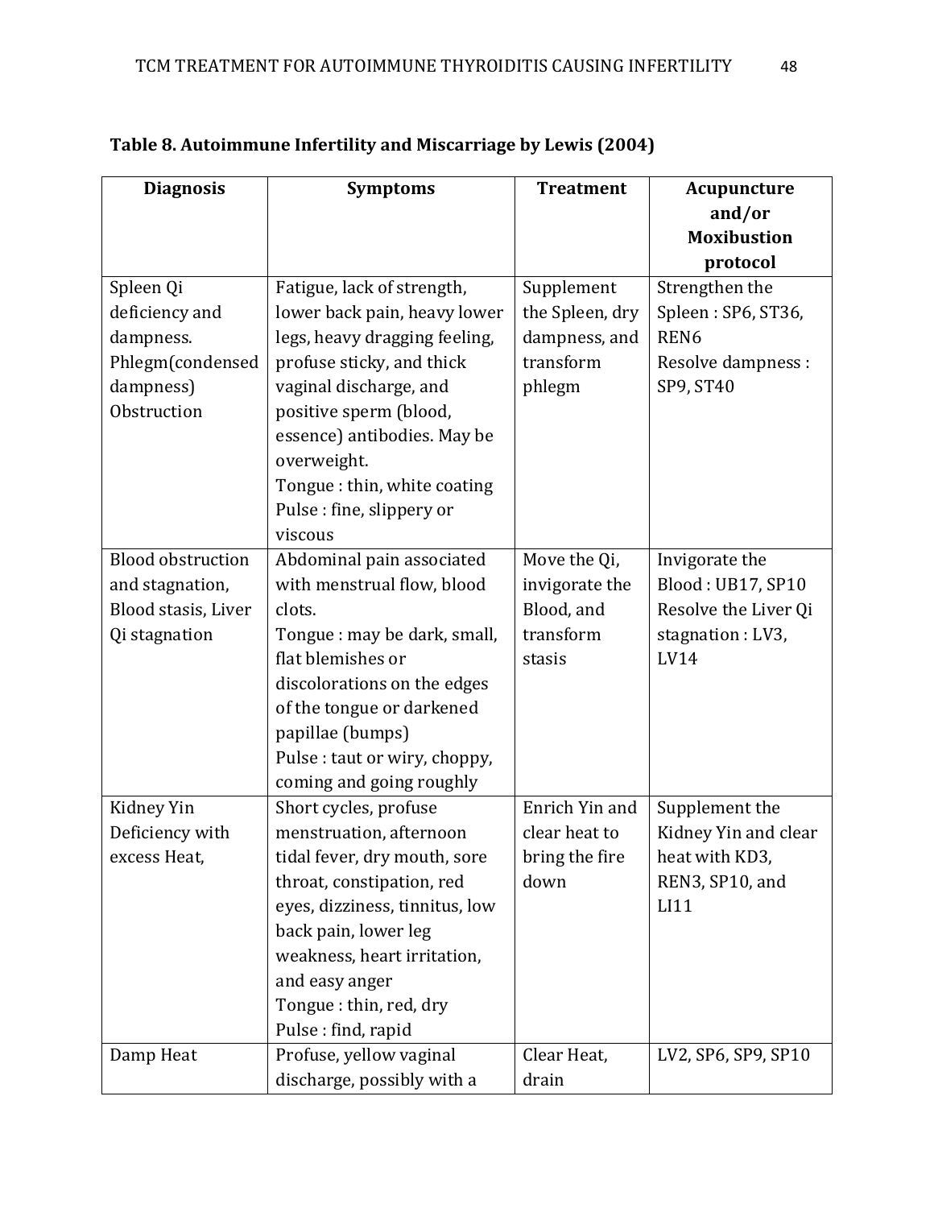**Table 8. Autoimmune Infertility and Miscarriage by Lewis (2004)**

| Diagnosis | Symptoms | Treatment | Acupuncture and/or Moxibustion protocol |
|---|---|---|---|
| Spleen Qi deficiency and dampness. Phlegm(condensed dampness) Obstruction | Fatigue, lack of strength, lower back pain, heavy lower legs, heavy dragging feeling, profuse sticky, and thick vaginal discharge, and positive sperm (blood, essence) antibodies. May be overweight. Tongue : thin, white coating Pulse : fine, slippery or viscous | Supplement the Spleen, dry dampness, and transform phlegm | Strengthen the Spleen : SP6, ST36, REN6 Resolve dampness : SP9, ST40 |
| Blood obstruction and stagnation, Blood stasis, Liver Qi stagnation | Abdominal pain associated with menstrual flow, blood clots. Tongue : may be dark, small, flat blemishes or discolorations on the edges of the tongue or darkened papillae (bumps) Pulse : taut or wiry, choppy, coming and going roughly | Move the Qi, invigorate the Blood, and transform stasis | Invigorate the Blood : UB17, SP10 Resolve the Liver Qi stagnation : LV3, LV14 |
| Kidney Yin Deficiency with excess Heat, | Short cycles, profuse menstruation, afternoon tidal fever, dry mouth, sore throat, constipation, red eyes, dizziness, tinnitus, low back pain, lower leg weakness, heart irritation, and easy anger Tongue : thin, red, dry Pulse : find, rapid | Enrich Yin and clear heat to bring the fire down | Supplement the Kidney Yin and clear heat with KD3, REN3, SP10, and LI11 |
| Damp Heat | Profuse, yellow vaginal discharge, possibly with a | Clear Heat, drain | LV2, SP6, SP9, SP10 |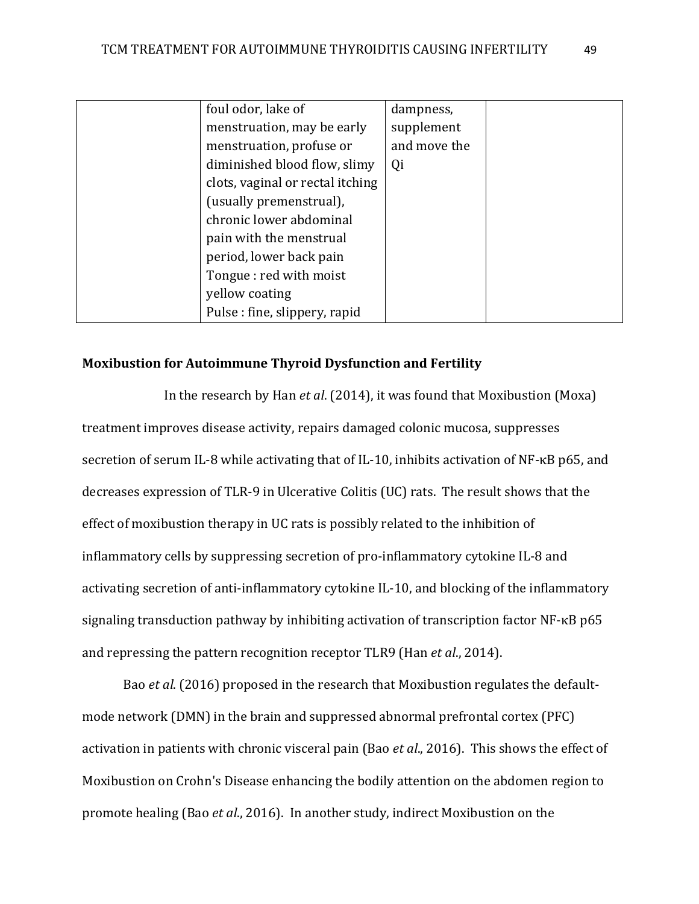| | | | |
|---|---|---|---|
| | foul odor, lake of menstruation, may be early menstruation, profuse or diminished blood flow, slimy clots, vaginal or rectal itching (usually premenstrual), chronic lower abdominal pain with the menstrual period, lower back pain<br>Tongue : red with moist yellow coating<br>Pulse : fine, slippery, rapid | dampness, supplement and move the Qi | |

**Moxibustion for Autoimmune Thyroid Dysfunction and Fertility**

In the research by Han *et al*. (2014), it was found that Moxibustion (Moxa) treatment improves disease activity, repairs damaged colonic mucosa, suppresses secretion of serum IL-8 while activating that of IL-10, inhibits activation of NF-κB p65, and decreases expression of TLR-9 in Ulcerative Colitis (UC) rats. The result shows that the effect of moxibustion therapy in UC rats is possibly related to the inhibition of inflammatory cells by suppressing secretion of pro-inflammatory cytokine IL-8 and activating secretion of anti-inflammatory cytokine IL-10, and blocking of the inflammatory signaling transduction pathway by inhibiting activation of transcription factor NF-κB p65 and repressing the pattern recognition receptor TLR9 (Han *et al*., 2014).

Bao *et al*. (2016) proposed in the research that Moxibustion regulates the default-mode network (DMN) in the brain and suppressed abnormal prefrontal cortex (PFC) activation in patients with chronic visceral pain (Bao *et al*., 2016). This shows the effect of Moxibustion on Crohn's Disease enhancing the bodily attention on the abdomen region to promote healing (Bao *et al*., 2016). In another study, indirect Moxibustion on the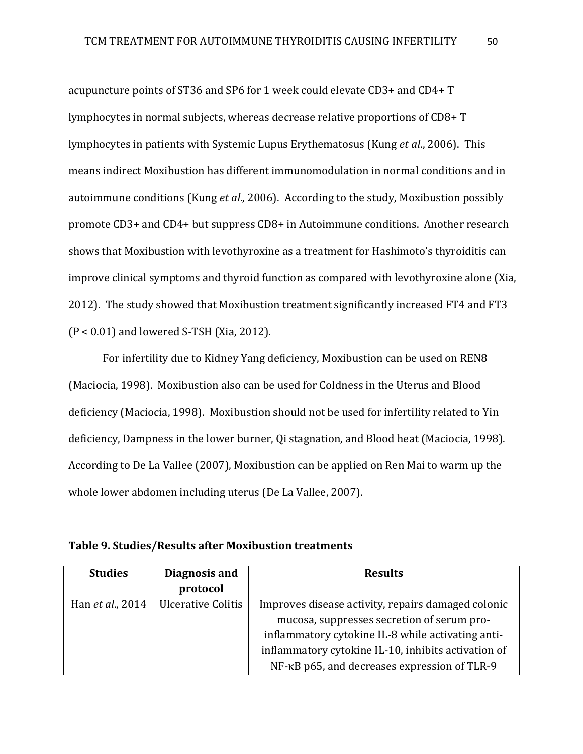acupuncture points of ST36 and SP6 for 1 week could elevate CD3+ and CD4+ T lymphocytes in normal subjects, whereas decrease relative proportions of CD8+ T lymphocytes in patients with Systemic Lupus Erythematosus (Kung *et al.*, 2006). This means indirect Moxibustion has different immunomodulation in normal conditions and in autoimmune conditions (Kung *et al.*, 2006). According to the study, Moxibustion possibly promote CD3+ and CD4+ but suppress CD8+ in Autoimmune conditions. Another research shows that Moxibustion with levothyroxine as a treatment for Hashimoto's thyroiditis can improve clinical symptoms and thyroid function as compared with levothyroxine alone (Xia, 2012). The study showed that Moxibustion treatment significantly increased FT4 and FT3 ($P < 0.01$) and lowered S-TSH (Xia, 2012).

For infertility due to Kidney Yang deficiency, Moxibustion can be used on REN8 (Maciocia, 1998). Moxibustion also can be used for Coldness in the Uterus and Blood deficiency (Maciocia, 1998). Moxibustion should not be used for infertility related to Yin deficiency, Dampness in the lower burner, Qi stagnation, and Blood heat (Maciocia, 1998). According to De La Vallee (2007), Moxibustion can be applied on Ren Mai to warm up the whole lower abdomen including uterus (De La Vallee, 2007).

**Table 9. Studies/Results after Moxibustion treatments**

| Studies | Diagnosis and protocol | Results |
|---|---|---|
| Han *et al.*, 2014 | Ulcerative Colitis | Improves disease activity, repairs damaged colonic mucosa, suppresses secretion of serum pro-inflammatory cytokine IL-8 while activating anti-inflammatory cytokine IL-10, inhibits activation of NF-κB p65, and decreases expression of TLR-9 |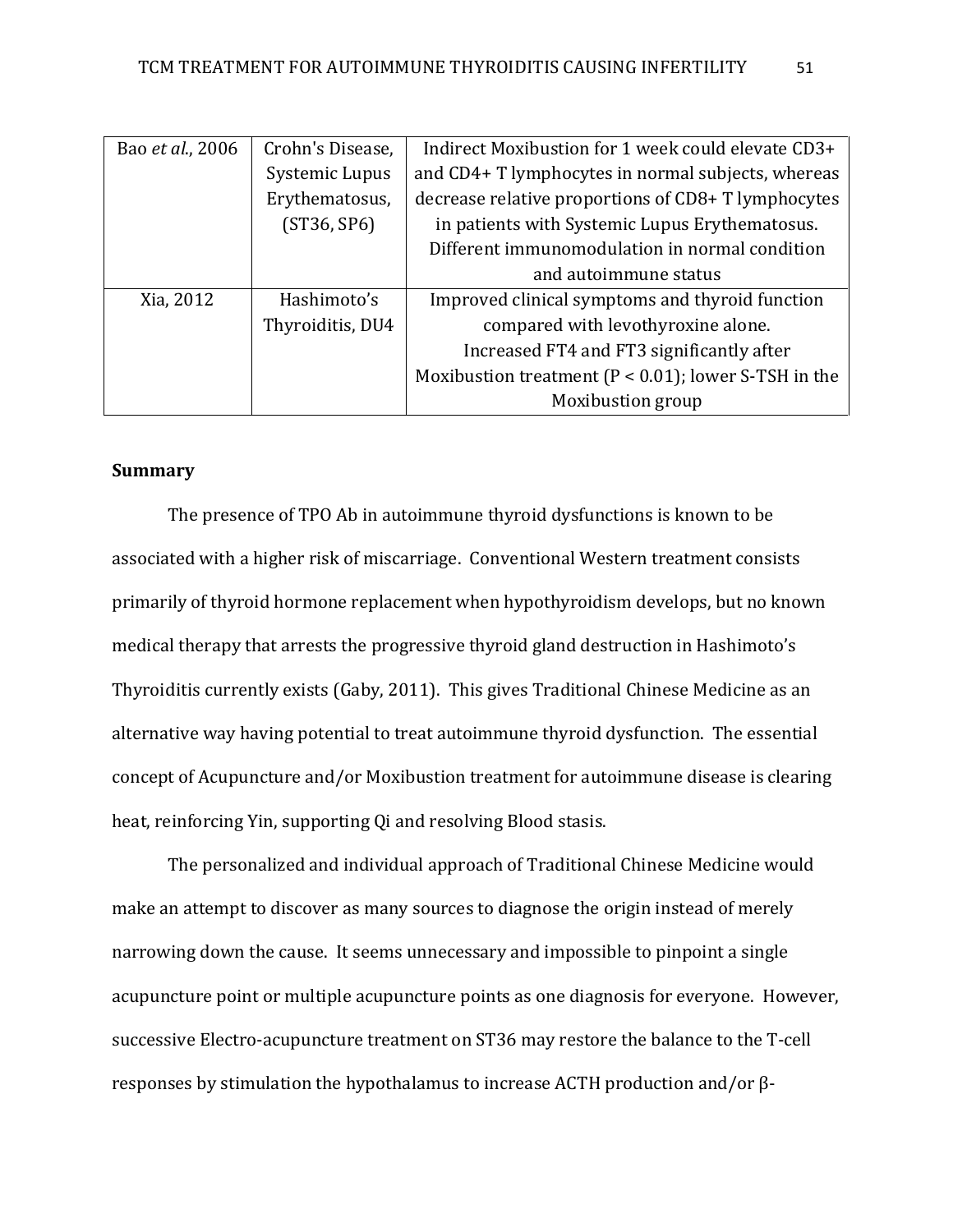| | | |
|---|---|---|
| Bao *et al*., 2006 | Crohn's Disease, Systemic Lupus Erythematosus, (ST36, SP6) | Indirect Moxibustion for 1 week could elevate CD3+ and CD4+ T lymphocytes in normal subjects, whereas decrease relative proportions of CD8+ T lymphocytes in patients with Systemic Lupus Erythematosus. Different immunomodulation in normal condition and autoimmune status |
| Xia, 2012 | Hashimoto's Thyroiditis, DU4 | Improved clinical symptoms and thyroid function compared with levothyroxine alone. Increased FT4 and FT3 significantly after Moxibustion treatment ($P < 0.01$); lower S-TSH in the Moxibustion group |

**Summary**

The presence of TPO Ab in autoimmune thyroid dysfunctions is known to be associated with a higher risk of miscarriage. Conventional Western treatment consists primarily of thyroid hormone replacement when hypothyroidism develops, but no known medical therapy that arrests the progressive thyroid gland destruction in Hashimoto's Thyroiditis currently exists (Gaby, 2011). This gives Traditional Chinese Medicine as an alternative way having potential to treat autoimmune thyroid dysfunction. The essential concept of Acupuncture and/or Moxibustion treatment for autoimmune disease is clearing heat, reinforcing Yin, supporting Qi and resolving Blood stasis.

The personalized and individual approach of Traditional Chinese Medicine would make an attempt to discover as many sources to diagnose the origin instead of merely narrowing down the cause. It seems unnecessary and impossible to pinpoint a single acupuncture point or multiple acupuncture points as one diagnosis for everyone. However, successive Electro-acupuncture treatment on ST36 may restore the balance to the T-cell responses by stimulation the hypothalamus to increase ACTH production and/or β-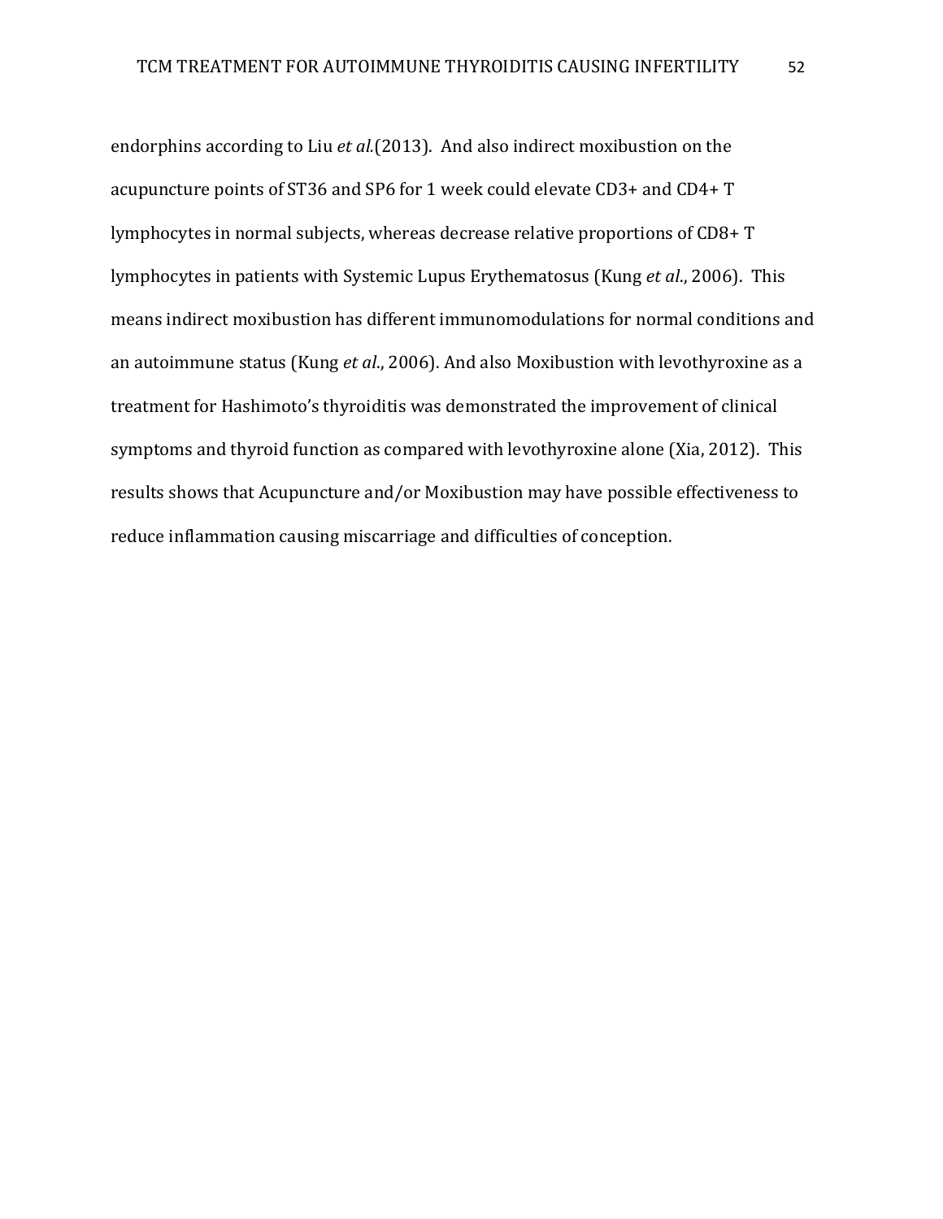endorphins according to Liu *et al.*(2013). And also indirect moxibustion on the acupuncture points of ST36 and SP6 for 1 week could elevate CD3+ and CD4+ T lymphocytes in normal subjects, whereas decrease relative proportions of CD8+ T lymphocytes in patients with Systemic Lupus Erythematosus (Kung *et al*., 2006). This means indirect moxibustion has different immunomodulations for normal conditions and an autoimmune status (Kung *et al*., 2006). And also Moxibustion with levothyroxine as a treatment for Hashimoto's thyroiditis was demonstrated the improvement of clinical symptoms and thyroid function as compared with levothyroxine alone (Xia, 2012). This results shows that Acupuncture and/or Moxibustion may have possible effectiveness to reduce inflammation causing miscarriage and difficulties of conception.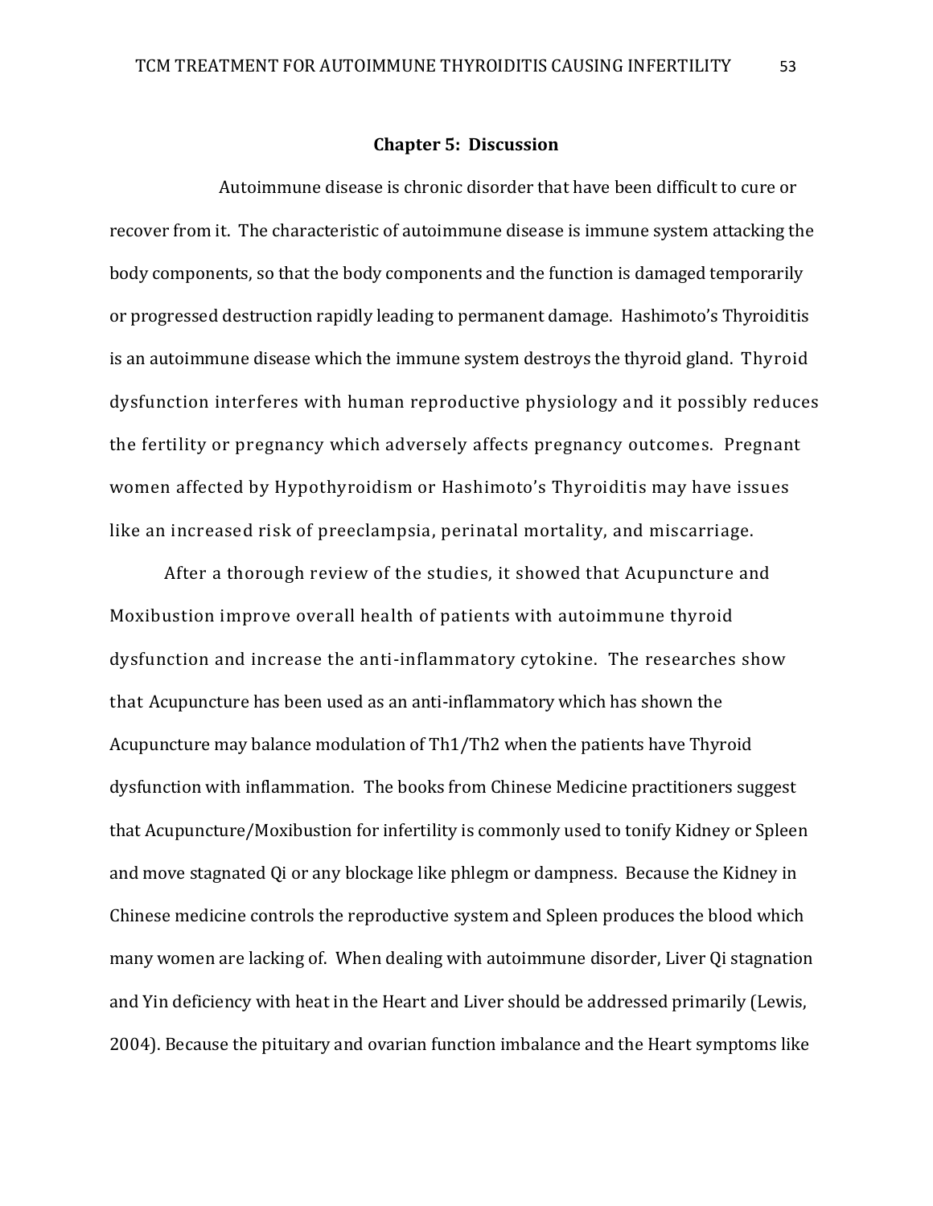## Chapter 5: Discussion

Autoimmune disease is chronic disorder that have been difficult to cure or recover from it. The characteristic of autoimmune disease is immune system attacking the body components, so that the body components and the function is damaged temporarily or progressed destruction rapidly leading to permanent damage. Hashimoto's Thyroiditis is an autoimmune disease which the immune system destroys the thyroid gland. Thyroid dysfunction interferes with human reproductive physiology and it possibly reduces the fertility or pregnancy which adversely affects pregnancy outcomes. Pregnant women affected by Hypothyroidism or Hashimoto's Thyroiditis may have issues like an increased risk of preeclampsia, perinatal mortality, and miscarriage.

After a thorough review of the studies, it showed that Acupuncture and Moxibustion improve overall health of patients with autoimmune thyroid dysfunction and increase the anti-inflammatory cytokine. The researches show that Acupuncture has been used as an anti-inflammatory which has shown the Acupuncture may balance modulation of Th1/Th2 when the patients have Thyroid dysfunction with inflammation. The books from Chinese Medicine practitioners suggest that Acupuncture/Moxibustion for infertility is commonly used to tonify Kidney or Spleen and move stagnated Qi or any blockage like phlegm or dampness. Because the Kidney in Chinese medicine controls the reproductive system and Spleen produces the blood which many women are lacking of. When dealing with autoimmune disorder, Liver Qi stagnation and Yin deficiency with heat in the Heart and Liver should be addressed primarily (Lewis, 2004). Because the pituitary and ovarian function imbalance and the Heart symptoms like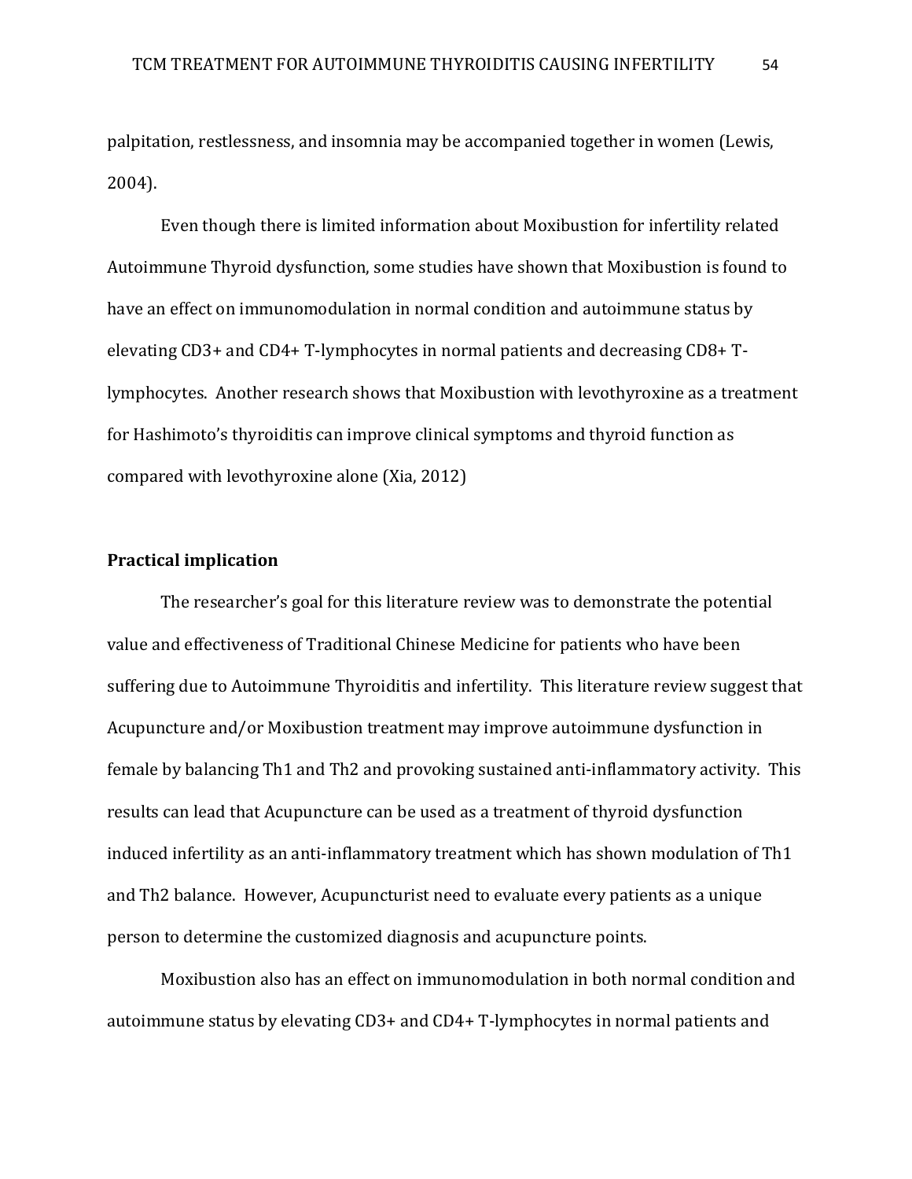palpitation, restlessness, and insomnia may be accompanied together in women (Lewis, 2004).

Even though there is limited information about Moxibustion for infertility related Autoimmune Thyroid dysfunction, some studies have shown that Moxibustion is found to have an effect on immunomodulation in normal condition and autoimmune status by elevating CD3+ and CD4+ T-lymphocytes in normal patients and decreasing CD8+ T-lymphocytes. Another research shows that Moxibustion with levothyroxine as a treatment for Hashimoto's thyroiditis can improve clinical symptoms and thyroid function as compared with levothyroxine alone (Xia, 2012)

**Practical implication**

The researcher's goal for this literature review was to demonstrate the potential value and effectiveness of Traditional Chinese Medicine for patients who have been suffering due to Autoimmune Thyroiditis and infertility. This literature review suggest that Acupuncture and/or Moxibustion treatment may improve autoimmune dysfunction in female by balancing Th1 and Th2 and provoking sustained anti-inflammatory activity. This results can lead that Acupuncture can be used as a treatment of thyroid dysfunction induced infertility as an anti-inflammatory treatment which has shown modulation of Th1 and Th2 balance. However, Acupuncturist need to evaluate every patients as a unique person to determine the customized diagnosis and acupuncture points.

Moxibustion also has an effect on immunomodulation in both normal condition and autoimmune status by elevating CD3+ and CD4+ T-lymphocytes in normal patients and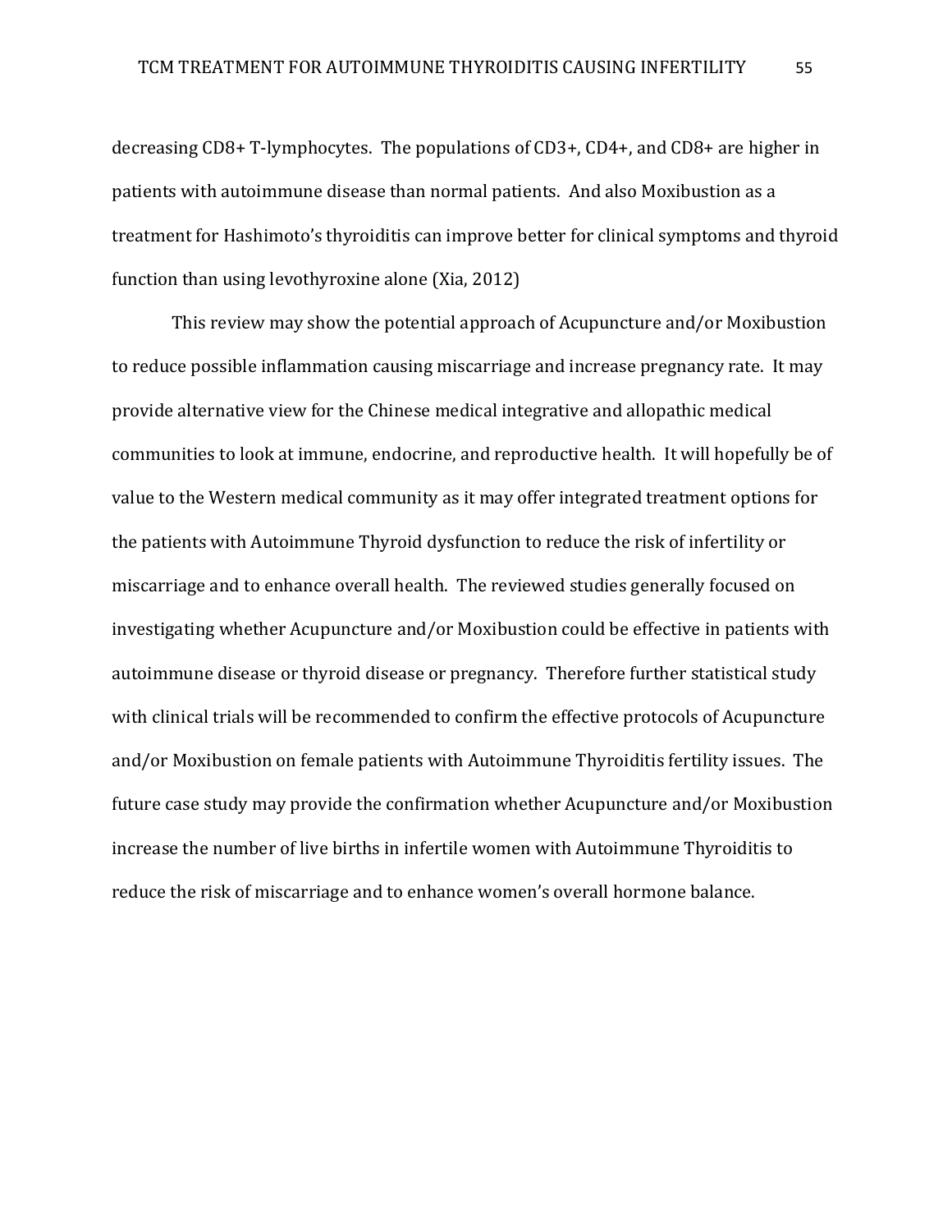decreasing CD8+ T-lymphocytes. The populations of CD3+, CD4+, and CD8+ are higher in patients with autoimmune disease than normal patients. And also Moxibustion as a treatment for Hashimoto's thyroiditis can improve better for clinical symptoms and thyroid function than using levothyroxine alone (Xia, 2012)

This review may show the potential approach of Acupuncture and/or Moxibustion to reduce possible inflammation causing miscarriage and increase pregnancy rate. It may provide alternative view for the Chinese medical integrative and allopathic medical communities to look at immune, endocrine, and reproductive health. It will hopefully be of value to the Western medical community as it may offer integrated treatment options for the patients with Autoimmune Thyroid dysfunction to reduce the risk of infertility or miscarriage and to enhance overall health. The reviewed studies generally focused on investigating whether Acupuncture and/or Moxibustion could be effective in patients with autoimmune disease or thyroid disease or pregnancy. Therefore further statistical study with clinical trials will be recommended to confirm the effective protocols of Acupuncture and/or Moxibustion on female patients with Autoimmune Thyroiditis fertility issues. The future case study may provide the confirmation whether Acupuncture and/or Moxibustion increase the number of live births in infertile women with Autoimmune Thyroiditis to reduce the risk of miscarriage and to enhance women's overall hormone balance.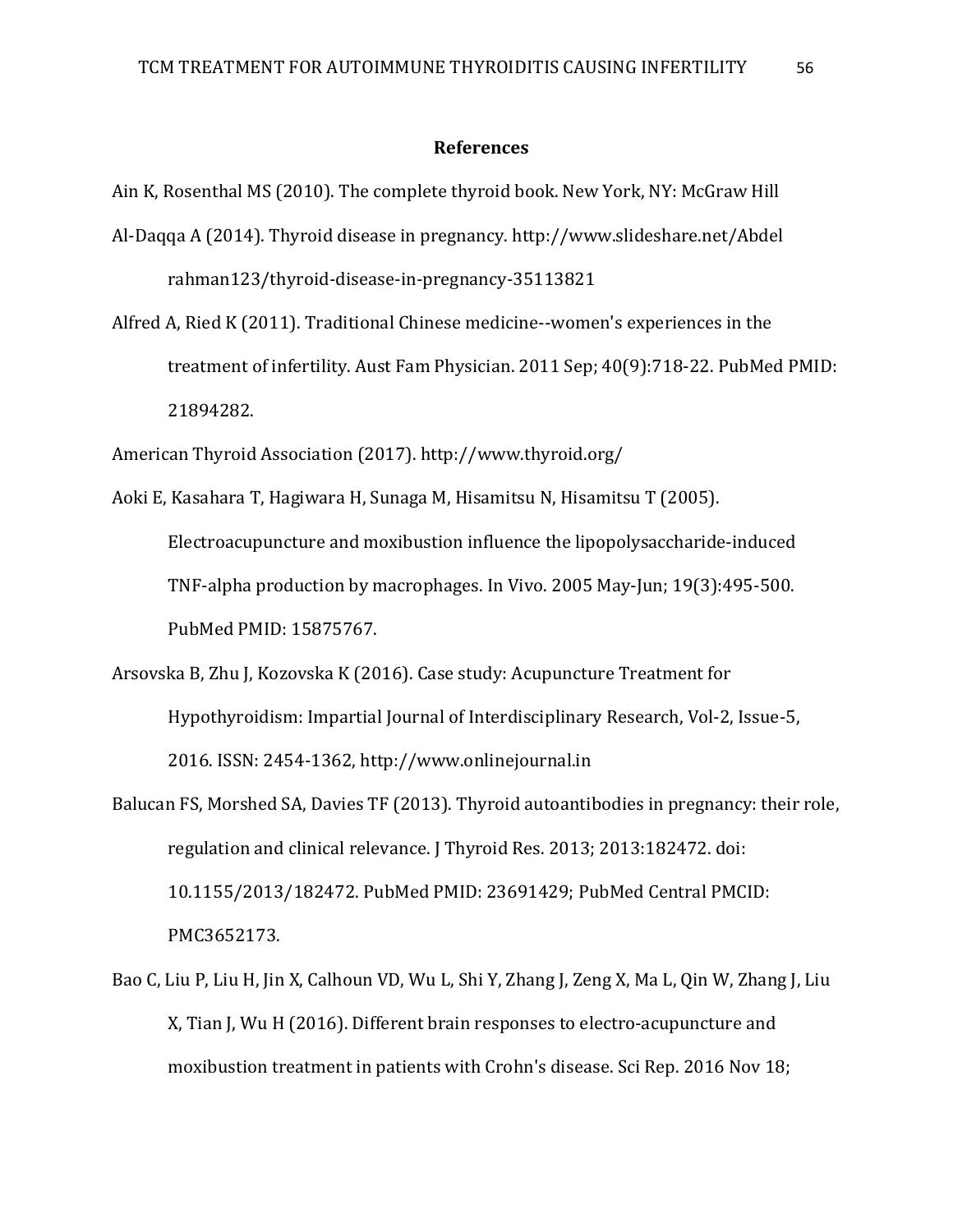## References

Ain K, Rosenthal MS (2010). The complete thyroid book. New York, NY: McGraw Hill

Al-Daqqa A (2014). Thyroid disease in pregnancy. http://www.slideshare.net/Abdelrahman123/thyroid-disease-in-pregnancy-35113821

Alfred A, Ried K (2011). Traditional Chinese medicine--women's experiences in the treatment of infertility. Aust Fam Physician. 2011 Sep; 40(9):718-22. PubMed PMID: 21894282.

American Thyroid Association (2017). http://www.thyroid.org/

Aoki E, Kasahara T, Hagiwara H, Sunaga M, Hisamitsu N, Hisamitsu T (2005). Electroacupuncture and moxibustion influence the lipopolysaccharide-induced TNF-alpha production by macrophages. In Vivo. 2005 May-Jun; 19(3):495-500. PubMed PMID: 15875767.

Arsovska B, Zhu J, Kozovska K (2016). Case study: Acupuncture Treatment for Hypothyroidism: Impartial Journal of Interdisciplinary Research, Vol-2, Issue-5, 2016. ISSN: 2454-1362, http://www.onlinejournal.in

Balucan FS, Morshed SA, Davies TF (2013). Thyroid autoantibodies in pregnancy: their role, regulation and clinical relevance. J Thyroid Res. 2013; 2013:182472. doi: 10.1155/2013/182472. PubMed PMID: 23691429; PubMed Central PMCID: PMC3652173.

Bao C, Liu P, Liu H, Jin X, Calhoun VD, Wu L, Shi Y, Zhang J, Zeng X, Ma L, Qin W, Zhang J, Liu X, Tian J, Wu H (2016). Different brain responses to electro-acupuncture and moxibustion treatment in patients with Crohn's disease. Sci Rep. 2016 Nov 18;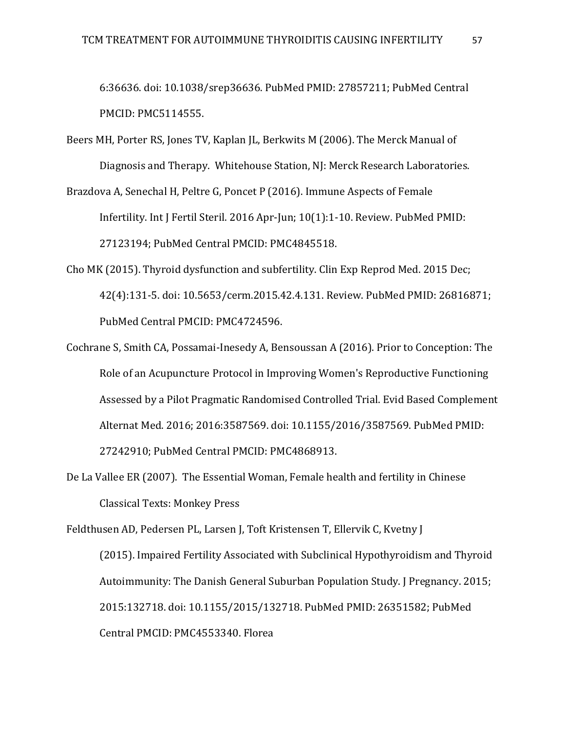6:36636. doi: 10.1038/srep36636. PubMed PMID: 27857211; PubMed Central PMCID: PMC5114555.

Beers MH, Porter RS, Jones TV, Kaplan JL, Berkwits M (2006). The Merck Manual of Diagnosis and Therapy. Whitehouse Station, NJ: Merck Research Laboratories.

Brazdova A, Senechal H, Peltre G, Poncet P (2016). Immune Aspects of Female Infertility. Int J Fertil Steril. 2016 Apr-Jun; 10(1):1-10. Review. PubMed PMID: 27123194; PubMed Central PMCID: PMC4845518.

Cho MK (2015). Thyroid dysfunction and subfertility. Clin Exp Reprod Med. 2015 Dec; 42(4):131-5. doi: 10.5653/cerm.2015.42.4.131. Review. PubMed PMID: 26816871; PubMed Central PMCID: PMC4724596.

Cochrane S, Smith CA, Possamai-Inesedy A, Bensoussan A (2016). Prior to Conception: The Role of an Acupuncture Protocol in Improving Women's Reproductive Functioning Assessed by a Pilot Pragmatic Randomised Controlled Trial. Evid Based Complement Alternat Med. 2016; 2016:3587569. doi: 10.1155/2016/3587569. PubMed PMID: 27242910; PubMed Central PMCID: PMC4868913.

De La Vallee ER (2007). The Essential Woman, Female health and fertility in Chinese Classical Texts: Monkey Press

Feldthusen AD, Pedersen PL, Larsen J, Toft Kristensen T, Ellervik C, Kvetny J (2015). Impaired Fertility Associated with Subclinical Hypothyroidism and Thyroid Autoimmunity: The Danish General Suburban Population Study. J Pregnancy. 2015; 2015:132718. doi: 10.1155/2015/132718. PubMed PMID: 26351582; PubMed Central PMCID: PMC4553340. Florea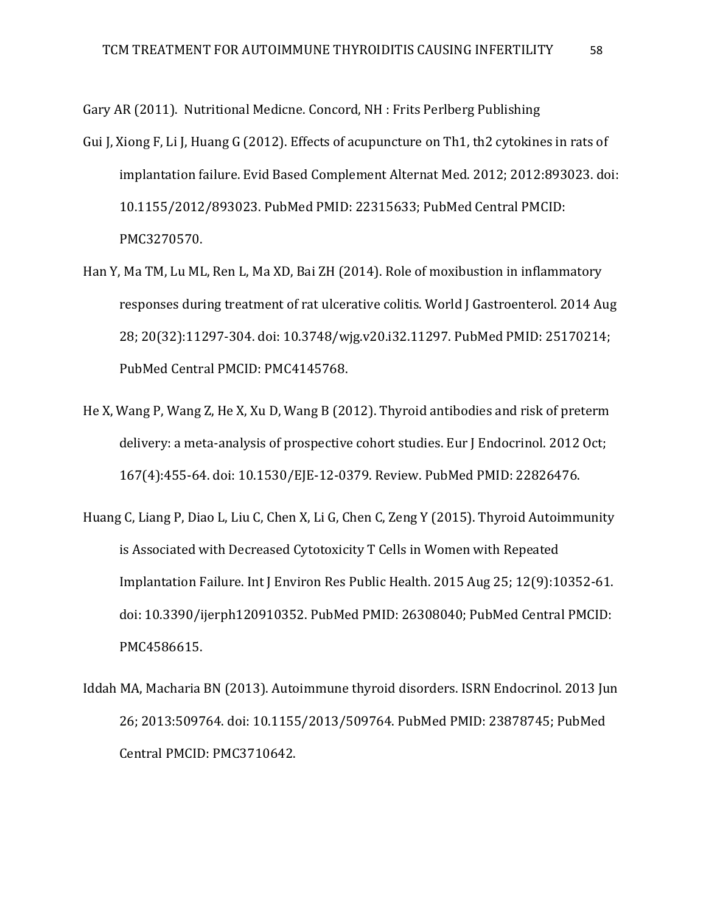Gary AR (2011). Nutritional Medicne. Concord, NH : Frits Perlberg Publishing

Gui J, Xiong F, Li J, Huang G (2012). Effects of acupuncture on Th1, th2 cytokines in rats of implantation failure. Evid Based Complement Alternat Med. 2012; 2012:893023. doi: 10.1155/2012/893023. PubMed PMID: 22315633; PubMed Central PMCID: PMC3270570.

Han Y, Ma TM, Lu ML, Ren L, Ma XD, Bai ZH (2014). Role of moxibustion in inflammatory responses during treatment of rat ulcerative colitis. World J Gastroenterol. 2014 Aug 28; 20(32):11297-304. doi: 10.3748/wjg.v20.i32.11297. PubMed PMID: 25170214; PubMed Central PMCID: PMC4145768.

He X, Wang P, Wang Z, He X, Xu D, Wang B (2012). Thyroid antibodies and risk of preterm delivery: a meta-analysis of prospective cohort studies. Eur J Endocrinol. 2012 Oct; 167(4):455-64. doi: 10.1530/EJE-12-0379. Review. PubMed PMID: 22826476.

Huang C, Liang P, Diao L, Liu C, Chen X, Li G, Chen C, Zeng Y (2015). Thyroid Autoimmunity is Associated with Decreased Cytotoxicity T Cells in Women with Repeated Implantation Failure. Int J Environ Res Public Health. 2015 Aug 25; 12(9):10352-61. doi: 10.3390/ijerph120910352. PubMed PMID: 26308040; PubMed Central PMCID: PMC4586615.

Iddah MA, Macharia BN (2013). Autoimmune thyroid disorders. ISRN Endocrinol. 2013 Jun 26; 2013:509764. doi: 10.1155/2013/509764. PubMed PMID: 23878745; PubMed Central PMCID: PMC3710642.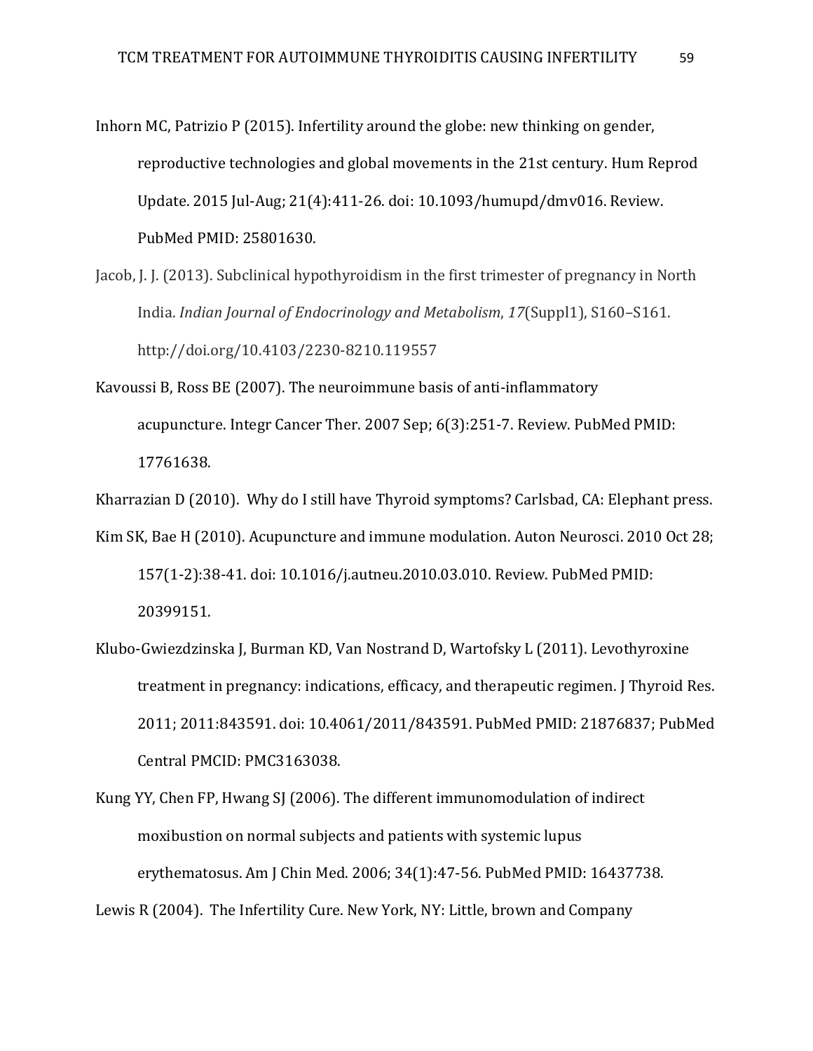Inhorn MC, Patrizio P (2015). Infertility around the globe: new thinking on gender, reproductive technologies and global movements in the 21st century. Hum Reprod Update. 2015 Jul-Aug; 21(4):411-26. doi: 10.1093/humupd/dmv016. Review. PubMed PMID: 25801630.

Jacob, J. J. (2013). Subclinical hypothyroidism in the first trimester of pregnancy in North India. *Indian Journal of Endocrinology and Metabolism*, *17*(Suppl1), S160–S161. http://doi.org/10.4103/2230-8210.119557

Kavoussi B, Ross BE (2007). The neuroimmune basis of anti-inflammatory acupuncture. Integr Cancer Ther. 2007 Sep; 6(3):251-7. Review. PubMed PMID: 17761638.

Kharrazian D (2010). Why do I still have Thyroid symptoms? Carlsbad, CA: Elephant press.

Kim SK, Bae H (2010). Acupuncture and immune modulation. Auton Neurosci. 2010 Oct 28; 157(1-2):38-41. doi: 10.1016/j.autneu.2010.03.010. Review. PubMed PMID: 20399151.

Klubo-Gwiezdzinska J, Burman KD, Van Nostrand D, Wartofsky L (2011). Levothyroxine treatment in pregnancy: indications, efficacy, and therapeutic regimen. J Thyroid Res. 2011; 2011:843591. doi: 10.4061/2011/843591. PubMed PMID: 21876837; PubMed Central PMCID: PMC3163038.

Kung YY, Chen FP, Hwang SJ (2006). The different immunomodulation of indirect moxibustion on normal subjects and patients with systemic lupus erythematosus. Am J Chin Med. 2006; 34(1):47-56. PubMed PMID: 16437738.

Lewis R (2004). The Infertility Cure. New York, NY: Little, brown and Company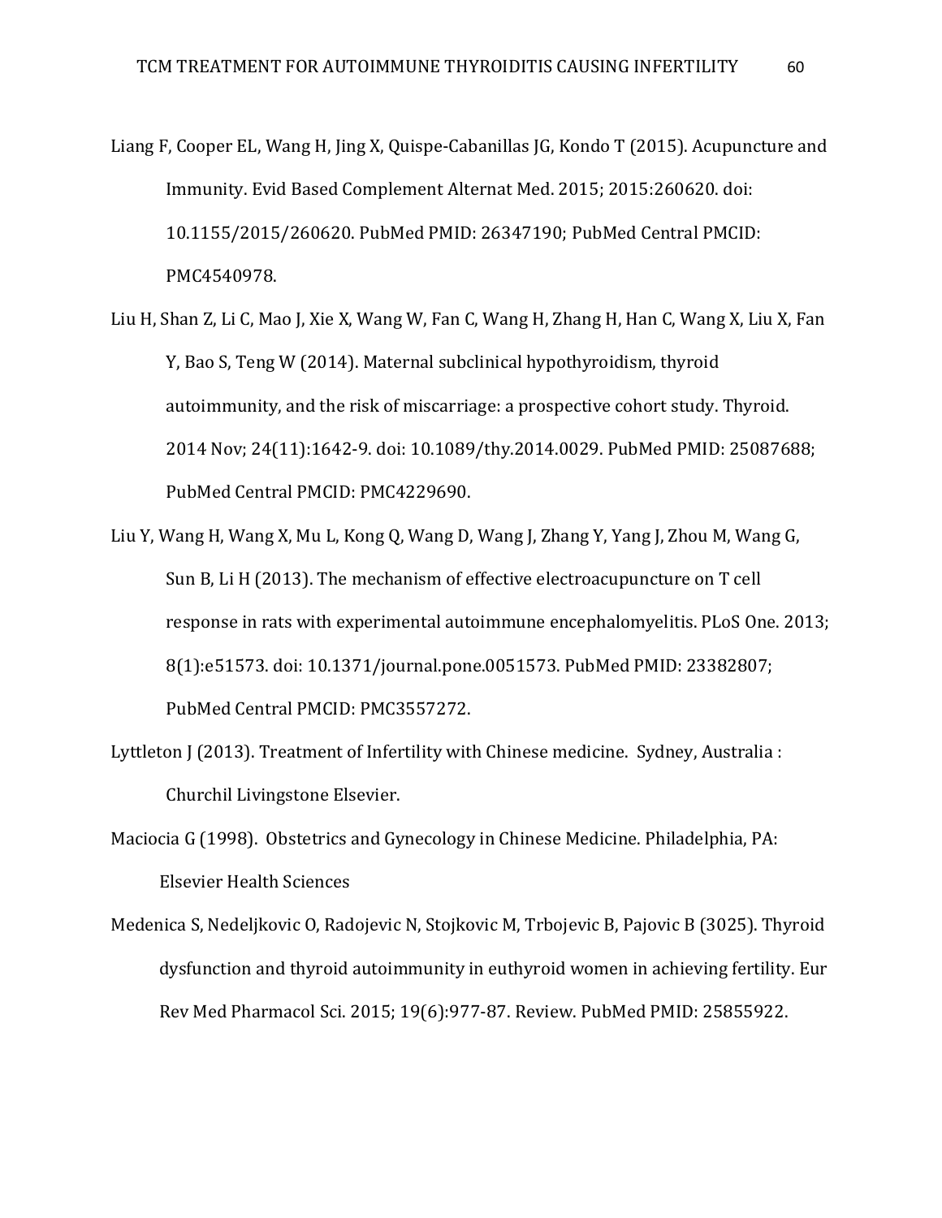Liang F, Cooper EL, Wang H, Jing X, Quispe-Cabanillas JG, Kondo T (2015). Acupuncture and Immunity. Evid Based Complement Alternat Med. 2015; 2015:260620. doi: 10.1155/2015/260620. PubMed PMID: 26347190; PubMed Central PMCID: PMC4540978.

Liu H, Shan Z, Li C, Mao J, Xie X, Wang W, Fan C, Wang H, Zhang H, Han C, Wang X, Liu X, Fan Y, Bao S, Teng W (2014). Maternal subclinical hypothyroidism, thyroid autoimmunity, and the risk of miscarriage: a prospective cohort study. Thyroid. 2014 Nov; 24(11):1642-9. doi: 10.1089/thy.2014.0029. PubMed PMID: 25087688; PubMed Central PMCID: PMC4229690.

Liu Y, Wang H, Wang X, Mu L, Kong Q, Wang D, Wang J, Zhang Y, Yang J, Zhou M, Wang G, Sun B, Li H (2013). The mechanism of effective electroacupuncture on T cell response in rats with experimental autoimmune encephalomyelitis. PLoS One. 2013; 8(1):e51573. doi: 10.1371/journal.pone.0051573. PubMed PMID: 23382807; PubMed Central PMCID: PMC3557272.

Lyttleton J (2013). Treatment of Infertility with Chinese medicine. Sydney, Australia : Churchil Livingstone Elsevier.

Maciocia G (1998). Obstetrics and Gynecology in Chinese Medicine. Philadelphia, PA: Elsevier Health Sciences

Medenica S, Nedeljkovic O, Radojevic N, Stojkovic M, Trbojevic B, Pajovic B (3025). Thyroid dysfunction and thyroid autoimmunity in euthyroid women in achieving fertility. Eur Rev Med Pharmacol Sci. 2015; 19(6):977-87. Review. PubMed PMID: 25855922.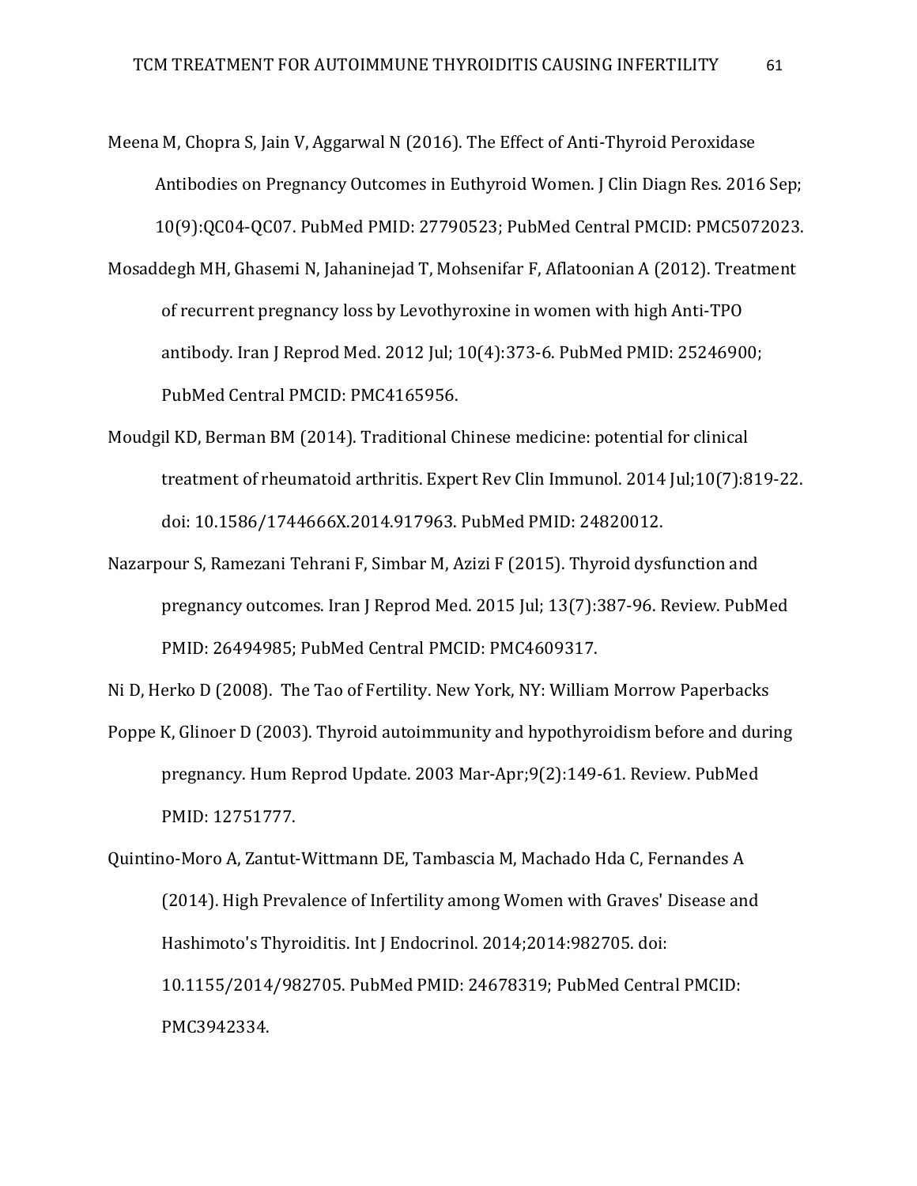Meena M, Chopra S, Jain V, Aggarwal N (2016). The Effect of Anti-Thyroid Peroxidase Antibodies on Pregnancy Outcomes in Euthyroid Women. J Clin Diagn Res. 2016 Sep; 10(9):QC04-QC07. PubMed PMID: 27790523; PubMed Central PMCID: PMC5072023.

Mosaddegh MH, Ghasemi N, Jahaninejad T, Mohsenifar F, Aflatoonian A (2012). Treatment of recurrent pregnancy loss by Levothyroxine in women with high Anti-TPO antibody. Iran J Reprod Med. 2012 Jul; 10(4):373-6. PubMed PMID: 25246900; PubMed Central PMCID: PMC4165956.

Moudgil KD, Berman BM (2014). Traditional Chinese medicine: potential for clinical treatment of rheumatoid arthritis. Expert Rev Clin Immunol. 2014 Jul;10(7):819-22. doi: 10.1586/1744666X.2014.917963. PubMed PMID: 24820012.

Nazarpour S, Ramezani Tehrani F, Simbar M, Azizi F (2015). Thyroid dysfunction and pregnancy outcomes. Iran J Reprod Med. 2015 Jul; 13(7):387-96. Review. PubMed PMID: 26494985; PubMed Central PMCID: PMC4609317.

Ni D, Herko D (2008). The Tao of Fertility. New York, NY: William Morrow Paperbacks

Poppe K, Glinoer D (2003). Thyroid autoimmunity and hypothyroidism before and during pregnancy. Hum Reprod Update. 2003 Mar-Apr;9(2):149-61. Review. PubMed PMID: 12751777.

Quintino-Moro A, Zantut-Wittmann DE, Tambascia M, Machado Hda C, Fernandes A (2014). High Prevalence of Infertility among Women with Graves' Disease and Hashimoto's Thyroiditis. Int J Endocrinol. 2014;2014:982705. doi: 10.1155/2014/982705. PubMed PMID: 24678319; PubMed Central PMCID: PMC3942334.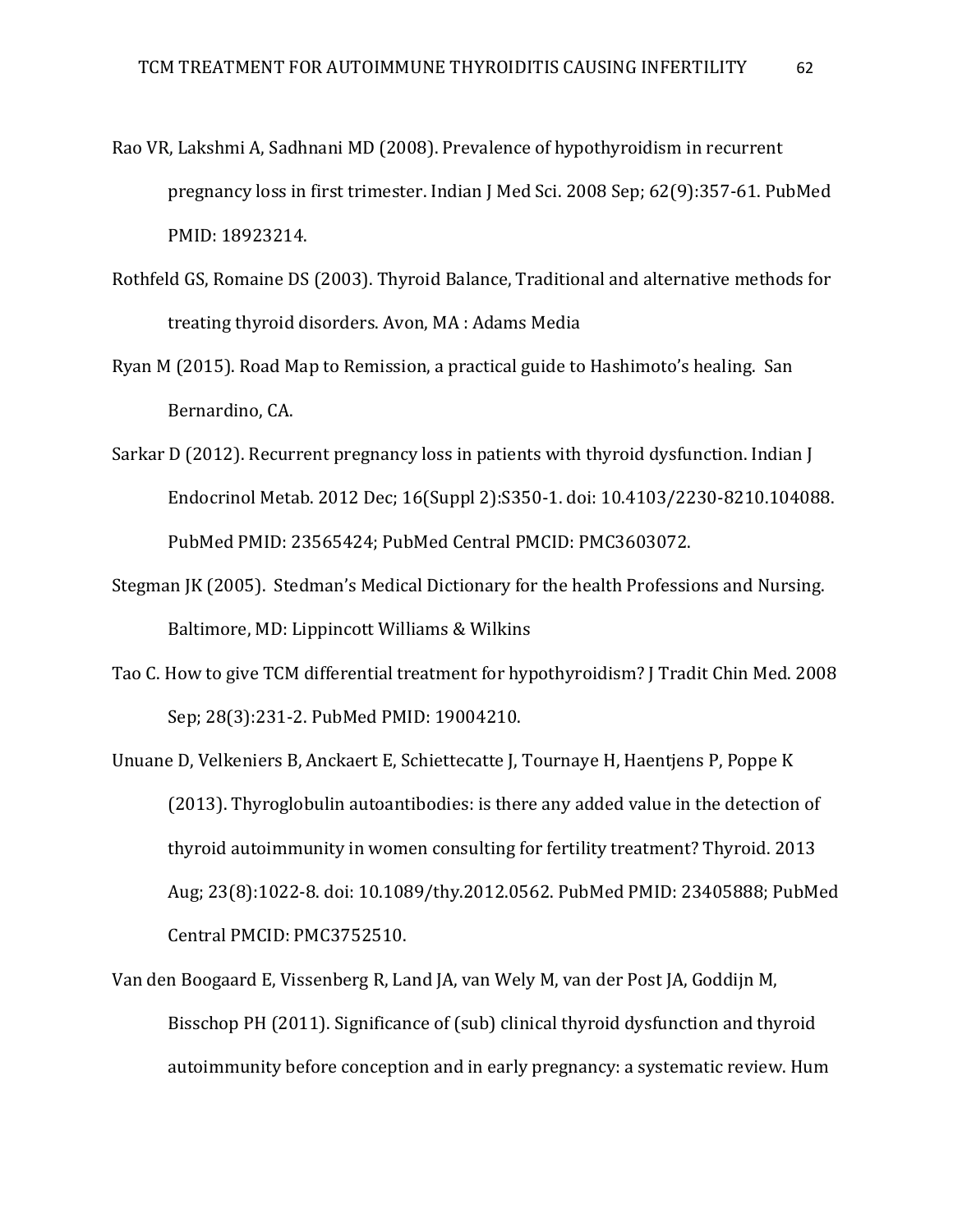Rao VR, Lakshmi A, Sadhnani MD (2008). Prevalence of hypothyroidism in recurrent pregnancy loss in first trimester. Indian J Med Sci. 2008 Sep; 62(9):357-61. PubMed PMID: 18923214.

Rothfeld GS, Romaine DS (2003). Thyroid Balance, Traditional and alternative methods for treating thyroid disorders. Avon, MA : Adams Media

Ryan M (2015). Road Map to Remission, a practical guide to Hashimoto's healing. San Bernardino, CA.

Sarkar D (2012). Recurrent pregnancy loss in patients with thyroid dysfunction. Indian J Endocrinol Metab. 2012 Dec; 16(Suppl 2):S350-1. doi: 10.4103/2230-8210.104088. PubMed PMID: 23565424; PubMed Central PMCID: PMC3603072.

Stegman JK (2005). Stedman's Medical Dictionary for the health Professions and Nursing. Baltimore, MD: Lippincott Williams & Wilkins

Tao C. How to give TCM differential treatment for hypothyroidism? J Tradit Chin Med. 2008 Sep; 28(3):231-2. PubMed PMID: 19004210.

Unuane D, Velkeniers B, Anckaert E, Schiettecatte J, Tournaye H, Haentjens P, Poppe K (2013). Thyroglobulin autoantibodies: is there any added value in the detection of thyroid autoimmunity in women consulting for fertility treatment? Thyroid. 2013 Aug; 23(8):1022-8. doi: 10.1089/thy.2012.0562. PubMed PMID: 23405888; PubMed Central PMCID: PMC3752510.

Van den Boogaard E, Vissenberg R, Land JA, van Wely M, van der Post JA, Goddijn M, Bisschop PH (2011). Significance of (sub) clinical thyroid dysfunction and thyroid autoimmunity before conception and in early pregnancy: a systematic review. Hum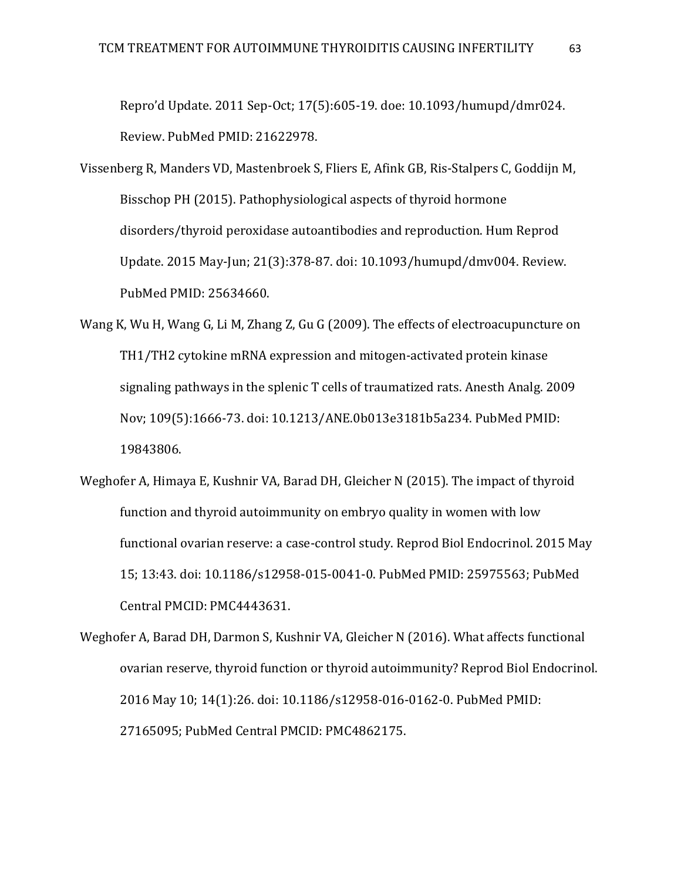Repro'd Update. 2011 Sep-Oct; 17(5):605-19. doe: 10.1093/humupd/dmr024. Review. PubMed PMID: 21622978.

Vissenberg R, Manders VD, Mastenbroek S, Fliers E, Afink GB, Ris-Stalpers C, Goddijn M, Bisschop PH (2015). Pathophysiological aspects of thyroid hormone disorders/thyroid peroxidase autoantibodies and reproduction. Hum Reprod Update. 2015 May-Jun; 21(3):378-87. doi: 10.1093/humupd/dmv004. Review. PubMed PMID: 25634660.

Wang K, Wu H, Wang G, Li M, Zhang Z, Gu G (2009). The effects of electroacupuncture on TH1/TH2 cytokine mRNA expression and mitogen-activated protein kinase signaling pathways in the splenic T cells of traumatized rats. Anesth Analg. 2009 Nov; 109(5):1666-73. doi: 10.1213/ANE.0b013e3181b5a234. PubMed PMID: 19843806.

Weghofer A, Himaya E, Kushnir VA, Barad DH, Gleicher N (2015). The impact of thyroid function and thyroid autoimmunity on embryo quality in women with low functional ovarian reserve: a case-control study. Reprod Biol Endocrinol. 2015 May 15; 13:43. doi: 10.1186/s12958-015-0041-0. PubMed PMID: 25975563; PubMed Central PMCID: PMC4443631.

Weghofer A, Barad DH, Darmon S, Kushnir VA, Gleicher N (2016). What affects functional ovarian reserve, thyroid function or thyroid autoimmunity? Reprod Biol Endocrinol. 2016 May 10; 14(1):26. doi: 10.1186/s12958-016-0162-0. PubMed PMID: 27165095; PubMed Central PMCID: PMC4862175.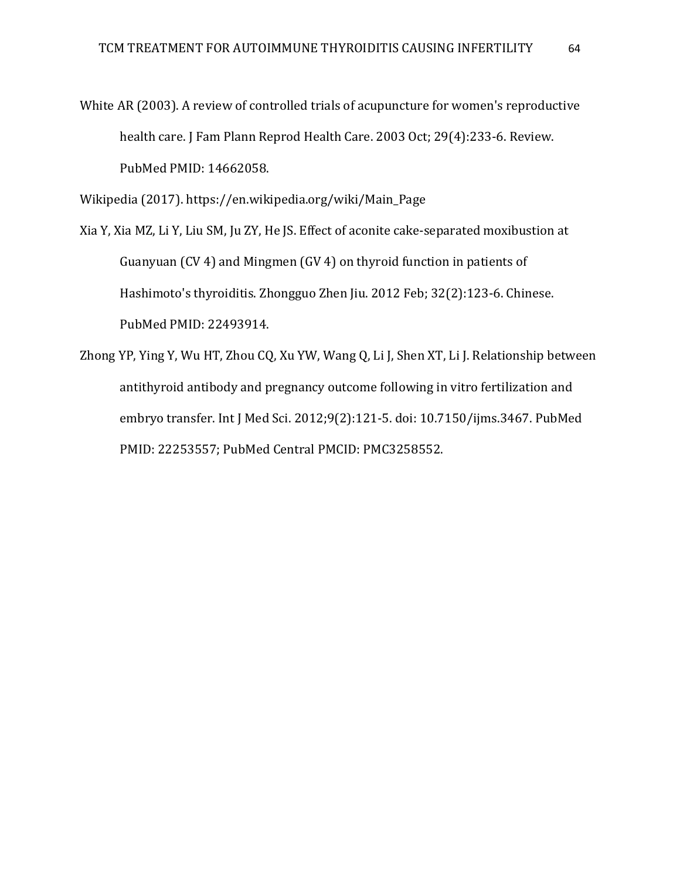White AR (2003). A review of controlled trials of acupuncture for women's reproductive health care. J Fam Plann Reprod Health Care. 2003 Oct; 29(4):233-6. Review. PubMed PMID: 14662058.

Wikipedia (2017). https://en.wikipedia.org/wiki/Main_Page

Xia Y, Xia MZ, Li Y, Liu SM, Ju ZY, He JS. Effect of aconite cake-separated moxibustion at Guanyuan (CV 4) and Mingmen (GV 4) on thyroid function in patients of Hashimoto's thyroiditis. Zhongguo Zhen Jiu. 2012 Feb; 32(2):123-6. Chinese. PubMed PMID: 22493914.

Zhong YP, Ying Y, Wu HT, Zhou CQ, Xu YW, Wang Q, Li J, Shen XT, Li J. Relationship between antithyroid antibody and pregnancy outcome following in vitro fertilization and embryo transfer. Int J Med Sci. 2012;9(2):121-5. doi: 10.7150/ijms.3467. PubMed PMID: 22253557; PubMed Central PMCID: PMC3258552.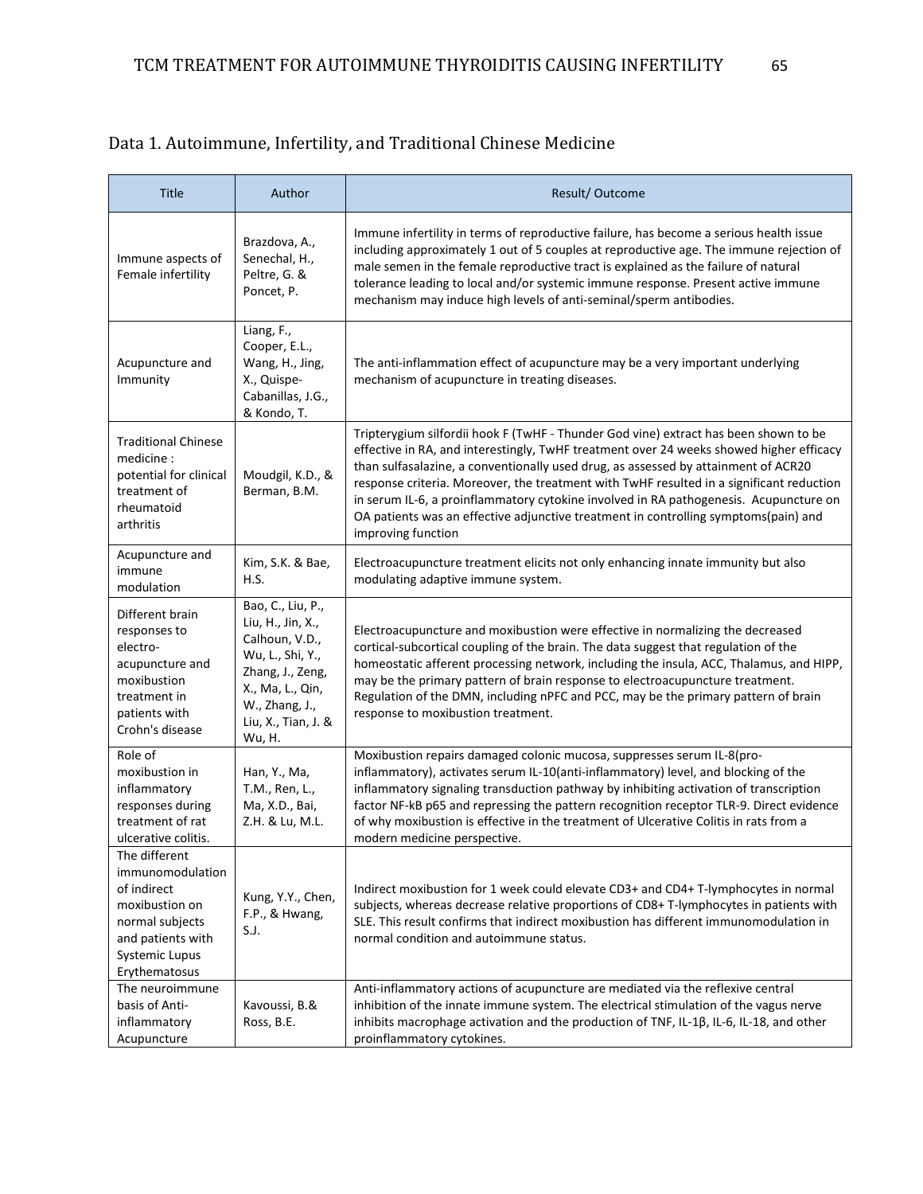## Data 1. Autoimmune, Infertility, and Traditional Chinese Medicine

| Title | Author | Result/ Outcome |
|---|---|---|
| Immune aspects of Female infertility | Brazdova, A., Senechal, H., Peltre, G. & Poncet, P. | Immune infertility in terms of reproductive failure, has become a serious health issue including approximately 1 out of 5 couples at reproductive age. The immune rejection of male semen in the female reproductive tract is explained as the failure of natural tolerance leading to local and/or systemic immune response. Present active immune mechanism may induce high levels of anti-seminal/sperm antibodies. |
| Acupuncture and Immunity | Liang, F., Cooper, E.L., Wang, H., Jing, X., Quispe-Cabanillas, J.G., & Kondo, T. | The anti-inflammation effect of acupuncture may be a very important underlying mechanism of acupuncture in treating diseases. |
| Traditional Chinese medicine : potential for clinical treatment of rheumatoid arthritis | Moudgil, K.D., & Berman, B.M. | Tripterygium silfordii hook F (TwHF - Thunder God vine) extract has been shown to be effective in RA, and interestingly, TwHF treatment over 24 weeks showed higher efficacy than sulfasalazine, a conventionally used drug, as assessed by attainment of ACR20 response criteria. Moreover, the treatment with TwHF resulted in a significant reduction in serum IL-6, a proinflammatory cytokine involved in RA pathogenesis. Acupuncture on OA patients was an effective adjunctive treatment in controlling symptoms(pain) and improving function |
| Acupuncture and immune modulation | Kim, S.K. & Bae, H.S. | Electroacupuncture treatment elicits not only enhancing innate immunity but also modulating adaptive immune system. |
| Different brain responses to electro-acupuncture and moxibustion treatment in patients with Crohn's disease | Bao, C., Liu, P., Liu, H., Jin, X., Calhoun, V.D., Wu, L., Shi, Y., Zhang, J., Zeng, X., Ma, L., Qin, W., Zhang, J., Liu, X., Tian, J. & Wu, H. | Electroacupuncture and moxibustion were effective in normalizing the decreased cortical-subcortical coupling of the brain. The data suggest that regulation of the homeostatic afferent processing network, including the insula, ACC, Thalamus, and HIPP, may be the primary pattern of brain response to electroacupuncture treatment. Regulation of the DMN, including nPFC and PCC, may be the primary pattern of brain response to moxibustion treatment. |
| Role of moxibustion in inflammatory responses during treatment of rat ulcerative colitis. | Han, Y., Ma, T.M., Ren, L., Ma, X.D., Bai, Z.H. & Lu, M.L. | Moxibustion repairs damaged colonic mucosa, suppresses serum IL-8(pro-inflammatory), activates serum IL-10(anti-inflammatory) level, and blocking of the inflammatory signaling transduction pathway by inhibiting activation of transcription factor NF-kB p65 and repressing the pattern recognition receptor TLR-9. Direct evidence of why moxibustion is effective in the treatment of Ulcerative Colitis in rats from a modern medicine perspective. |
| The different immunomodulation of indirect moxibustion on normal subjects and patients with Systemic Lupus Erythematosus | Kung, Y.Y., Chen, F.P., & Hwang, S.J. | Indirect moxibustion for 1 week could elevate CD3+ and CD4+ T-lymphocytes in normal subjects, whereas decrease relative proportions of CD8+ T-lymphocytes in patients with SLE. This result confirms that indirect moxibustion has different immunomodulation in normal condition and autoimmune status. |
| The neuroimmune basis of Anti-inflammatory Acupuncture | Kavoussi, B.& Ross, B.E. | Anti-inflammatory actions of acupuncture are mediated via the reflexive central inhibition of the innate immune system. The electrical stimulation of the vagus nerve inhibits macrophage activation and the production of TNF, IL-1β, IL-6, IL-18, and other proinflammatory cytokines. |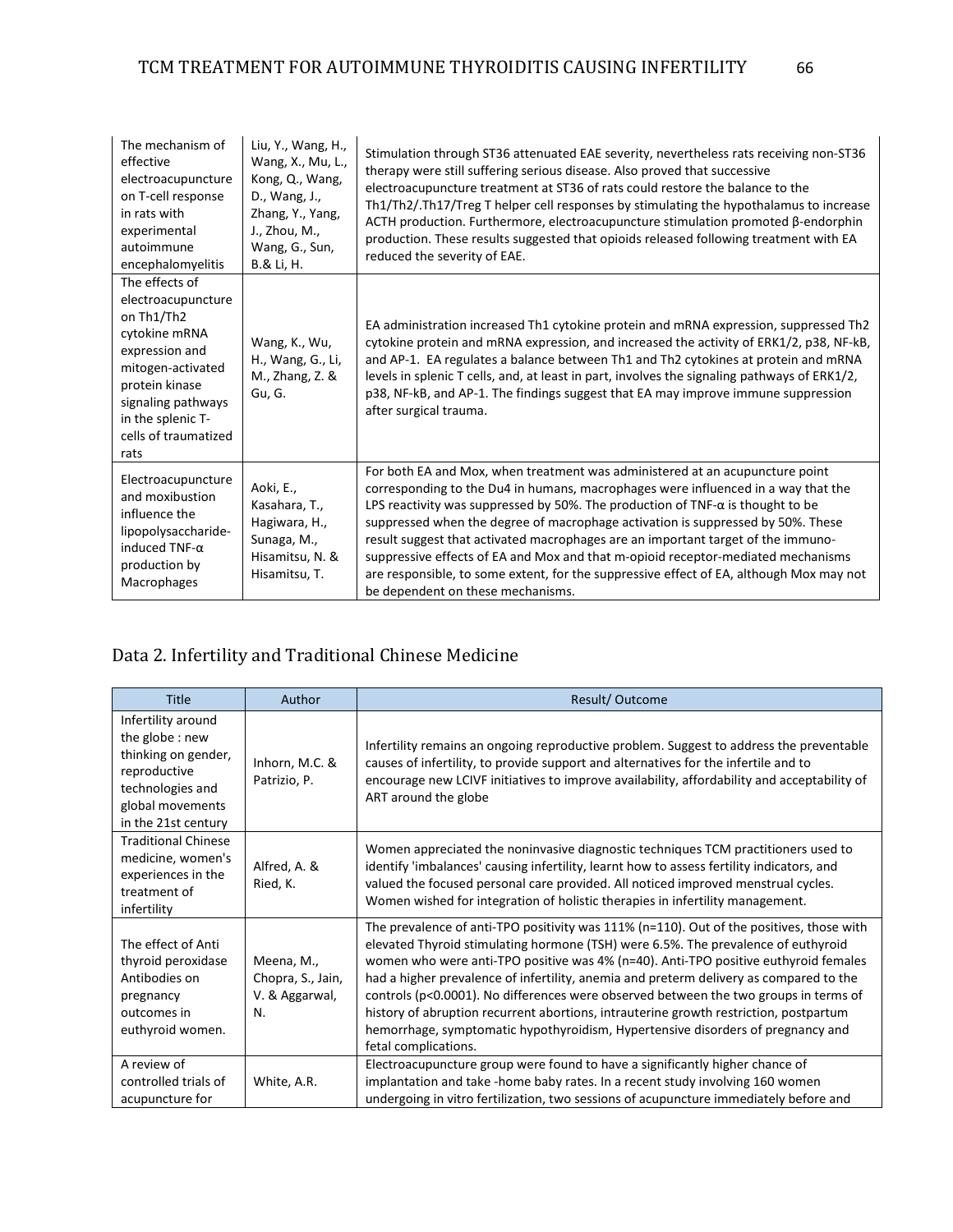| The mechanism of effective electroacupuncture on T-cell response in rats with experimental autoimmune encephalomyelitis | Liu, Y., Wang, H., Wang, X., Mu, L., Kong, Q., Wang, D., Wang, J., Zhang, Y., Yang, J., Zhou, M., Wang, G., Sun, B.& Li, H. | Stimulation through ST36 attenuated EAE severity, nevertheless rats receiving non-ST36 therapy were still suffering serious disease. Also proved that successive electroacupuncture treatment at ST36 of rats could restore the balance to the Th1/Th2/.Th17/Treg T helper cell responses by stimulating the hypothalamus to increase ACTH production. Furthermore, electroacupuncture stimulation promoted β-endorphin production. These results suggested that opioids released following treatment with EA reduced the severity of EAE. |
|---|---|---|
| The effects of electroacupuncture on Th1/Th2 cytokine mRNA expression and mitogen-activated protein kinase signaling pathways in the splenic T-cells of traumatized rats | Wang, K., Wu, H., Wang, G., Li, M., Zhang, Z. & Gu, G. | EA administration increased Th1 cytokine protein and mRNA expression, suppressed Th2 cytokine protein and mRNA expression, and increased the activity of ERK1/2, p38, NF-kB, and AP-1. EA regulates a balance between Th1 and Th2 cytokines at protein and mRNA levels in splenic T cells, and, at least in part, involves the signaling pathways of ERK1/2, p38, NF-kB, and AP-1. The findings suggest that EA may improve immune suppression after surgical trauma. |
| Electroacupuncture and moxibustion influence the lipopolysaccharide-induced TNF-α production by Macrophages | Aoki, E., Kasahara, T., Hagiwara, H., Sunaga, M., Hisamitsu, N. & Hisamitsu, T. | For both EA and Mox, when treatment was administered at an acupuncture point corresponding to the Du4 in humans, macrophages were influenced in a way that the LPS reactivity was suppressed by 50%. The production of TNF-α is thought to be suppressed when the degree of macrophage activation is suppressed by 50%. These result suggest that activated macrophages are an important target of the immuno-suppressive effects of EA and Mox and that m-opioid receptor-mediated mechanisms are responsible, to some extent, for the suppressive effect of EA, although Mox may not be dependent on these mechanisms. |

## Data 2. Infertility and Traditional Chinese Medicine

| Title | Author | Result/ Outcome |
|---|---|---|
| Infertility around the globe : new thinking on gender, reproductive technologies and global movements in the 21st century | Inhorn, M.C. & Patrizio, P. | Infertility remains an ongoing reproductive problem. Suggest to address the preventable causes of infertility, to provide support and alternatives for the infertile and to encourage new LCIVF initiatives to improve availability, affordability and acceptability of ART around the globe |
| Traditional Chinese medicine, women's experiences in the treatment of infertility | Alfred, A. & Ried, K. | Women appreciated the noninvasive diagnostic techniques TCM practitioners used to identify 'imbalances' causing infertility, learnt how to assess fertility indicators, and valued the focused personal care provided. All noticed improved menstrual cycles. Women wished for integration of holistic therapies in infertility management. |
| The effect of Anti thyroid peroxidase Antibodies on pregnancy outcomes in euthyroid women. | Meena, M., Chopra, S., Jain, V. & Aggarwal, N. | The prevalence of anti-TPO positivity was 111% (n=110). Out of the positives, those with elevated Thyroid stimulating hormone (TSH) were 6.5%. The prevalence of euthyroid women who were anti-TPO positive was 4% (n=40). Anti-TPO positive euthyroid females had a higher prevalence of infertility, anemia and preterm delivery as compared to the controls ($p<0.0001$). No differences were observed between the two groups in terms of history of abruption recurrent abortions, intrauterine growth restriction, postpartum hemorrhage, symptomatic hypothyroidism, Hypertensive disorders of pregnancy and fetal complications. |
| A review of controlled trials of acupuncture for | White, A.R. | Electroacupuncture group were found to have a significantly higher chance of implantation and take -home baby rates. In a recent study involving 160 women undergoing in vitro fertilization, two sessions of acupuncture immediately before and |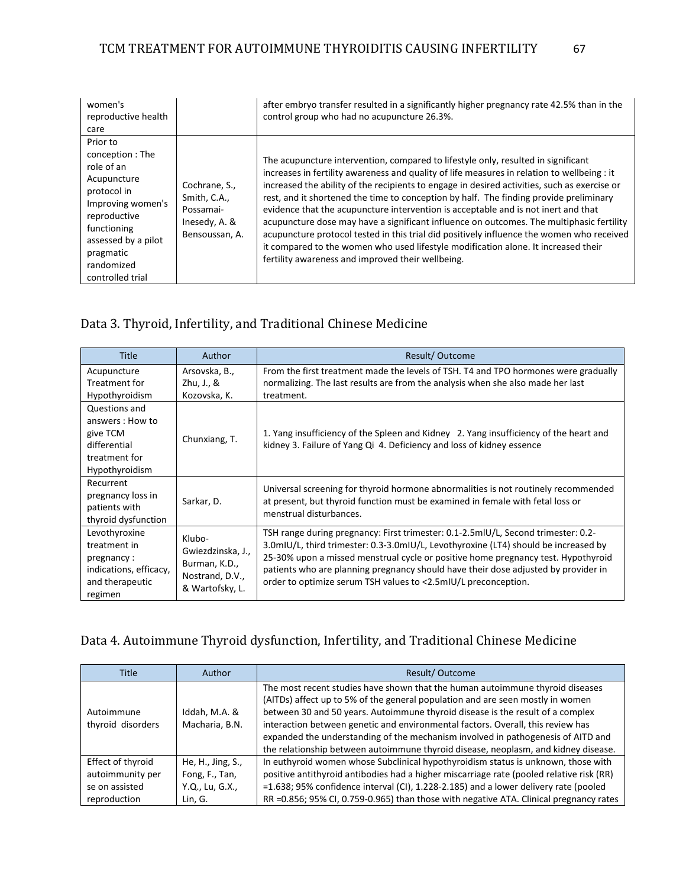| | | |
|---|---|---|
| women's reproductive health care | | after embryo transfer resulted in a significantly higher pregnancy rate 42.5% than in the control group who had no acupuncture 26.3%. |
| Prior to conception : The role of an Acupuncture protocol in Improving women's reproductive functioning assessed by a pilot pragmatic randomized controlled trial | Cochrane, S., Smith, C.A., Possamai-Inesedy, A. & Bensoussan, A. | The acupuncture intervention, compared to lifestyle only, resulted in significant increases in fertility awareness and quality of life measures in relation to wellbeing : it increased the ability of the recipients to engage in desired activities, such as exercise or rest, and it shortened the time to conception by half. The finding provide preliminary evidence that the acupuncture intervention is acceptable and is not inert and that acupuncture dose may have a significant influence on outcomes. The multiphasic fertility acupuncture protocol tested in this trial did positively influence the women who received it compared to the women who used lifestyle modification alone. It increased their fertility awareness and improved their wellbeing. |

## Data 3. Thyroid, Infertility, and Traditional Chinese Medicine

| Title | Author | Result/ Outcome |
|---|---|---|
| Acupuncture Treatment for Hypothyroidism | Arsovska, B., Zhu, J., & Kozovska, K. | From the first treatment made the levels of TSH. T4 and TPO hormones were gradually normalizing. The last results are from the analysis when she also made her last treatment. |
| Questions and answers : How to give TCM differential treatment for Hypothyroidism | Chunxiang, T. | 1. Yang insufficiency of the Spleen and Kidney 2. Yang insufficiency of the heart and kidney 3. Failure of Yang Qi 4. Deficiency and loss of kidney essence |
| Recurrent pregnancy loss in patients with thyroid dysfunction | Sarkar, D. | Universal screening for thyroid hormone abnormalities is not routinely recommended at present, but thyroid function must be examined in female with fetal loss or menstrual disturbances. |
| Levothyroxine treatment in pregnancy : indications, efficacy, and therapeutic regimen | Klubo-Gwiezdzinska, J., Burman, K.D., Nostrand, D.V., & Wartofsky, L. | TSH range during pregnancy: First trimester: 0.1-2.5mIU/L, Second trimester: 0.2-3.0mIU/L, third trimester: 0.3-3.0mIU/L, Levothyroxine (LT4) should be increased by 25-30% upon a missed menstrual cycle or positive home pregnancy test. Hypothyroid patients who are planning pregnancy should have their dose adjusted by provider in order to optimize serum TSH values to <2.5mIU/L preconception. |

## Data 4. Autoimmune Thyroid dysfunction, Infertility, and Traditional Chinese Medicine

| Title | Author | Result/ Outcome |
|---|---|---|
| Autoimmune thyroid disorders | Iddah, M.A. & Macharia, B.N. | The most recent studies have shown that the human autoimmune thyroid diseases (AITDs) affect up to 5% of the general population and are seen mostly in women between 30 and 50 years. Autoimmune thyroid disease is the result of a complex interaction between genetic and environmental factors. Overall, this review has expanded the understanding of the mechanism involved in pathogenesis of AITD and the relationship between autoimmune thyroid disease, neoplasm, and kidney disease. |
| Effect of thyroid autoimmunity per se on assisted reproduction | He, H., Jing, S., Fong, F., Tan, Y.Q., Lu, G.X., Lin, G. | In euthyroid women whose Subclinical hypothyroidism status is unknown, those with positive antithyroid antibodies had a higher miscarriage rate (pooled relative risk (RR) =1.638; 95% confidence interval (CI), 1.228-2.185) and a lower delivery rate (pooled RR =0.856; 95% CI, 0.759-0.965) than those with negative ATA. Clinical pregnancy rates |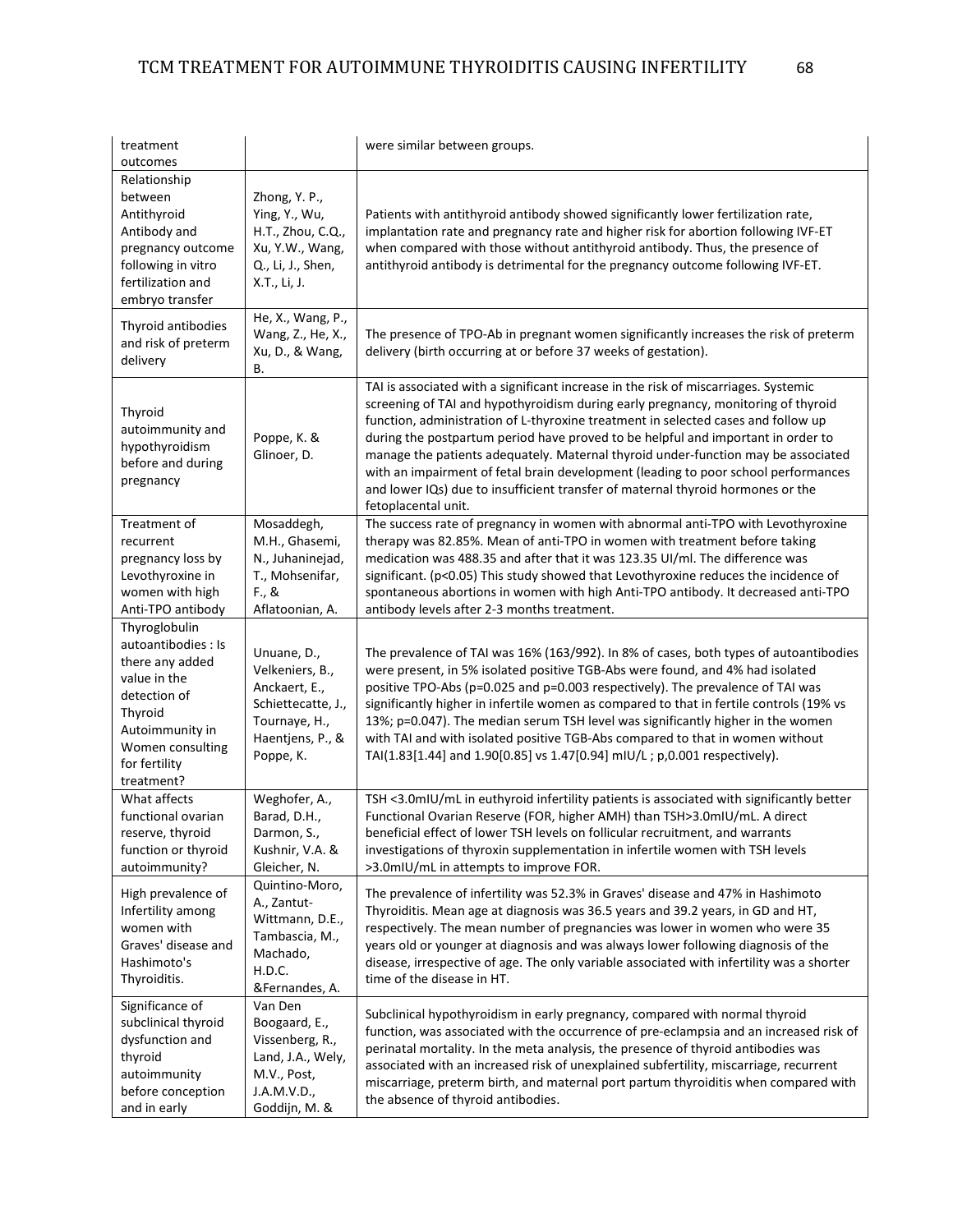| | | |
|---|---|---|
| treatment outcomes | | were similar between groups. |
| Relationship between Antithyroid Antibody and pregnancy outcome following in vitro fertilization and embryo transfer | Zhong, Y. P., Ying, Y., Wu, H.T., Zhou, C.Q., Xu, Y.W., Wang, Q., Li, J., Shen, X.T., Li, J. | Patients with antithyroid antibody showed significantly lower fertilization rate, implantation rate and pregnancy rate and higher risk for abortion following IVF-ET when compared with those without antithyroid antibody. Thus, the presence of antithyroid antibody is detrimental for the pregnancy outcome following IVF-ET. |
| Thyroid antibodies and risk of preterm delivery | He, X., Wang, P., Wang, Z., He, X., Xu, D., & Wang, B. | The presence of TPO-Ab in pregnant women significantly increases the risk of preterm delivery (birth occurring at or before 37 weeks of gestation). |
| Thyroid autoimmunity and hypothyroidism before and during pregnancy | Poppe, K. & Glinoer, D. | TAI is associated with a significant increase in the risk of miscarriages. Systemic screening of TAI and hypothyroidism during early pregnancy, monitoring of thyroid function, administration of L-thyroxine treatment in selected cases and follow up during the postpartum period have proved to be helpful and important in order to manage the patients adequately. Maternal thyroid under-function may be associated with an impairment of fetal brain development (leading to poor school performances and lower IQs) due to insufficient transfer of maternal thyroid hormones or the fetoplacental unit. |
| Treatment of recurrent pregnancy loss by Levothyroxine in women with high Anti-TPO antibody | Mosaddegh, M.H., Ghasemi, N., Juhaninejad, T., Mohsenifar, F., & Aflatoonian, A. | The success rate of pregnancy in women with abnormal anti-TPO with Levothyroxine therapy was 82.85%. Mean of anti-TPO in women with treatment before taking medication was 488.35 and after that it was 123.35 UI/ml. The difference was significant. ($p<0.05$) This study showed that Levothyroxine reduces the incidence of spontaneous abortions in women with high Anti-TPO antibody. It decreased anti-TPO antibody levels after 2-3 months treatment. |
| Thyroglobulin autoantibodies : Is there any added value in the detection of Thyroid Autoimmunity in Women consulting for fertility treatment? | Unuane, D., Velkeniers, B., Anckaert, E., Schiettecatte, J., Tournaye, H., Haentjens, P., & Poppe, K. | The prevalence of TAI was 16% (163/992). In 8% of cases, both types of autoantibodies were present, in 5% isolated positive TGB-Abs were found, and 4% had isolated positive TPO-Abs ($p=0.025$ and $p=0.003$ respectively). The prevalence of TAI was significantly higher in infertile women as compared to that in fertile controls (19% vs 13%; $p=0.047$). The median serum TSH level was significantly higher in the women with TAI and with isolated positive TGB-Abs compared to that in women without TAI(1.83[1.44] and 1.90[0.85] vs 1.47[0.94] mIU/L ; p,0.001 respectively). |
| What affects functional ovarian reserve, thyroid function or thyroid autoimmunity? | Weghofer, A., Barad, D.H., Darmon, S., Kushnir, V.A. & Gleicher, N. | TSH <3.0mIU/mL in euthyroid infertility patients is associated with significantly better Functional Ovarian Reserve (FOR, higher AMH) than TSH>3.0mIU/mL. A direct beneficial effect of lower TSH levels on follicular recruitment, and warrants investigations of thyroxin supplementation in infertile women with TSH levels >3.0mIU/mL in attempts to improve FOR. |
| High prevalence of Infertility among women with Graves' disease and Hashimoto's Thyroiditis. | Quintino-Moro, A., Zantut-Wittmann, D.E., Tambascia, M., Machado, H.D.C. &Fernandes, A. | The prevalence of infertility was 52.3% in Graves' disease and 47% in Hashimoto Thyroiditis. Mean age at diagnosis was 36.5 years and 39.2 years, in GD and HT, respectively. The mean number of pregnancies was lower in women who were 35 years old or younger at diagnosis and was always lower following diagnosis of the disease, irrespective of age. The only variable associated with infertility was a shorter time of the disease in HT. |
| Significance of subclinical thyroid dysfunction and thyroid autoimmunity before conception and in early | Van Den Boogaard, E., Vissenberg, R., Land, J.A., Wely, M.V., Post, J.A.M.V.D., Goddijn, M. & | Subclinical hypothyroidism in early pregnancy, compared with normal thyroid function, was associated with the occurrence of pre-eclampsia and an increased risk of perinatal mortality. In the meta analysis, the presence of thyroid antibodies was associated with an increased risk of unexplained subfertility, miscarriage, recurrent miscarriage, preterm birth, and maternal port partum thyroiditis when compared with the absence of thyroid antibodies. |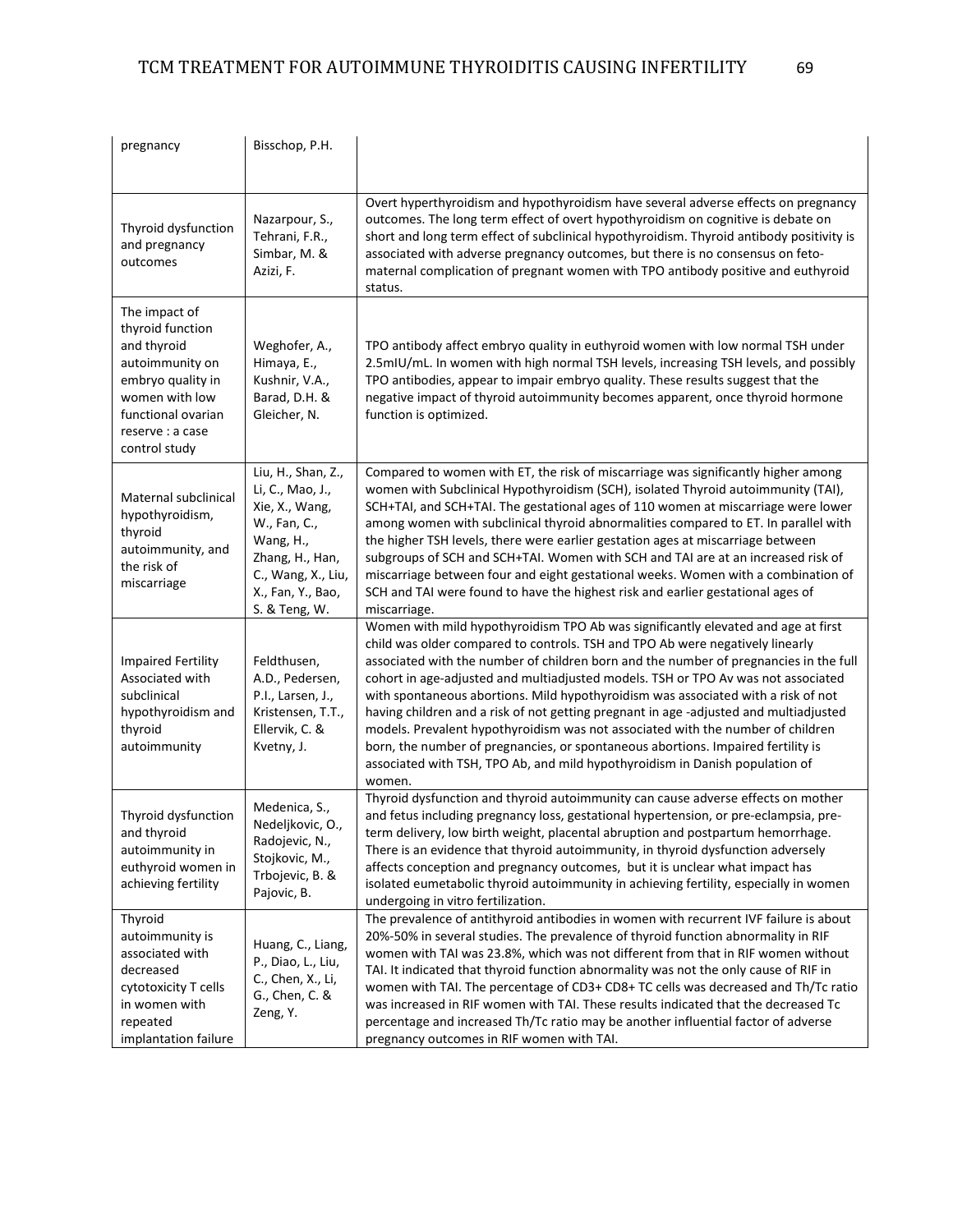| | | |
|---|---|---|
| pregnancy | Bisschop, P.H. | |
| Thyroid dysfunction and pregnancy outcomes | Nazarpour, S., Tehrani, F.R., Simbar, M. & Azizi, F. | Overt hyperthyroidism and hypothyroidism have several adverse effects on pregnancy outcomes. The long term effect of overt hypothyroidism on cognitive is debate on short and long term effect of subclinical hypothyroidism. Thyroid antibody positivity is associated with adverse pregnancy outcomes, but there is no consensus on feto-maternal complication of pregnant women with TPO antibody positive and euthyroid status. |
| The impact of thyroid function and thyroid autoimmunity on embryo quality in women with low functional ovarian reserve : a case control study | Weghofer, A., Himaya, E., Kushnir, V.A., Barad, D.H. & Gleicher, N. | TPO antibody affect embryo quality in euthyroid women with low normal TSH under 2.5mIU/mL. In women with high normal TSH levels, increasing TSH levels, and possibly TPO antibodies, appear to impair embryo quality. These results suggest that the negative impact of thyroid autoimmunity becomes apparent, once thyroid hormone function is optimized. |
| Maternal subclinical hypothyroidism, thyroid autoimmunity, and the risk of miscarriage | Liu, H., Shan, Z., Li, C., Mao, J., Xie, X., Wang, W., Fan, C., Wang, H., Zhang, H., Han, C., Wang, X., Liu, X., Fan, Y., Bao, S. & Teng, W. | Compared to women with ET, the risk of miscarriage was significantly higher among women with Subclinical Hypothyroidism (SCH), isolated Thyroid autoimmunity (TAI), SCH+TAI, and SCH+TAI. The gestational ages of 110 women at miscarriage were lower among women with subclinical thyroid abnormalities compared to ET. In parallel with the higher TSH levels, there were earlier gestation ages at miscarriage between subgroups of SCH and SCH+TAI. Women with SCH and TAI are at an increased risk of miscarriage between four and eight gestational weeks. Women with a combination of SCH and TAI were found to have the highest risk and earlier gestational ages of miscarriage. |
| Impaired Fertility Associated with subclinical hypothyroidism and thyroid autoimmunity | Feldthusen, A.D., Pedersen, P.I., Larsen, J., Kristensen, T.T., Ellervik, C. & Kvetny, J. | Women with mild hypothyroidism TPO Ab was significantly elevated and age at first child was older compared to controls. TSH and TPO Ab were negatively linearly associated with the number of children born and the number of pregnancies in the full cohort in age-adjusted and multiadjusted models. TSH or TPO Av was not associated with spontaneous abortions. Mild hypothyroidism was associated with a risk of not having children and a risk of not getting pregnant in age -adjusted and multiadjusted models. Prevalent hypothyroidism was not associated with the number of children born, the number of pregnancies, or spontaneous abortions. Impaired fertility is associated with TSH, TPO Ab, and mild hypothyroidism in Danish population of women. |
| Thyroid dysfunction and thyroid autoimmunity in euthyroid women in achieving fertility | Medenica, S., Nedeljkovic, O., Radojevic, N., Stojkovic, M., Trbojevic, B. & Pajovic, B. | Thyroid dysfunction and thyroid autoimmunity can cause adverse effects on mother and fetus including pregnancy loss, gestational hypertension, or pre-eclampsia, pre-term delivery, low birth weight, placental abruption and postpartum hemorrhage. There is an evidence that thyroid autoimmunity, in thyroid dysfunction adversely affects conception and pregnancy outcomes, but it is unclear what impact has isolated eumetabolic thyroid autoimmunity in achieving fertility, especially in women undergoing in vitro fertilization. |
| Thyroid autoimmunity is associated with decreased cytotoxicity T cells in women with repeated implantation failure | Huang, C., Liang, P., Diao, L., Liu, C., Chen, X., Li, G., Chen, C. & Zeng, Y. | The prevalence of antithyroid antibodies in women with recurrent IVF failure is about 20%-50% in several studies. The prevalence of thyroid function abnormality in RIF women with TAI was 23.8%, which was not different from that in RIF women without TAI. It indicated that thyroid function abnormality was not the only cause of RIF in women with TAI. The percentage of CD3+ CD8+ TC cells was decreased and Th/Tc ratio was increased in RIF women with TAI. These results indicated that the decreased Tc percentage and increased Th/Tc ratio may be another influential factor of adverse pregnancy outcomes in RIF women with TAI. |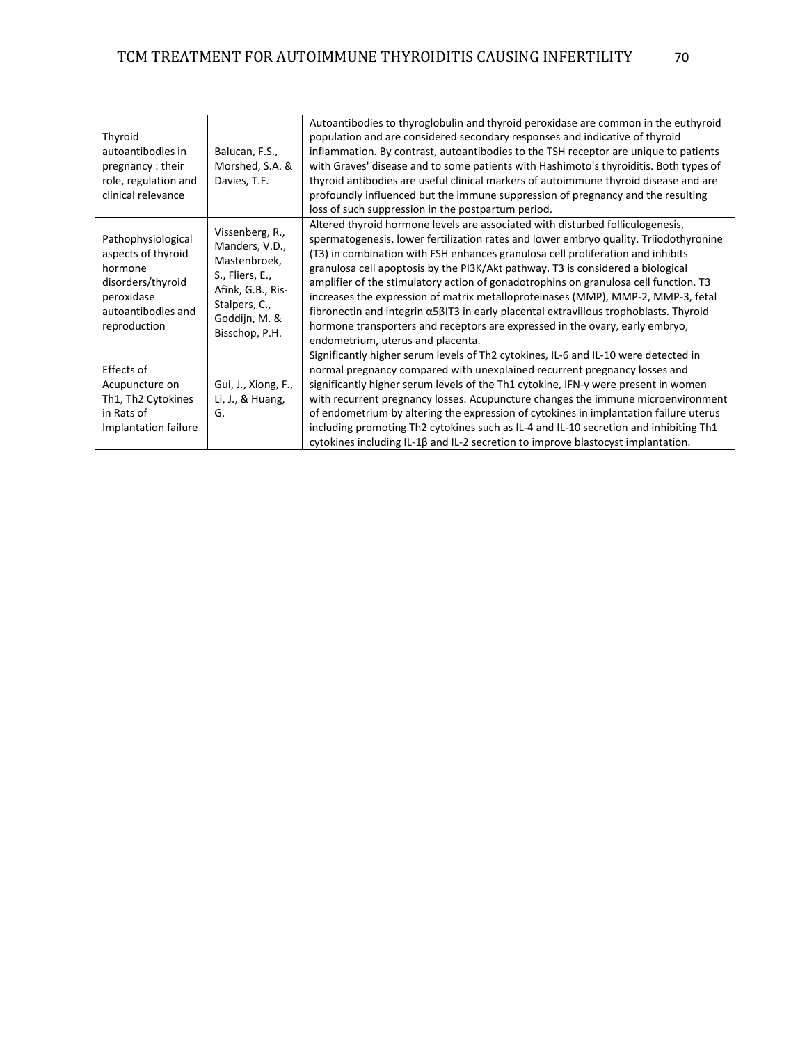| | | |
|---|---|---|
| Thyroid autoantibodies in pregnancy : their role, regulation and clinical relevance | Balucan, F.S., Morshed, S.A. & Davies, T.F. | Autoantibodies to thyroglobulin and thyroid peroxidase are common in the euthyroid population and are considered secondary responses and indicative of thyroid inflammation. By contrast, autoantibodies to the TSH receptor are unique to patients with Graves' disease and to some patients with Hashimoto's thyroiditis. Both types of thyroid antibodies are useful clinical markers of autoimmune thyroid disease and are profoundly influenced but the immune suppression of pregnancy and the resulting loss of such suppression in the postpartum period. |
| Pathophysiological aspects of thyroid hormone disorders/thyroid peroxidase autoantibodies and reproduction | Vissenberg, R., Manders, V.D., Mastenbroek, S., Fliers, E., Afink, G.B., Ris-Stalpers, C., Goddijn, M. & Bisschop, P.H. | Altered thyroid hormone levels are associated with disturbed folliculogenesis, spermatogenesis, lower fertilization rates and lower embryo quality. Triiodothyronine (T3) in combination with FSH enhances granulosa cell proliferation and inhibits granulosa cell apoptosis by the PI3K/Akt pathway. T3 is considered a biological amplifier of the stimulatory action of gonadotrophins on granulosa cell function. T3 increases the expression of matrix metalloproteinases (MMP), MMP-2, MMP-3, fetal fibronectin and integrin α5βIT3 in early placental extravillous trophoblasts. Thyroid hormone transporters and receptors are expressed in the ovary, early embryo, endometrium, uterus and placenta. |
| Effects of Acupuncture on Th1, Th2 Cytokines in Rats of Implantation failure | Gui, J., Xiong, F., Li, J., & Huang, G. | Significantly higher serum levels of Th2 cytokines, IL-6 and IL-10 were detected in normal pregnancy compared with unexplained recurrent pregnancy losses and significantly higher serum levels of the Th1 cytokine, IFN-γ were present in women with recurrent pregnancy losses. Acupuncture changes the immune microenvironment of endometrium by altering the expression of cytokines in implantation failure uterus including promoting Th2 cytokines such as IL-4 and IL-10 secretion and inhibiting Th1 cytokines including IL-1β and IL-2 secretion to improve blastocyst implantation. |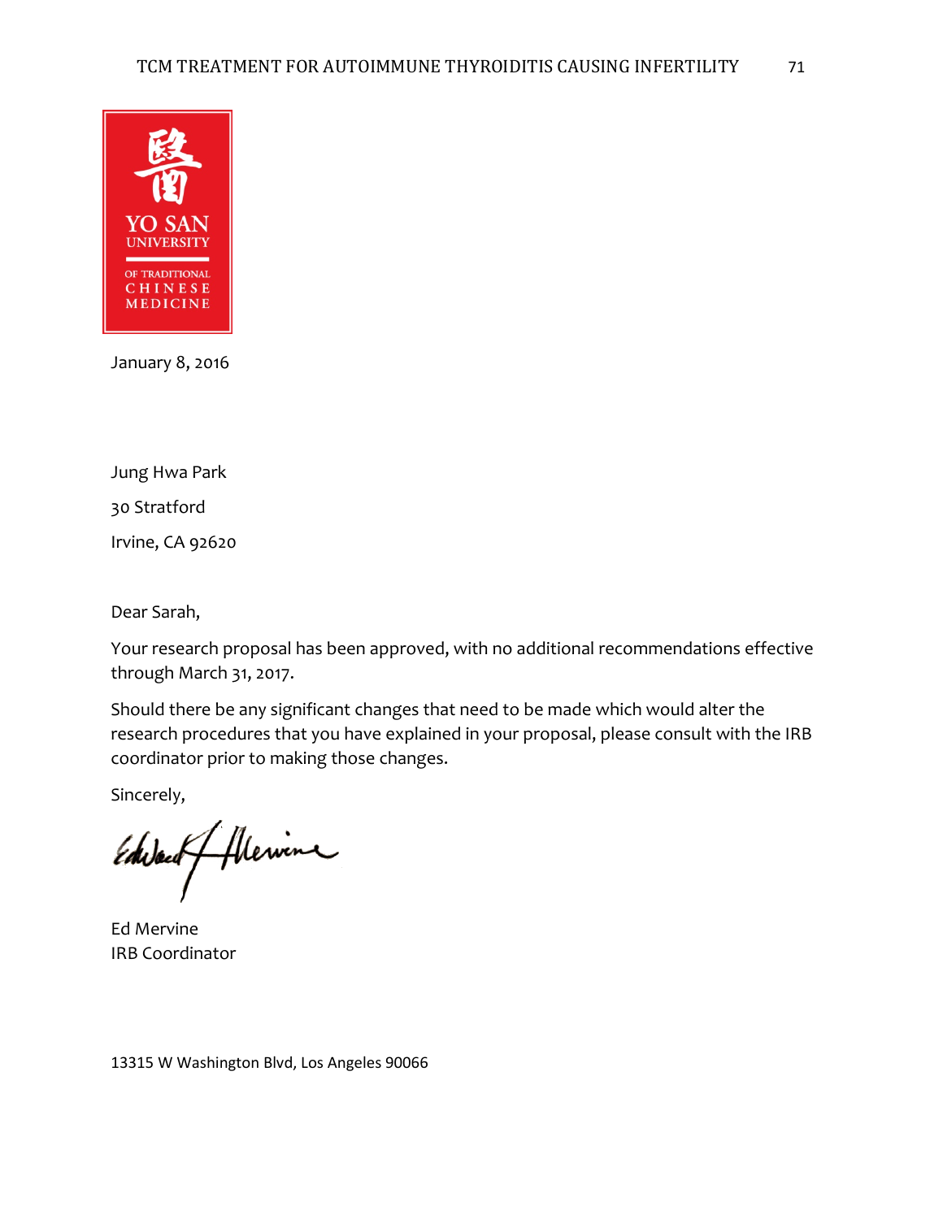YO SAN UNIVERSITY OF TRADITIONAL CHINESE MEDICINE

January 8, 2016

Jung Hwa Park

30 Stratford

Irvine, CA 92620

Dear Sarah,

Your research proposal has been approved, with no additional recommendations effective through March 31, 2017.

Should there be any significant changes that need to be made which would alter the research procedures that you have explained in your proposal, please consult with the IRB coordinator prior to making those changes.

Sincerely,

Ed Mervine
IRB Coordinator

13315 W Washington Blvd, Los Angeles 90066